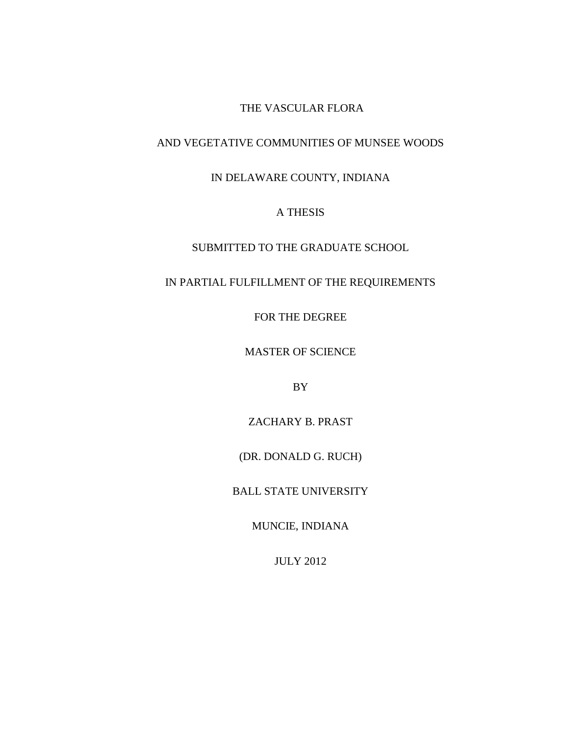# THE VASCULAR FLORA

# AND VEGETATIVE COMMUNITIES OF MUNSEE WOODS

# IN DELAWARE COUNTY, INDIANA

A THESIS

SUBMITTED TO THE GRADUATE SCHOOL

IN PARTIAL FULFILLMENT OF THE REQUIREMENTS

FOR THE DEGREE

MASTER OF SCIENCE

BY

ZACHARY B. PRAST

(DR. DONALD G. RUCH)

BALL STATE UNIVERSITY

MUNCIE, INDIANA

JULY 2012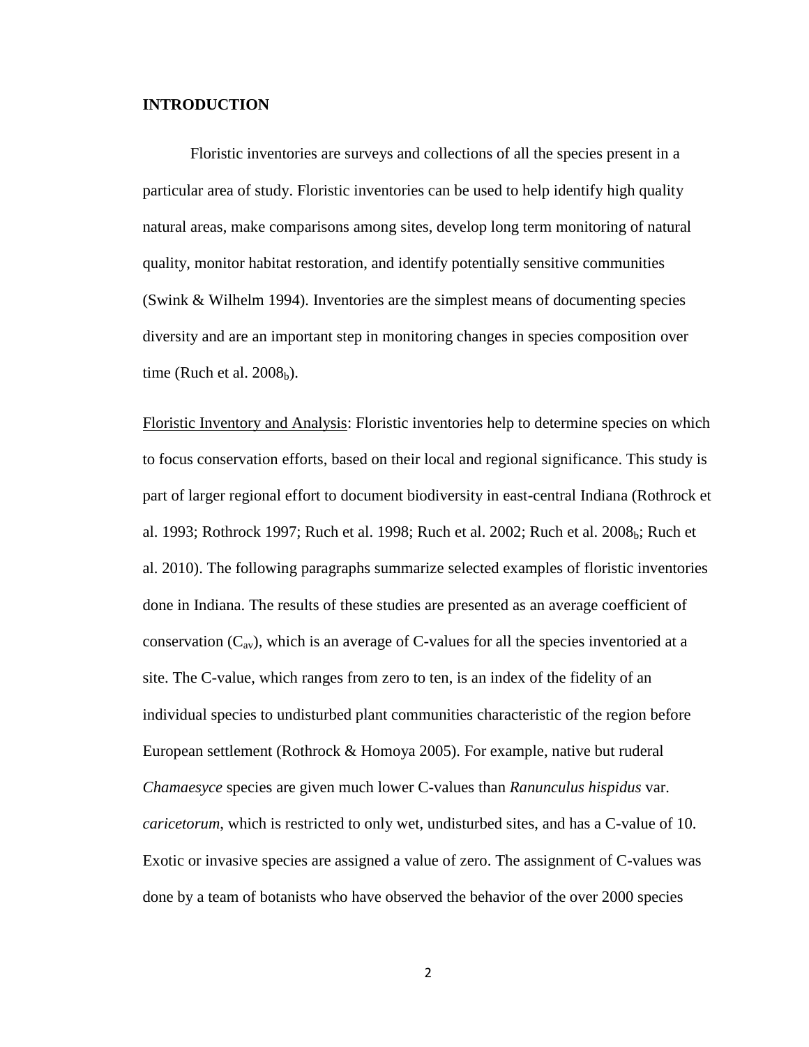## INTRODUCTION

Floristic inventories are surveys and collections of all the species present in a particular area of study. Floristic inventories can be used to help identify high quality natural areas, make comparisons among sites, develop long term monitoring of natural quality, monitor habitat restoration, and identify potentially sensitive communities (Swink & Wilhelm 1994). Inventories are the simplest means of documenting species diversity and are an important step in monitoring changes in species composition over time (Ruch et al. $2008_b$).

Floristic Inventory and Analysis: Floristic inventories help to determine species on which to focus conservation efforts, based on their local and regional significance. This study is part of larger regional effort to document biodiversity in east-central Indiana (Rothrock et al. 1993; Rothrock 1997; Ruch et al. 1998; Ruch et al. 2002; Ruch et al. $2008_b$; Ruch et al. 2010). The following paragraphs summarize selected examples of floristic inventories done in Indiana. The results of these studies are presented as an average coefficient of conservation ($C_{av}$), which is an average of C-values for all the species inventoried at a site. The C-value, which ranges from zero to ten, is an index of the fidelity of an individual species to undisturbed plant communities characteristic of the region before European settlement (Rothrock & Homoya 2005). For example, native but ruderal *Chamaesyce* species are given much lower C-values than *Ranunculus hispidus* var. *caricetorum*, which is restricted to only wet, undisturbed sites, and has a C-value of 10. Exotic or invasive species are assigned a value of zero. The assignment of C-values was done by a team of botanists who have observed the behavior of the over 2000 species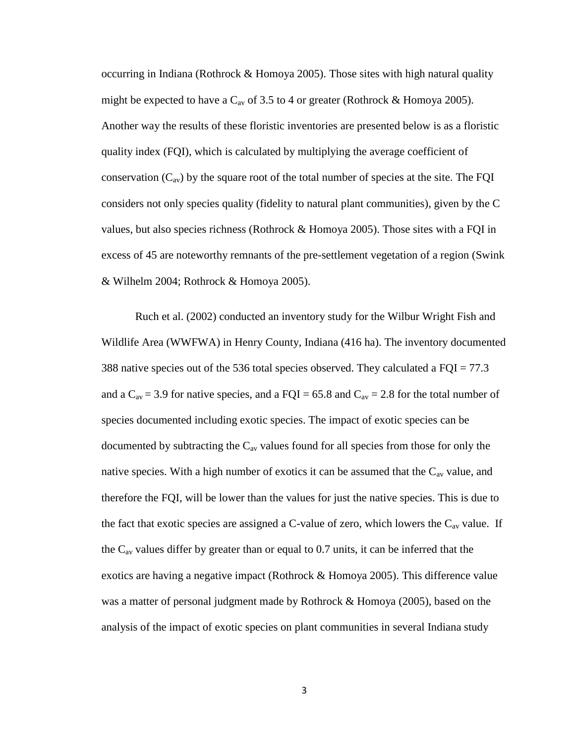occurring in Indiana (Rothrock & Homoya 2005). Those sites with high natural quality might be expected to have a $C_{av}$ of 3.5 to 4 or greater (Rothrock & Homoya 2005). Another way the results of these floristic inventories are presented below is as a floristic quality index (FQI), which is calculated by multiplying the average coefficient of conservation ($C_{av}$) by the square root of the total number of species at the site. The FQI considers not only species quality (fidelity to natural plant communities), given by the C values, but also species richness (Rothrock & Homoya 2005). Those sites with a FQI in excess of 45 are noteworthy remnants of the pre-settlement vegetation of a region (Swink & Wilhelm 2004; Rothrock & Homoya 2005).

Ruch et al. (2002) conducted an inventory study for the Wilbur Wright Fish and Wildlife Area (WWFWA) in Henry County, Indiana (416 ha). The inventory documented 388 native species out of the 536 total species observed. They calculated a FQI = 77.3 and a $C_{av}$ = 3.9 for native species, and a FQI = 65.8 and $C_{av}$ = 2.8 for the total number of species documented including exotic species. The impact of exotic species can be documented by subtracting the $C_{av}$ values found for all species from those for only the native species. With a high number of exotics it can be assumed that the $C_{av}$ value, and therefore the FQI, will be lower than the values for just the native species. This is due to the fact that exotic species are assigned a C-value of zero, which lowers the $C_{av}$ value. If the $C_{av}$ values differ by greater than or equal to 0.7 units, it can be inferred that the exotics are having a negative impact (Rothrock & Homoya 2005). This difference value was a matter of personal judgment made by Rothrock & Homoya (2005), based on the analysis of the impact of exotic species on plant communities in several Indiana study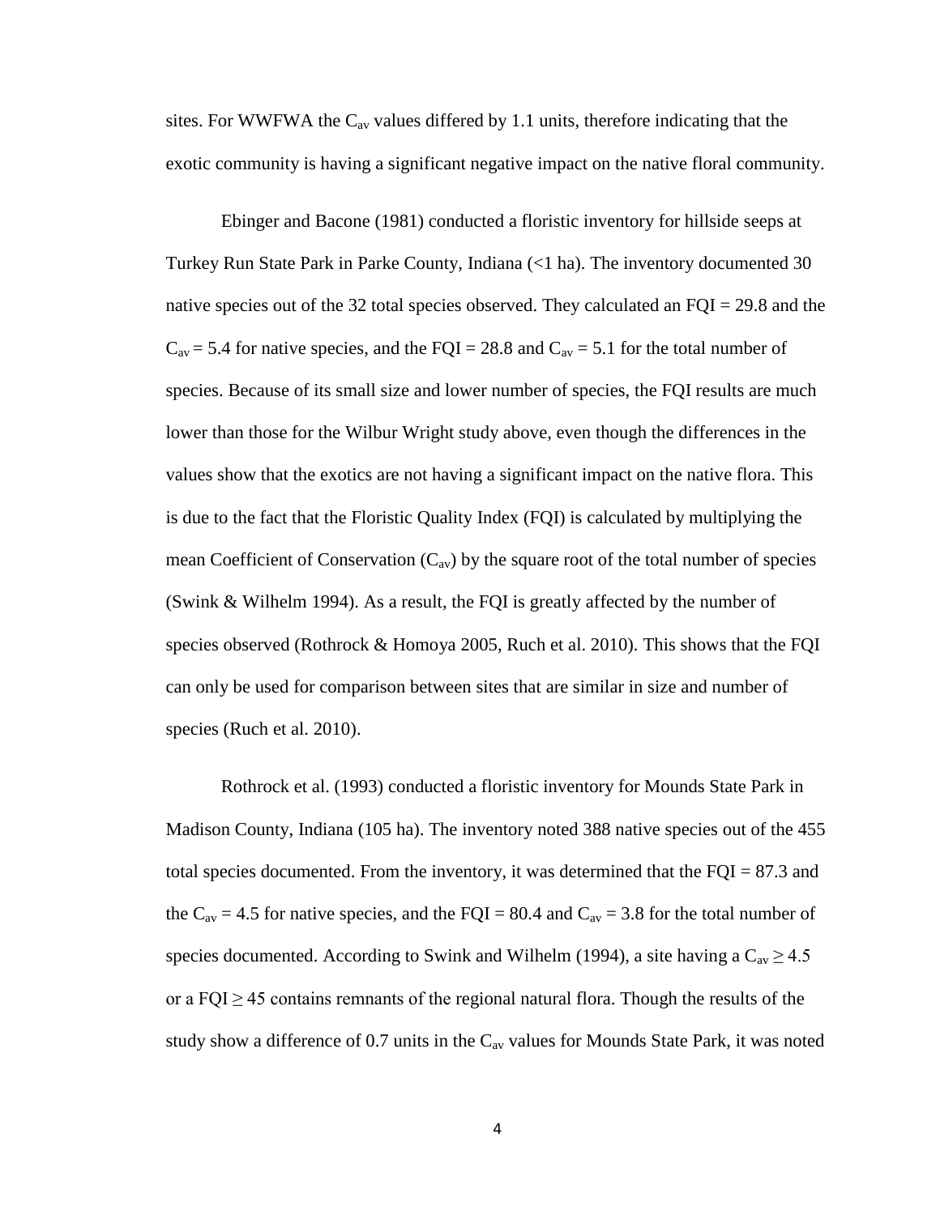sites. For WWFWA the $C_{av}$ values differed by 1.1 units, therefore indicating that the exotic community is having a significant negative impact on the native floral community.

Ebinger and Bacone (1981) conducted a floristic inventory for hillside seeps at Turkey Run State Park in Parke County, Indiana (<1 ha). The inventory documented 30 native species out of the 32 total species observed. They calculated an FQI = 29.8 and the $C_{av}$ = 5.4 for native species, and the FQI = 28.8 and $C_{av}$ = 5.1 for the total number of species. Because of its small size and lower number of species, the FQI results are much lower than those for the Wilbur Wright study above, even though the differences in the values show that the exotics are not having a significant impact on the native flora. This is due to the fact that the Floristic Quality Index (FQI) is calculated by multiplying the mean Coefficient of Conservation ($C_{av}$) by the square root of the total number of species (Swink & Wilhelm 1994). As a result, the FQI is greatly affected by the number of species observed (Rothrock & Homoya 2005, Ruch et al. 2010). This shows that the FQI can only be used for comparison between sites that are similar in size and number of species (Ruch et al. 2010).

Rothrock et al. (1993) conducted a floristic inventory for Mounds State Park in Madison County, Indiana (105 ha). The inventory noted 388 native species out of the 455 total species documented. From the inventory, it was determined that the FQI = 87.3 and the $C_{av}$ = 4.5 for native species, and the FQI = 80.4 and $C_{av}$ = 3.8 for the total number of species documented. According to Swink and Wilhelm (1994), a site having a $C_{av} \geq 4.5$ or a FQI $\geq 45$ contains remnants of the regional natural flora. Though the results of the study show a difference of 0.7 units in the $C_{av}$ values for Mounds State Park, it was noted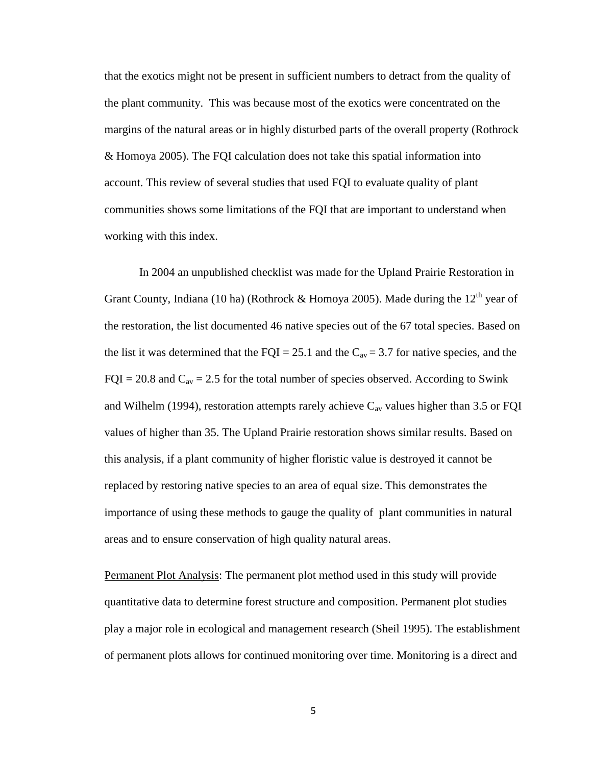that the exotics might not be present in sufficient numbers to detract from the quality of the plant community. This was because most of the exotics were concentrated on the margins of the natural areas or in highly disturbed parts of the overall property (Rothrock & Homoya 2005). The FQI calculation does not take this spatial information into account. This review of several studies that used FQI to evaluate quality of plant communities shows some limitations of the FQI that are important to understand when working with this index.

In 2004 an unpublished checklist was made for the Upland Prairie Restoration in Grant County, Indiana (10 ha) (Rothrock & Homoya 2005). Made during the 12th year of the restoration, the list documented 46 native species out of the 67 total species. Based on the list it was determined that the FQI = 25.1 and the $C_{av} = 3.7$ for native species, and the FQI = 20.8 and $C_{av} = 2.5$ for the total number of species observed. According to Swink and Wilhelm (1994), restoration attempts rarely achieve $C_{av}$ values higher than 3.5 or FQI values of higher than 35. The Upland Prairie restoration shows similar results. Based on this analysis, if a plant community of higher floristic value is destroyed it cannot be replaced by restoring native species to an area of equal size. This demonstrates the importance of using these methods to gauge the quality of plant communities in natural areas and to ensure conservation of high quality natural areas.

<u>Permanent Plot Analysis</u>: The permanent plot method used in this study will provide quantitative data to determine forest structure and composition. Permanent plot studies play a major role in ecological and management research (Sheil 1995). The establishment of permanent plots allows for continued monitoring over time. Monitoring is a direct and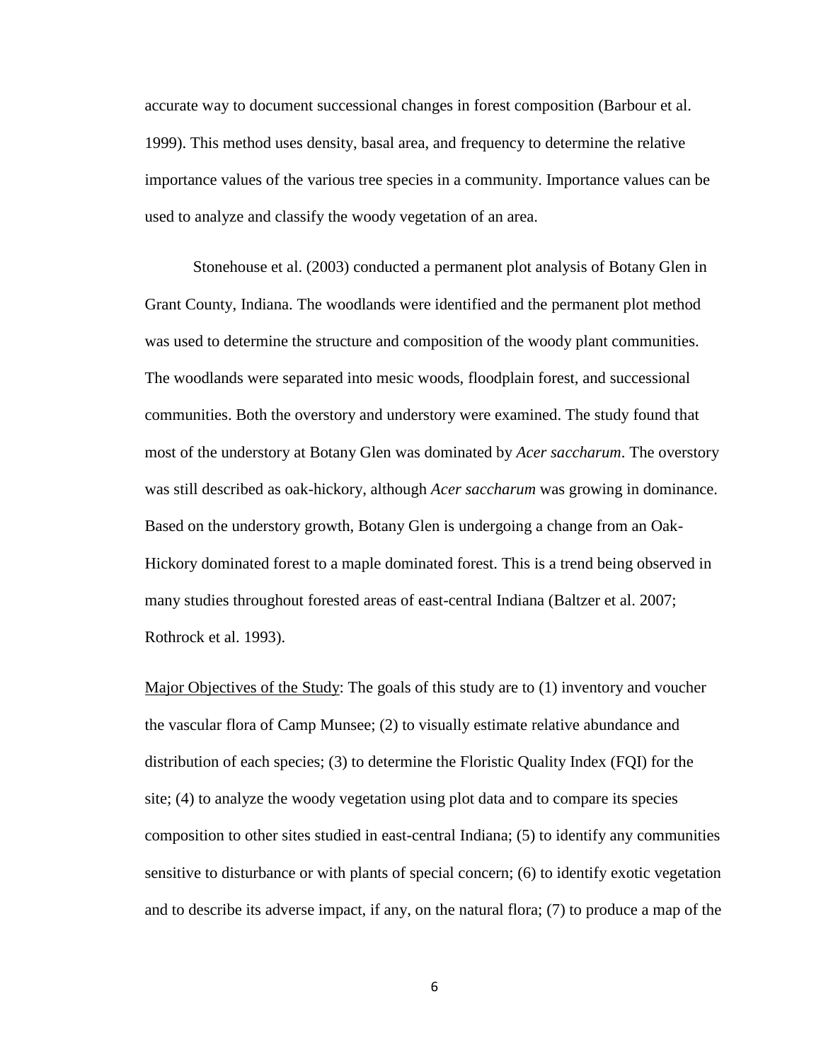accurate way to document successional changes in forest composition (Barbour et al. 1999). This method uses density, basal area, and frequency to determine the relative importance values of the various tree species in a community. Importance values can be used to analyze and classify the woody vegetation of an area.

Stonehouse et al. (2003) conducted a permanent plot analysis of Botany Glen in Grant County, Indiana. The woodlands were identified and the permanent plot method was used to determine the structure and composition of the woody plant communities. The woodlands were separated into mesic woods, floodplain forest, and successional communities. Both the overstory and understory were examined. The study found that most of the understory at Botany Glen was dominated by *Acer saccharum*. The overstory was still described as oak-hickory, although *Acer saccharum* was growing in dominance. Based on the understory growth, Botany Glen is undergoing a change from an Oak-Hickory dominated forest to a maple dominated forest. This is a trend being observed in many studies throughout forested areas of east-central Indiana (Baltzer et al. 2007; Rothrock et al. 1993).

<u>Major Objectives of the Study</u>: The goals of this study are to (1) inventory and voucher the vascular flora of Camp Munsee; (2) to visually estimate relative abundance and distribution of each species; (3) to determine the Floristic Quality Index (FQI) for the site; (4) to analyze the woody vegetation using plot data and to compare its species composition to other sites studied in east-central Indiana; (5) to identify any communities sensitive to disturbance or with plants of special concern; (6) to identify exotic vegetation and to describe its adverse impact, if any, on the natural flora; (7) to produce a map of the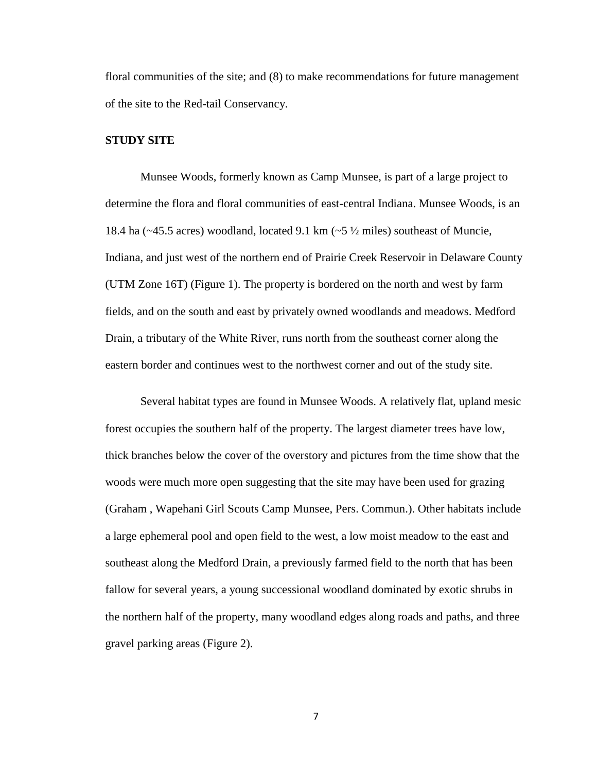floral communities of the site; and (8) to make recommendations for future management of the site to the Red-tail Conservancy.

## STUDY SITE

Munsee Woods, formerly known as Camp Munsee, is part of a large project to determine the flora and floral communities of east-central Indiana. Munsee Woods, is an 18.4 ha (~45.5 acres) woodland, located 9.1 km (~5 ½ miles) southeast of Muncie, Indiana, and just west of the northern end of Prairie Creek Reservoir in Delaware County (UTM Zone 16T) (Figure 1). The property is bordered on the north and west by farm fields, and on the south and east by privately owned woodlands and meadows. Medford Drain, a tributary of the White River, runs north from the southeast corner along the eastern border and continues west to the northwest corner and out of the study site.

Several habitat types are found in Munsee Woods. A relatively flat, upland mesic forest occupies the southern half of the property. The largest diameter trees have low, thick branches below the cover of the overstory and pictures from the time show that the woods were much more open suggesting that the site may have been used for grazing (Graham , Wapehani Girl Scouts Camp Munsee, Pers. Commun.). Other habitats include a large ephemeral pool and open field to the west, a low moist meadow to the east and southeast along the Medford Drain, a previously farmed field to the north that has been fallow for several years, a young successional woodland dominated by exotic shrubs in the northern half of the property, many woodland edges along roads and paths, and three gravel parking areas (Figure 2).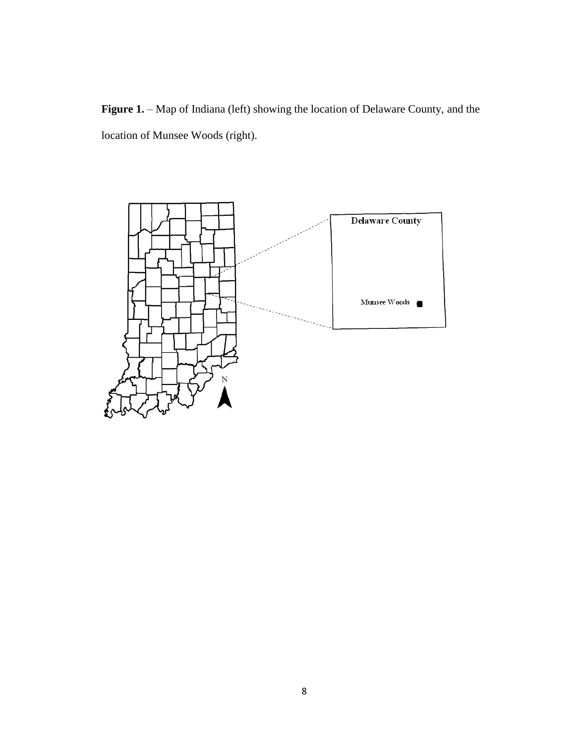**Figure 1.** – Map of Indiana (left) showing the location of Delaware County, and the location of Munsee Woods (right).

Delaware County

Munsee Woods

N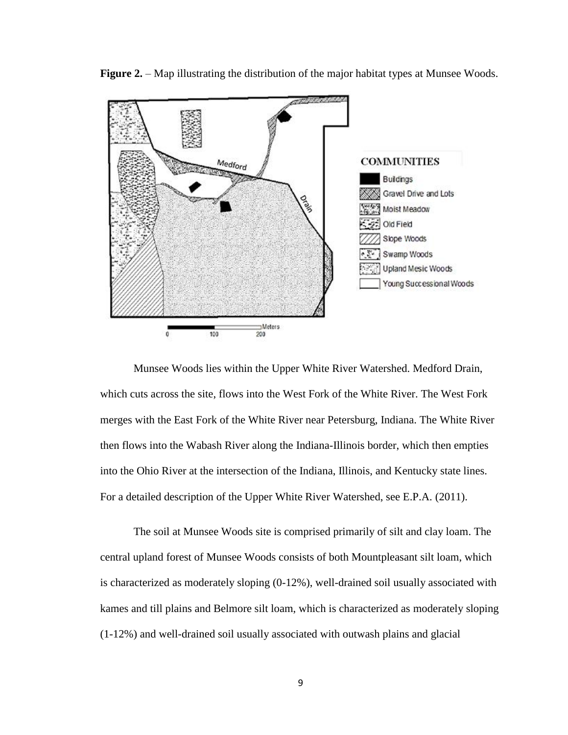**Figure 2.** – Map illustrating the distribution of the major habitat types at Munsee Woods.

Medford

Drain

COMMUNITIES

Buildings

Gravel Drive and Lots

Moist Meadow

Old Field

Slope Woods

Swamp Woods

Upland Mesic Woods

Young Successional Woods

0 100 200 Meters

Munsee Woods lies within the Upper White River Watershed. Medford Drain, which cuts across the site, flows into the West Fork of the White River. The West Fork merges with the East Fork of the White River near Petersburg, Indiana. The White River then flows into the Wabash River along the Indiana-Illinois border, which then empties into the Ohio River at the intersection of the Indiana, Illinois, and Kentucky state lines. For a detailed description of the Upper White River Watershed, see E.P.A. (2011).

The soil at Munsee Woods site is comprised primarily of silt and clay loam. The central upland forest of Munsee Woods consists of both Mountpleasant silt loam, which is characterized as moderately sloping (0-12%), well-drained soil usually associated with kames and till plains and Belmore silt loam, which is characterized as moderately sloping (1-12%) and well-drained soil usually associated with outwash plains and glacial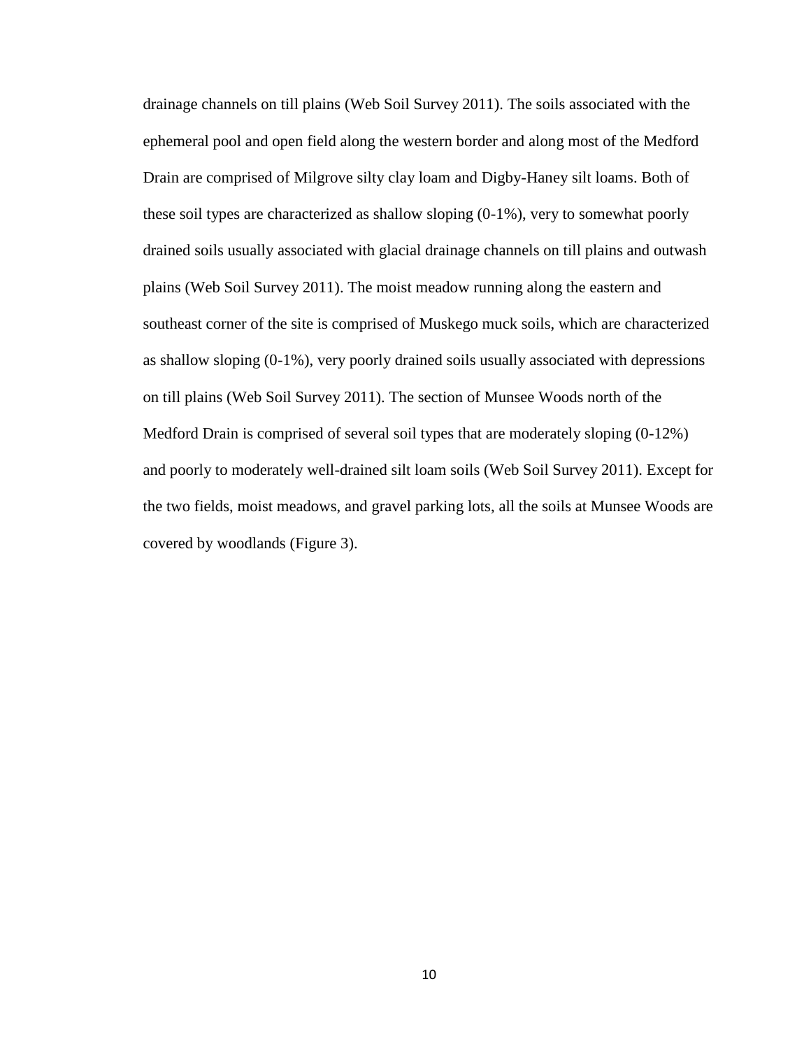drainage channels on till plains (Web Soil Survey 2011). The soils associated with the ephemeral pool and open field along the western border and along most of the Medford Drain are comprised of Milgrove silty clay loam and Digby-Haney silt loams. Both of these soil types are characterized as shallow sloping (0-1%), very to somewhat poorly drained soils usually associated with glacial drainage channels on till plains and outwash plains (Web Soil Survey 2011). The moist meadow running along the eastern and southeast corner of the site is comprised of Muskego muck soils, which are characterized as shallow sloping (0-1%), very poorly drained soils usually associated with depressions on till plains (Web Soil Survey 2011). The section of Munsee Woods north of the Medford Drain is comprised of several soil types that are moderately sloping (0-12%) and poorly to moderately well-drained silt loam soils (Web Soil Survey 2011). Except for the two fields, moist meadows, and gravel parking lots, all the soils at Munsee Woods are covered by woodlands (Figure 3).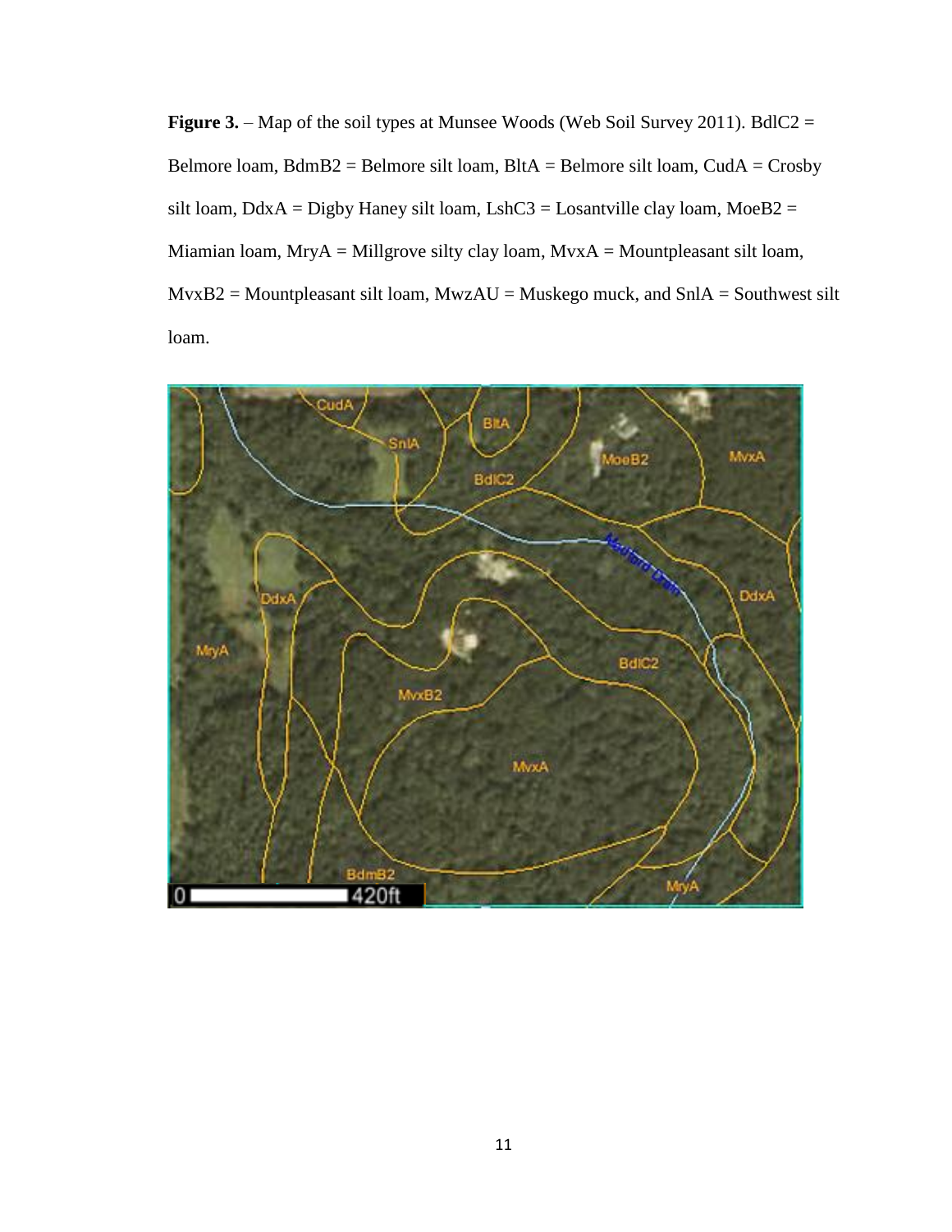**Figure 3.** – Map of the soil types at Munsee Woods (Web Soil Survey 2011). BdlC2 = Belmore loam, BdmB2 = Belmore silt loam, BltA = Belmore silt loam, CudA = Crosby silt loam, DdxA = Digby Haney silt loam, LshC3 = Losantville clay loam, MoeB2 = Miamian loam, MryA = Millgrove silty clay loam, MvxA = Mountpleasant silt loam, MvxB2 = Mountpleasant silt loam, MwzAU = Muskego muck, and SnlA = Southwest silt loam.

CudA
BltA
SnlA
MoeB2
MvxA
BdlC2
Medford Drain
DdxA
DdxA
MryA
BdlC2
MvxB2
MvxA
BdmB2
MryA
0
420ft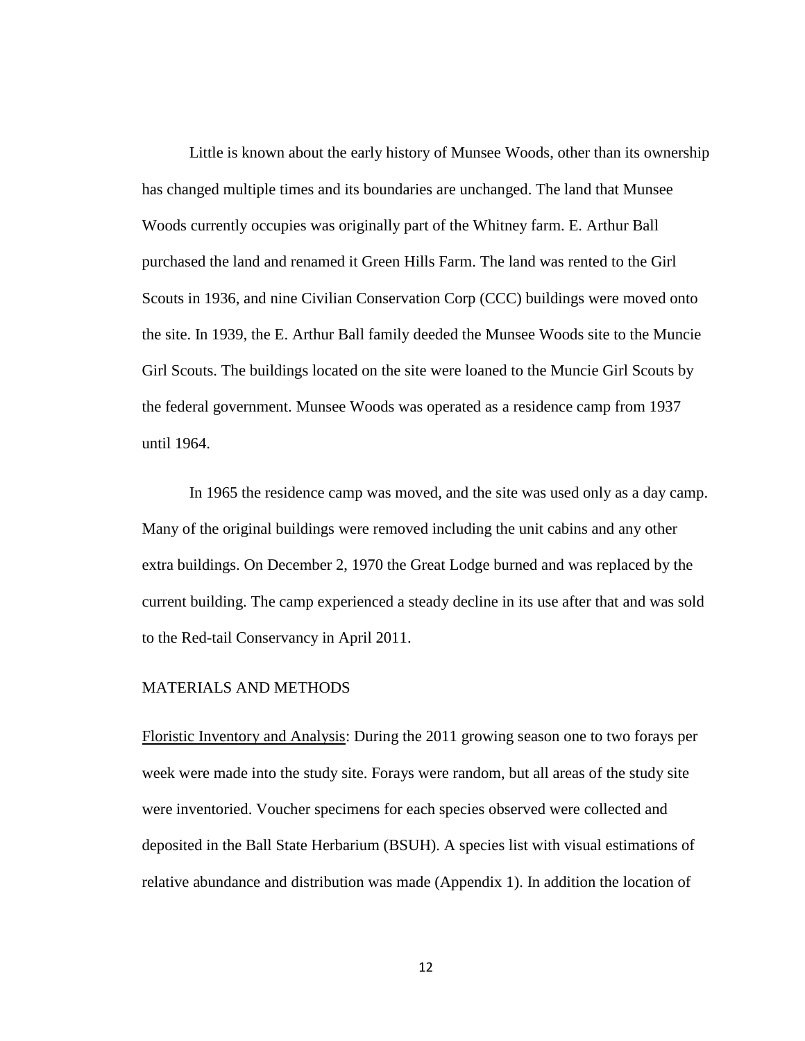Little is known about the early history of Munsee Woods, other than its ownership has changed multiple times and its boundaries are unchanged. The land that Munsee Woods currently occupies was originally part of the Whitney farm. E. Arthur Ball purchased the land and renamed it Green Hills Farm. The land was rented to the Girl Scouts in 1936, and nine Civilian Conservation Corp (CCC) buildings were moved onto the site. In 1939, the E. Arthur Ball family deeded the Munsee Woods site to the Muncie Girl Scouts. The buildings located on the site were loaned to the Muncie Girl Scouts by the federal government. Munsee Woods was operated as a residence camp from 1937 until 1964.

In 1965 the residence camp was moved, and the site was used only as a day camp. Many of the original buildings were removed including the unit cabins and any other extra buildings. On December 2, 1970 the Great Lodge burned and was replaced by the current building. The camp experienced a steady decline in its use after that and was sold to the Red-tail Conservancy in April 2011.

## MATERIALS AND METHODS

<u>Floristic Inventory and Analysis</u>: During the 2011 growing season one to two forays per week were made into the study site. Forays were random, but all areas of the study site were inventoried. Voucher specimens for each species observed were collected and deposited in the Ball State Herbarium (BSUH). A species list with visual estimations of relative abundance and distribution was made (Appendix 1). In addition the location of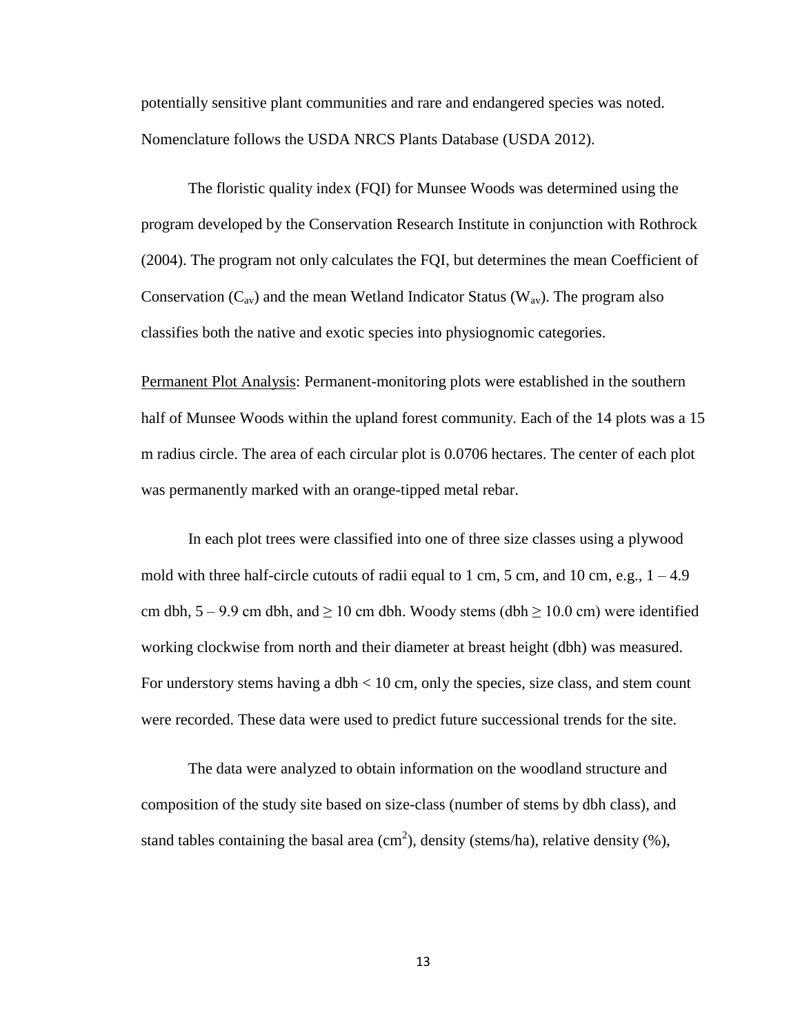potentially sensitive plant communities and rare and endangered species was noted. Nomenclature follows the USDA NRCS Plants Database (USDA 2012).

The floristic quality index (FQI) for Munsee Woods was determined using the program developed by the Conservation Research Institute in conjunction with Rothrock (2004). The program not only calculates the FQI, but determines the mean Coefficient of Conservation ($C_{av}$) and the mean Wetland Indicator Status ($W_{av}$). The program also classifies both the native and exotic species into physiognomic categories.

Permanent Plot Analysis: Permanent-monitoring plots were established in the southern half of Munsee Woods within the upland forest community. Each of the 14 plots was a 15 m radius circle. The area of each circular plot is 0.0706 hectares. The center of each plot was permanently marked with an orange-tipped metal rebar.

In each plot trees were classified into one of three size classes using a plywood mold with three half-circle cutouts of radii equal to 1 cm, 5 cm, and 10 cm, e.g., 1 – 4.9 cm dbh, 5 – 9.9 cm dbh, and ≥ 10 cm dbh. Woody stems (dbh ≥ 10.0 cm) were identified working clockwise from north and their diameter at breast height (dbh) was measured. For understory stems having a dbh < 10 cm, only the species, size class, and stem count were recorded. These data were used to predict future successional trends for the site.

The data were analyzed to obtain information on the woodland structure and composition of the study site based on size-class (number of stems by dbh class), and stand tables containing the basal area ($cm^2$), density (stems/ha), relative density (%),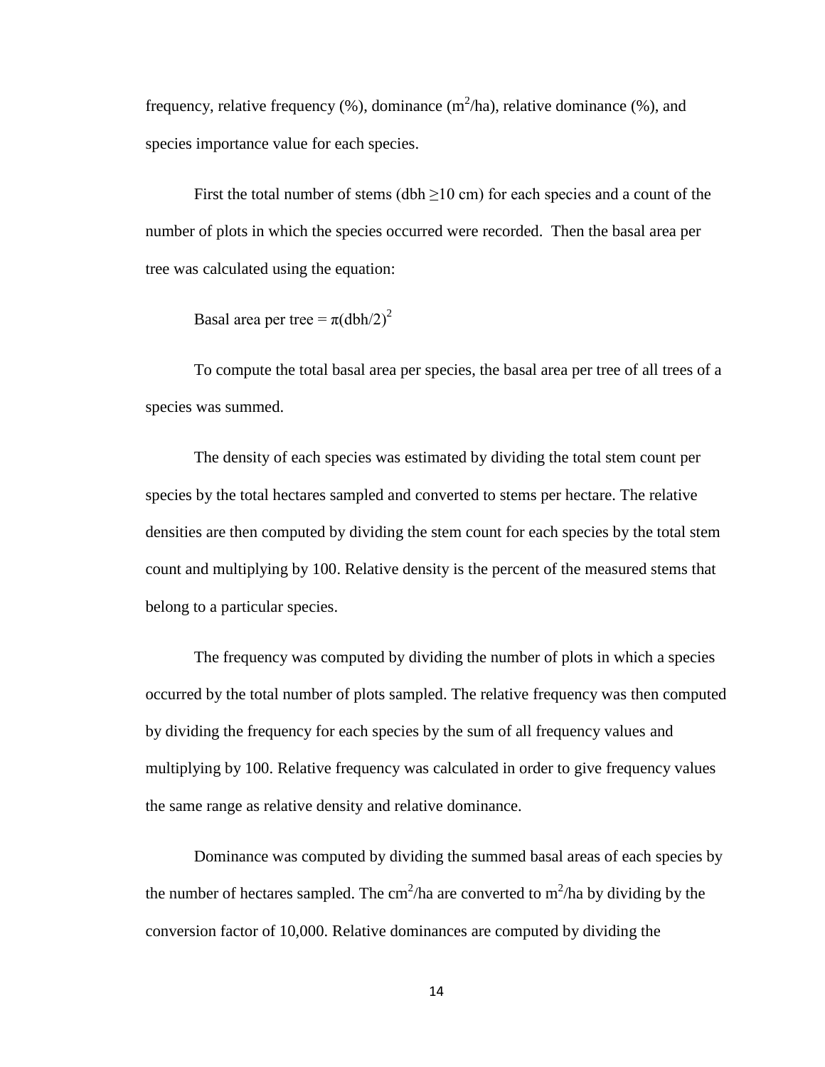frequency, relative frequency (%), dominance ($m^2$/ha), relative dominance (%), and species importance value for each species.

First the total number of stems (dbh $\geq$10 cm) for each species and a count of the number of plots in which the species occurred were recorded. Then the basal area per tree was calculated using the equation:

Basal area per tree = $\pi(\text{dbh}/2)^2$

To compute the total basal area per species, the basal area per tree of all trees of a species was summed.

The density of each species was estimated by dividing the total stem count per species by the total hectares sampled and converted to stems per hectare. The relative densities are then computed by dividing the stem count for each species by the total stem count and multiplying by 100. Relative density is the percent of the measured stems that belong to a particular species.

The frequency was computed by dividing the number of plots in which a species occurred by the total number of plots sampled. The relative frequency was then computed by dividing the frequency for each species by the sum of all frequency values and multiplying by 100. Relative frequency was calculated in order to give frequency values the same range as relative density and relative dominance.

Dominance was computed by dividing the summed basal areas of each species by the number of hectares sampled. The $cm^2$/ha are converted to $m^2$/ha by dividing by the conversion factor of 10,000. Relative dominances are computed by dividing the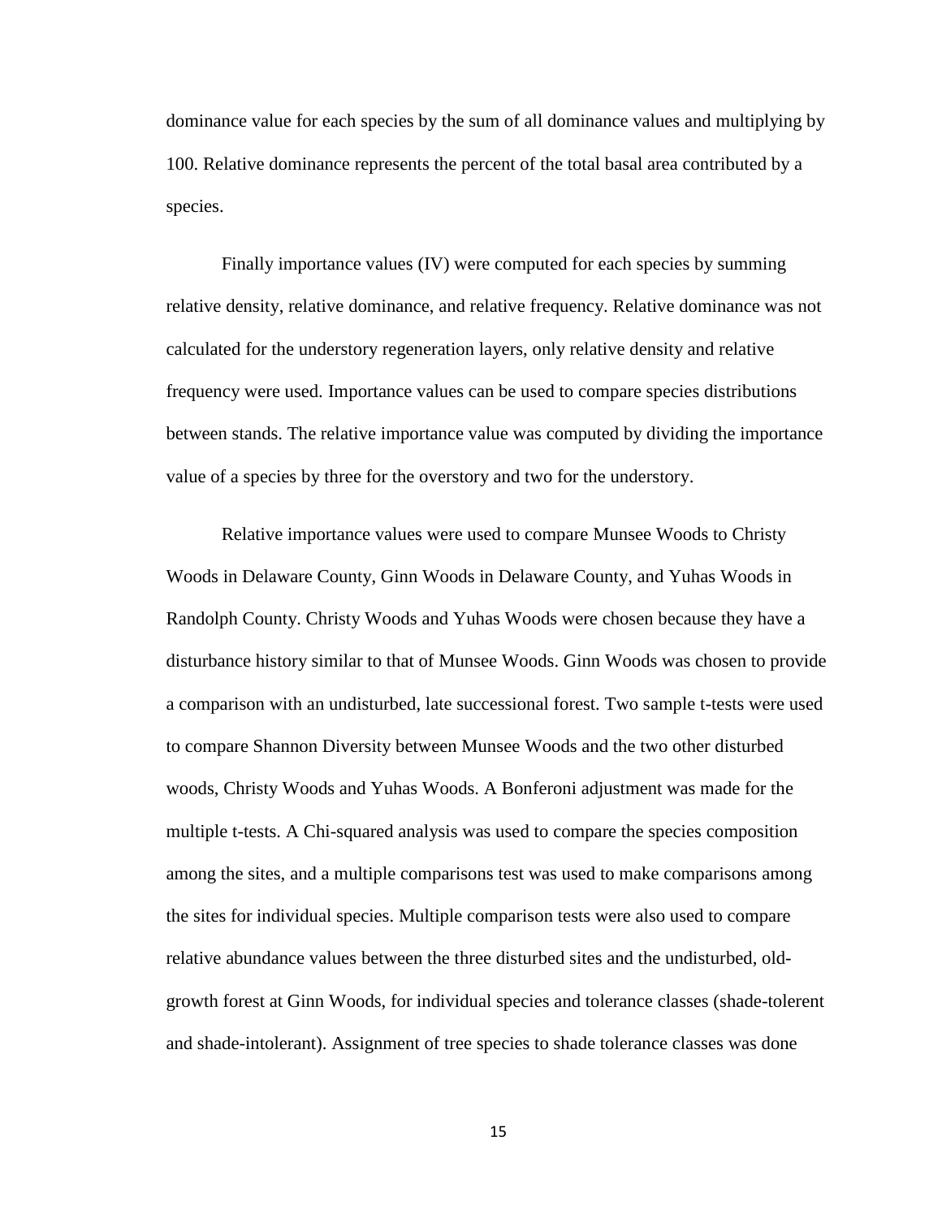dominance value for each species by the sum of all dominance values and multiplying by 100. Relative dominance represents the percent of the total basal area contributed by a species.

Finally importance values (IV) were computed for each species by summing relative density, relative dominance, and relative frequency. Relative dominance was not calculated for the understory regeneration layers, only relative density and relative frequency were used. Importance values can be used to compare species distributions between stands. The relative importance value was computed by dividing the importance value of a species by three for the overstory and two for the understory.

Relative importance values were used to compare Munsee Woods to Christy Woods in Delaware County, Ginn Woods in Delaware County, and Yuhas Woods in Randolph County. Christy Woods and Yuhas Woods were chosen because they have a disturbance history similar to that of Munsee Woods. Ginn Woods was chosen to provide a comparison with an undisturbed, late successional forest. Two sample t-tests were used to compare Shannon Diversity between Munsee Woods and the two other disturbed woods, Christy Woods and Yuhas Woods. A Bonferoni adjustment was made for the multiple t-tests. A Chi-squared analysis was used to compare the species composition among the sites, and a multiple comparisons test was used to make comparisons among the sites for individual species. Multiple comparison tests were also used to compare relative abundance values between the three disturbed sites and the undisturbed, old-growth forest at Ginn Woods, for individual species and tolerance classes (shade-tolerent and shade-intolerant). Assignment of tree species to shade tolerance classes was done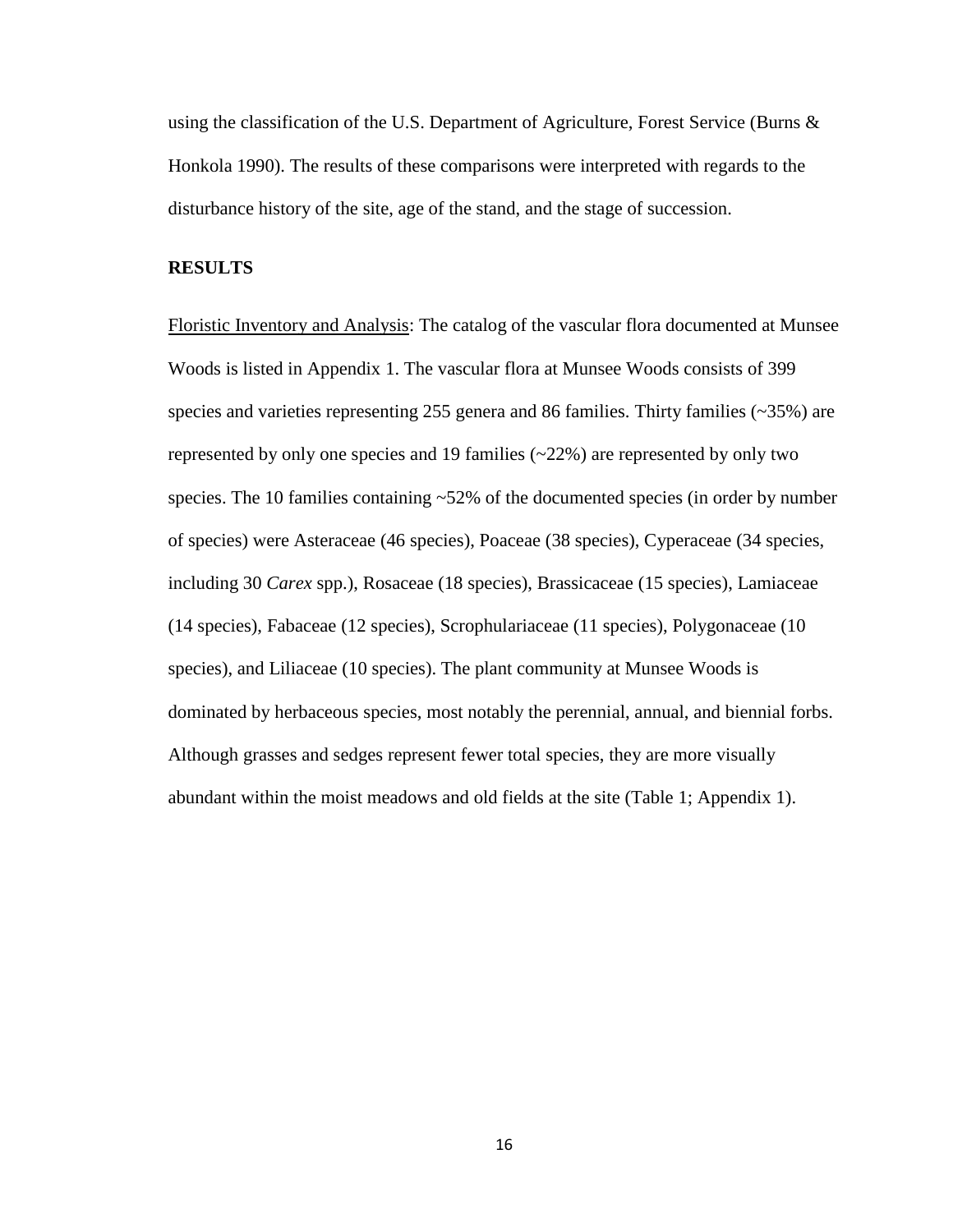using the classification of the U.S. Department of Agriculture, Forest Service (Burns & Honkola 1990). The results of these comparisons were interpreted with regards to the disturbance history of the site, age of the stand, and the stage of succession.

## RESULTS

<u>Floristic Inventory and Analysis</u>: The catalog of the vascular flora documented at Munsee Woods is listed in Appendix 1. The vascular flora at Munsee Woods consists of 399 species and varieties representing 255 genera and 86 families. Thirty families (~35%) are represented by only one species and 19 families (~22%) are represented by only two species. The 10 families containing ~52% of the documented species (in order by number of species) were Asteraceae (46 species), Poaceae (38 species), Cyperaceae (34 species, including 30 *Carex* spp.), Rosaceae (18 species), Brassicaceae (15 species), Lamiaceae (14 species), Fabaceae (12 species), Scrophulariaceae (11 species), Polygonaceae (10 species), and Liliaceae (10 species). The plant community at Munsee Woods is dominated by herbaceous species, most notably the perennial, annual, and biennial forbs. Although grasses and sedges represent fewer total species, they are more visually abundant within the moist meadows and old fields at the site (Table 1; Appendix 1).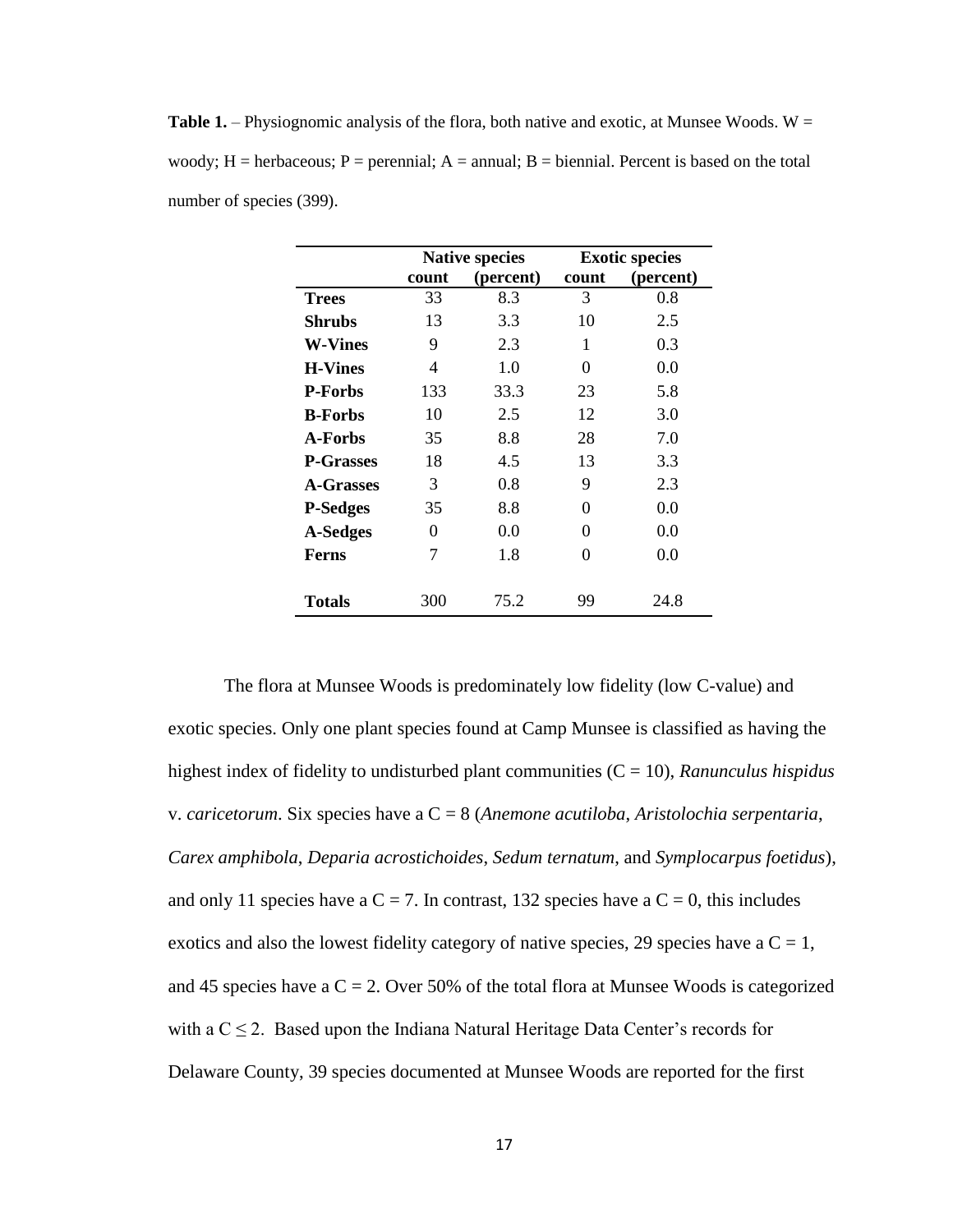**Table 1.** – Physiognomic analysis of the flora, both native and exotic, at Munsee Woods. W = woody; H = herbaceous; P = perennial; A = annual; B = biennial. Percent is based on the total number of species (399).

| | Native species | | Exotic species | |
|---|---|---|---|---|
| | count | (percent) | count | (percent) |
| **Trees** | 33 | 8.3 | 3 | 0.8 |
| **Shrubs** | 13 | 3.3 | 10 | 2.5 |
| **W-Vines** | 9 | 2.3 | 1 | 0.3 |
| **H-Vines** | 4 | 1.0 | 0 | 0.0 |
| **P-Forbs** | 133 | 33.3 | 23 | 5.8 |
| **B-Forbs** | 10 | 2.5 | 12 | 3.0 |
| **A-Forbs** | 35 | 8.8 | 28 | 7.0 |
| **P-Grasses** | 18 | 4.5 | 13 | 3.3 |
| **A-Grasses** | 3 | 0.8 | 9 | 2.3 |
| **P-Sedges** | 35 | 8.8 | 0 | 0.0 |
| **A-Sedges** | 0 | 0.0 | 0 | 0.0 |
| **Ferns** | 7 | 1.8 | 0 | 0.0 |
| **Totals** | 300 | 75.2 | 99 | 24.8 |

The flora at Munsee Woods is predominately low fidelity (low C-value) and exotic species. Only one plant species found at Camp Munsee is classified as having the highest index of fidelity to undisturbed plant communities (C = 10), *Ranunculus hispidus* v. *caricetorum*. Six species have a C = 8 (*Anemone acutiloba*, *Aristolochia serpentaria*, *Carex amphibola*, *Deparia acrostichoides*, *Sedum ternatum*, and *Symplocarpus foetidus*), and only 11 species have a C = 7. In contrast, 132 species have a C = 0, this includes exotics and also the lowest fidelity category of native species, 29 species have a C = 1, and 45 species have a C = 2. Over 50% of the total flora at Munsee Woods is categorized with a $C \leq 2$. Based upon the Indiana Natural Heritage Data Center's records for Delaware County, 39 species documented at Munsee Woods are reported for the first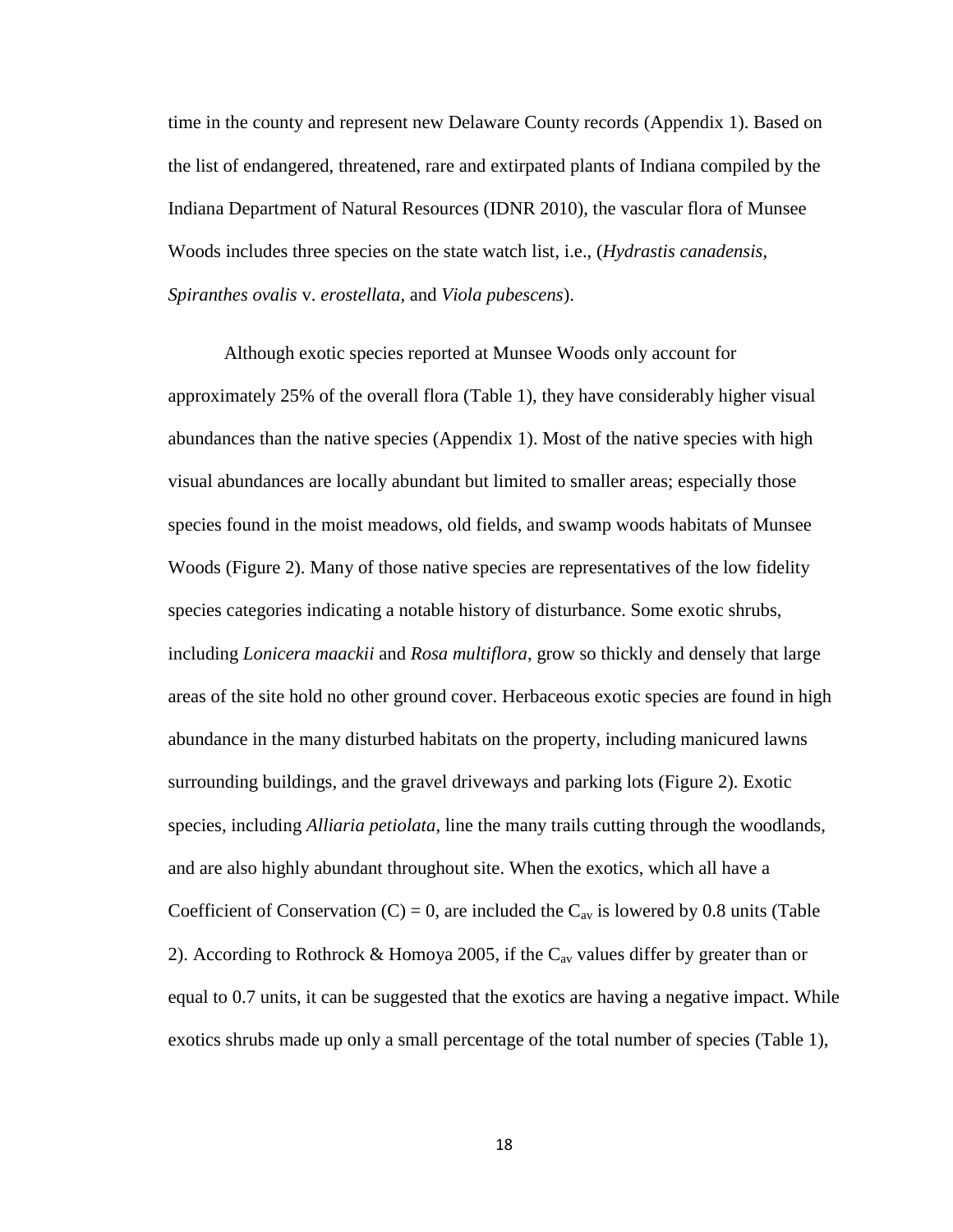time in the county and represent new Delaware County records (Appendix 1). Based on the list of endangered, threatened, rare and extirpated plants of Indiana compiled by the Indiana Department of Natural Resources (IDNR 2010), the vascular flora of Munsee Woods includes three species on the state watch list, i.e., (*Hydrastis canadensis*, *Spiranthes ovalis* v. *erostellata*, and *Viola pubescens*).

Although exotic species reported at Munsee Woods only account for approximately 25% of the overall flora (Table 1), they have considerably higher visual abundances than the native species (Appendix 1). Most of the native species with high visual abundances are locally abundant but limited to smaller areas; especially those species found in the moist meadows, old fields, and swamp woods habitats of Munsee Woods (Figure 2). Many of those native species are representatives of the low fidelity species categories indicating a notable history of disturbance. Some exotic shrubs, including *Lonicera maackii* and *Rosa multiflora*, grow so thickly and densely that large areas of the site hold no other ground cover. Herbaceous exotic species are found in high abundance in the many disturbed habitats on the property, including manicured lawns surrounding buildings, and the gravel driveways and parking lots (Figure 2). Exotic species, including *Alliaria petiolata*, line the many trails cutting through the woodlands, and are also highly abundant throughout site. When the exotics, which all have a Coefficient of Conservation (C) = 0, are included the $C_{av}$ is lowered by 0.8 units (Table 2). According to Rothrock & Homoya 2005, if the $C_{av}$ values differ by greater than or equal to 0.7 units, it can be suggested that the exotics are having a negative impact. While exotics shrubs made up only a small percentage of the total number of species (Table 1),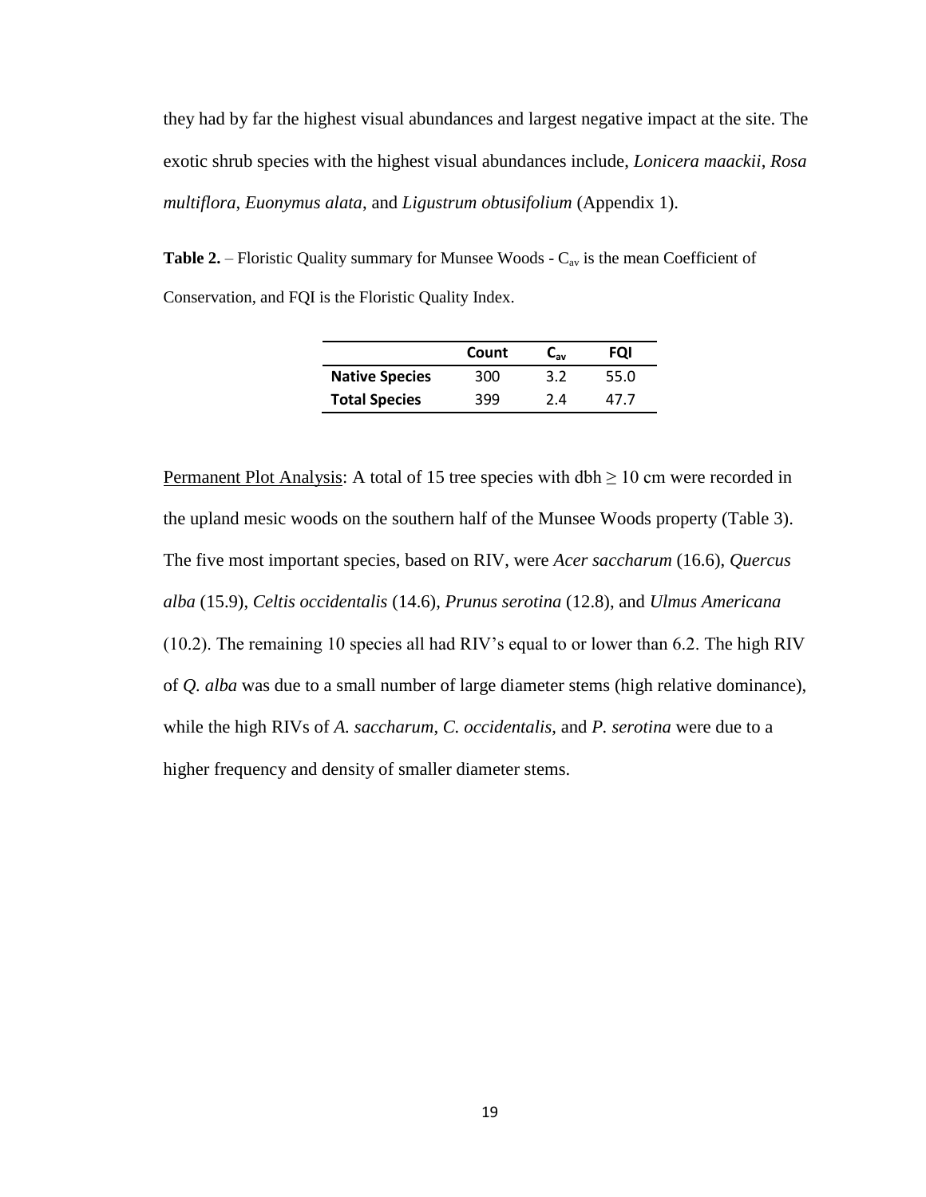they had by far the highest visual abundances and largest negative impact at the site. The exotic shrub species with the highest visual abundances include, *Lonicera maackii*, *Rosa multiflora*, *Euonymus alata*, and *Ligustrum obtusifolium* (Appendix 1).

**Table 2.** – Floristic Quality summary for Munsee Woods - $C_{av}$ is the mean Coefficient of Conservation, and FQI is the Floristic Quality Index.

| | Count | $C_{av}$ | FQI |
|---|---|---|---|
| **Native Species** | 300 | 3.2 | 55.0 |
| **Total Species** | 399 | 2.4 | 47.7 |

<u>Permanent Plot Analysis</u>: A total of 15 tree species with dbh ≥ 10 cm were recorded in the upland mesic woods on the southern half of the Munsee Woods property (Table 3). The five most important species, based on RIV, were *Acer saccharum* (16.6), *Quercus alba* (15.9), *Celtis occidentalis* (14.6), *Prunus serotina* (12.8), and *Ulmus Americana* (10.2). The remaining 10 species all had RIV's equal to or lower than 6.2. The high RIV of *Q. alba* was due to a small number of large diameter stems (high relative dominance), while the high RIVs of *A. saccharum*, *C. occidentalis*, and *P. serotina* were due to a higher frequency and density of smaller diameter stems.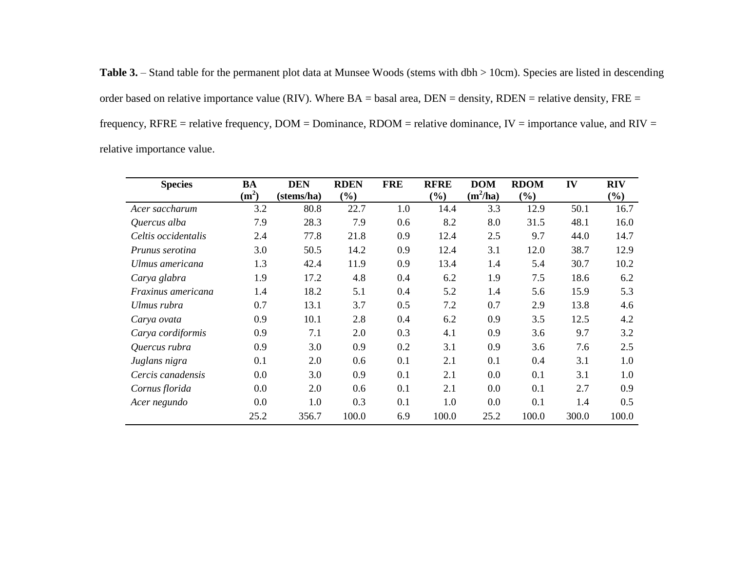**Table 3.** – Stand table for the permanent plot data at Munsee Woods (stems with dbh > 10cm). Species are listed in descending order based on relative importance value (RIV). Where BA = basal area, DEN = density, RDEN = relative density, FRE = frequency, RFRE = relative frequency, DOM = Dominance, RDOM = relative dominance, IV = importance value, and RIV = relative importance value.

| Species | BA ($m^2$) | DEN (stems/ha) | RDEN (%) | FRE | RFRE (%) | DOM ($m^2$/ha) | RDOM (%) | IV | RIV (%) |
|---|---|---|---|---|---|---|---|---|---|
| *Acer saccharum* | 3.2 | 80.8 | 22.7 | 1.0 | 14.4 | 3.3 | 12.9 | 50.1 | 16.7 |
| *Quercus alba* | 7.9 | 28.3 | 7.9 | 0.6 | 8.2 | 8.0 | 31.5 | 48.1 | 16.0 |
| *Celtis occidentalis* | 2.4 | 77.8 | 21.8 | 0.9 | 12.4 | 2.5 | 9.7 | 44.0 | 14.7 |
| *Prunus serotina* | 3.0 | 50.5 | 14.2 | 0.9 | 12.4 | 3.1 | 12.0 | 38.7 | 12.9 |
| *Ulmus americana* | 1.3 | 42.4 | 11.9 | 0.9 | 13.4 | 1.4 | 5.4 | 30.7 | 10.2 |
| *Carya glabra* | 1.9 | 17.2 | 4.8 | 0.4 | 6.2 | 1.9 | 7.5 | 18.6 | 6.2 |
| *Fraxinus americana* | 1.4 | 18.2 | 5.1 | 0.4 | 5.2 | 1.4 | 5.6 | 15.9 | 5.3 |
| *Ulmus rubra* | 0.7 | 13.1 | 3.7 | 0.5 | 7.2 | 0.7 | 2.9 | 13.8 | 4.6 |
| *Carya ovata* | 0.9 | 10.1 | 2.8 | 0.4 | 6.2 | 0.9 | 3.5 | 12.5 | 4.2 |
| *Carya cordiformis* | 0.9 | 7.1 | 2.0 | 0.3 | 4.1 | 0.9 | 3.6 | 9.7 | 3.2 |
| *Quercus rubra* | 0.9 | 3.0 | 0.9 | 0.2 | 3.1 | 0.9 | 3.6 | 7.6 | 2.5 |
| *Juglans nigra* | 0.1 | 2.0 | 0.6 | 0.1 | 2.1 | 0.1 | 0.4 | 3.1 | 1.0 |
| *Cercis canadensis* | 0.0 | 3.0 | 0.9 | 0.1 | 2.1 | 0.0 | 0.1 | 3.1 | 1.0 |
| *Cornus florida* | 0.0 | 2.0 | 0.6 | 0.1 | 2.1 | 0.0 | 0.1 | 2.7 | 0.9 |
| *Acer negundo* | 0.0 | 1.0 | 0.3 | 0.1 | 1.0 | 0.0 | 0.1 | 1.4 | 0.5 |
| | 25.2 | 356.7 | 100.0 | 6.9 | 100.0 | 25.2 | 100.0 | 300.0 | 100.0 |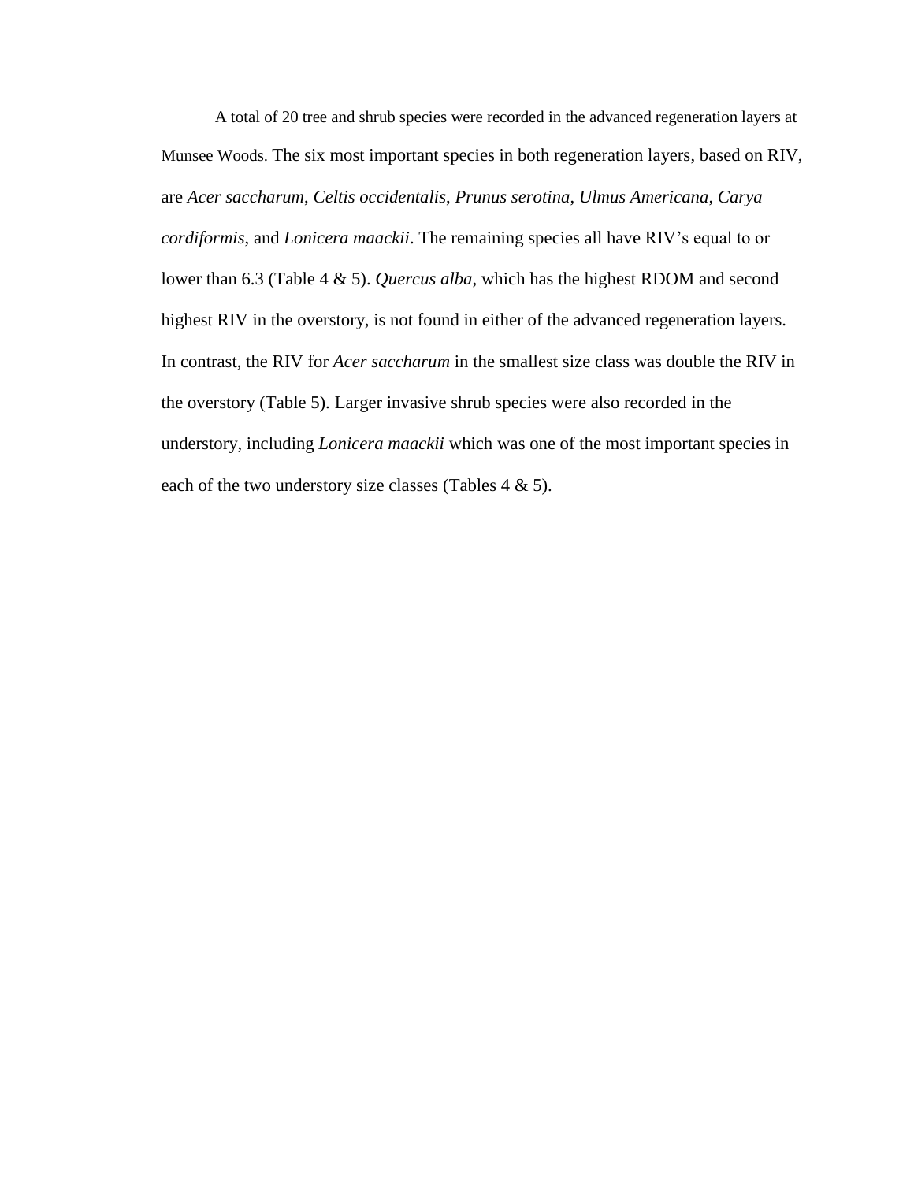A total of 20 tree and shrub species were recorded in the advanced regeneration layers at Munsee Woods. The six most important species in both regeneration layers, based on RIV, are *Acer saccharum*, *Celtis occidentalis*, *Prunus serotina*, *Ulmus Americana*, *Carya cordiformis*, and *Lonicera maackii*. The remaining species all have RIV's equal to or lower than 6.3 (Table 4 & 5). *Quercus alba*, which has the highest RDOM and second highest RIV in the overstory, is not found in either of the advanced regeneration layers. In contrast, the RIV for *Acer saccharum* in the smallest size class was double the RIV in the overstory (Table 5). Larger invasive shrub species were also recorded in the understory, including *Lonicera maackii* which was one of the most important species in each of the two understory size classes (Tables 4 & 5).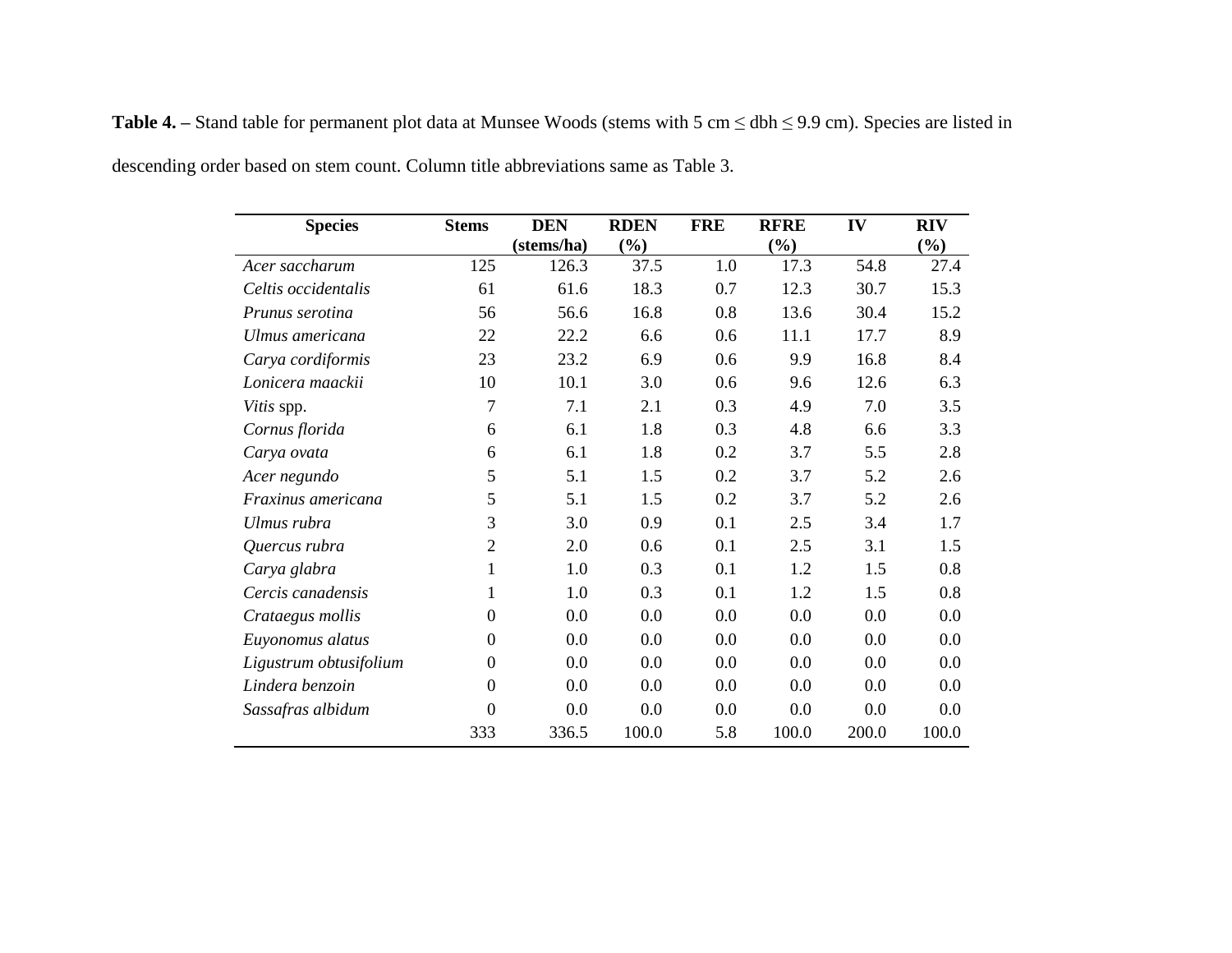**Table 4. –** Stand table for permanent plot data at Munsee Woods (stems with 5 cm ≤ dbh ≤ 9.9 cm). Species are listed in descending order based on stem count. Column title abbreviations same as Table 3.

| Species | Stems | DEN (stems/ha) | RDEN (%) | FRE | RFRE (%) | IV | RIV (%) |
|---|---|---|---|---|---|---|---|
| *Acer saccharum* | 125 | 126.3 | 37.5 | 1.0 | 17.3 | 54.8 | 27.4 |
| *Celtis occidentalis* | 61 | 61.6 | 18.3 | 0.7 | 12.3 | 30.7 | 15.3 |
| *Prunus serotina* | 56 | 56.6 | 16.8 | 0.8 | 13.6 | 30.4 | 15.2 |
| *Ulmus americana* | 22 | 22.2 | 6.6 | 0.6 | 11.1 | 17.7 | 8.9 |
| *Carya cordiformis* | 23 | 23.2 | 6.9 | 0.6 | 9.9 | 16.8 | 8.4 |
| *Lonicera maackii* | 10 | 10.1 | 3.0 | 0.6 | 9.6 | 12.6 | 6.3 |
| *Vitis* spp. | 7 | 7.1 | 2.1 | 0.3 | 4.9 | 7.0 | 3.5 |
| *Cornus florida* | 6 | 6.1 | 1.8 | 0.3 | 4.8 | 6.6 | 3.3 |
| *Carya ovata* | 6 | 6.1 | 1.8 | 0.2 | 3.7 | 5.5 | 2.8 |
| *Acer negundo* | 5 | 5.1 | 1.5 | 0.2 | 3.7 | 5.2 | 2.6 |
| *Fraxinus americana* | 5 | 5.1 | 1.5 | 0.2 | 3.7 | 5.2 | 2.6 |
| *Ulmus rubra* | 3 | 3.0 | 0.9 | 0.1 | 2.5 | 3.4 | 1.7 |
| *Quercus rubra* | 2 | 2.0 | 0.6 | 0.1 | 2.5 | 3.1 | 1.5 |
| *Carya glabra* | 1 | 1.0 | 0.3 | 0.1 | 1.2 | 1.5 | 0.8 |
| *Cercis canadensis* | 1 | 1.0 | 0.3 | 0.1 | 1.2 | 1.5 | 0.8 |
| *Crataegus mollis* | 0 | 0.0 | 0.0 | 0.0 | 0.0 | 0.0 | 0.0 |
| *Euyonomus alatus* | 0 | 0.0 | 0.0 | 0.0 | 0.0 | 0.0 | 0.0 |
| *Ligustrum obtusifolium* | 0 | 0.0 | 0.0 | 0.0 | 0.0 | 0.0 | 0.0 |
| *Lindera benzoin* | 0 | 0.0 | 0.0 | 0.0 | 0.0 | 0.0 | 0.0 |
| *Sassafras albidum* | 0 | 0.0 | 0.0 | 0.0 | 0.0 | 0.0 | 0.0 |
| | 333 | 336.5 | 100.0 | 5.8 | 100.0 | 200.0 | 100.0 |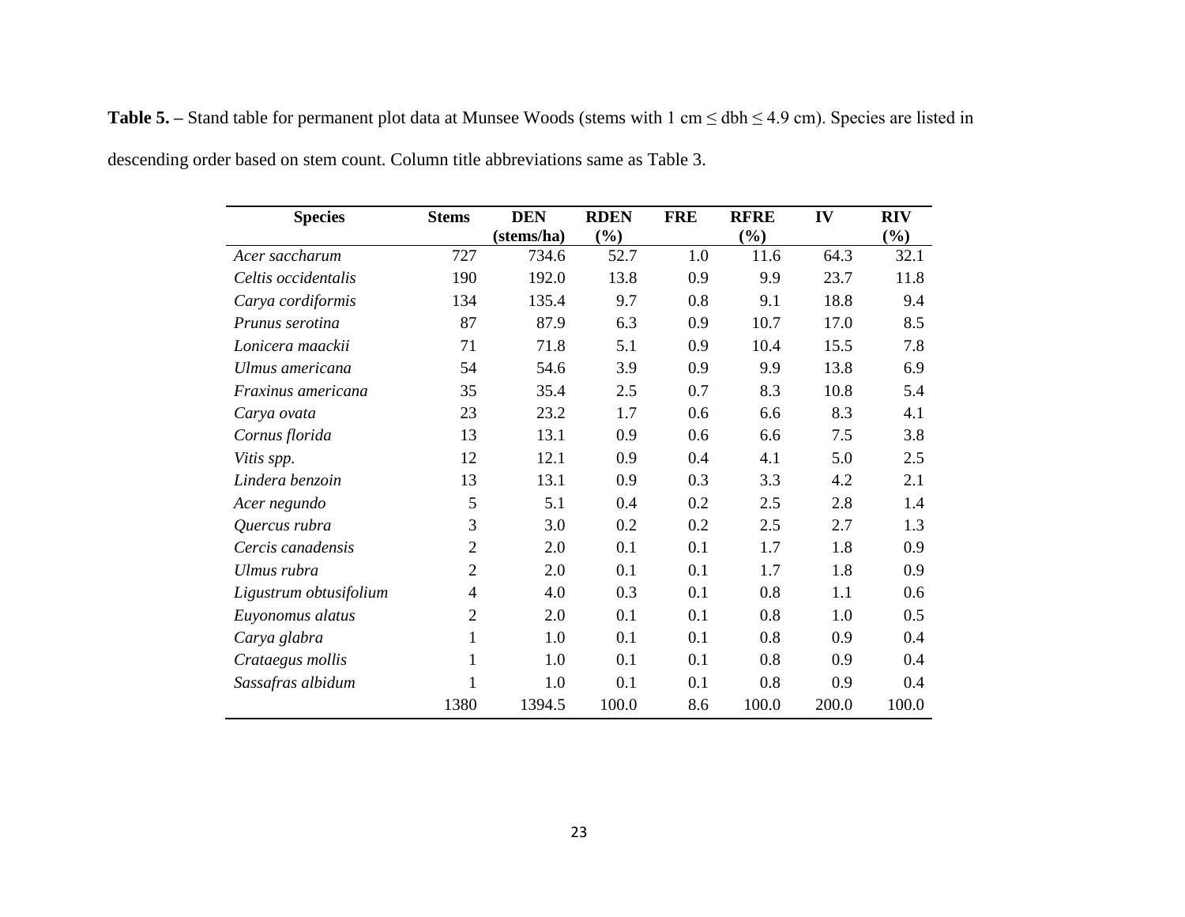**Table 5. –** Stand table for permanent plot data at Munsee Woods (stems with 1 cm ≤ dbh ≤ 4.9 cm). Species are listed in descending order based on stem count. Column title abbreviations same as Table 3.

| Species | Stems | DEN (stems/ha) | RDEN (%) | FRE | RFRE (%) | IV | RIV (%) |
|---|---|---|---|---|---|---|---|
| *Acer saccharum* | 727 | 734.6 | 52.7 | 1.0 | 11.6 | 64.3 | 32.1 |
| *Celtis occidentalis* | 190 | 192.0 | 13.8 | 0.9 | 9.9 | 23.7 | 11.8 |
| *Carya cordiformis* | 134 | 135.4 | 9.7 | 0.8 | 9.1 | 18.8 | 9.4 |
| *Prunus serotina* | 87 | 87.9 | 6.3 | 0.9 | 10.7 | 17.0 | 8.5 |
| *Lonicera maackii* | 71 | 71.8 | 5.1 | 0.9 | 10.4 | 15.5 | 7.8 |
| *Ulmus americana* | 54 | 54.6 | 3.9 | 0.9 | 9.9 | 13.8 | 6.9 |
| *Fraxinus americana* | 35 | 35.4 | 2.5 | 0.7 | 8.3 | 10.8 | 5.4 |
| *Carya ovata* | 23 | 23.2 | 1.7 | 0.6 | 6.6 | 8.3 | 4.1 |
| *Cornus florida* | 13 | 13.1 | 0.9 | 0.6 | 6.6 | 7.5 | 3.8 |
| *Vitis spp.* | 12 | 12.1 | 0.9 | 0.4 | 4.1 | 5.0 | 2.5 |
| *Lindera benzoin* | 13 | 13.1 | 0.9 | 0.3 | 3.3 | 4.2 | 2.1 |
| *Acer negundo* | 5 | 5.1 | 0.4 | 0.2 | 2.5 | 2.8 | 1.4 |
| *Quercus rubra* | 3 | 3.0 | 0.2 | 0.2 | 2.5 | 2.7 | 1.3 |
| *Cercis canadensis* | 2 | 2.0 | 0.1 | 0.1 | 1.7 | 1.8 | 0.9 |
| *Ulmus rubra* | 2 | 2.0 | 0.1 | 0.1 | 1.7 | 1.8 | 0.9 |
| *Ligustrum obtusifolium* | 4 | 4.0 | 0.3 | 0.1 | 0.8 | 1.1 | 0.6 |
| *Euyonomus alatus* | 2 | 2.0 | 0.1 | 0.1 | 0.8 | 1.0 | 0.5 |
| *Carya glabra* | 1 | 1.0 | 0.1 | 0.1 | 0.8 | 0.9 | 0.4 |
| *Crataegus mollis* | 1 | 1.0 | 0.1 | 0.1 | 0.8 | 0.9 | 0.4 |
| *Sassafras albidum* | 1 | 1.0 | 0.1 | 0.1 | 0.8 | 0.9 | 0.4 |
| | 1380 | 1394.5 | 100.0 | 8.6 | 100.0 | 200.0 | 100.0 |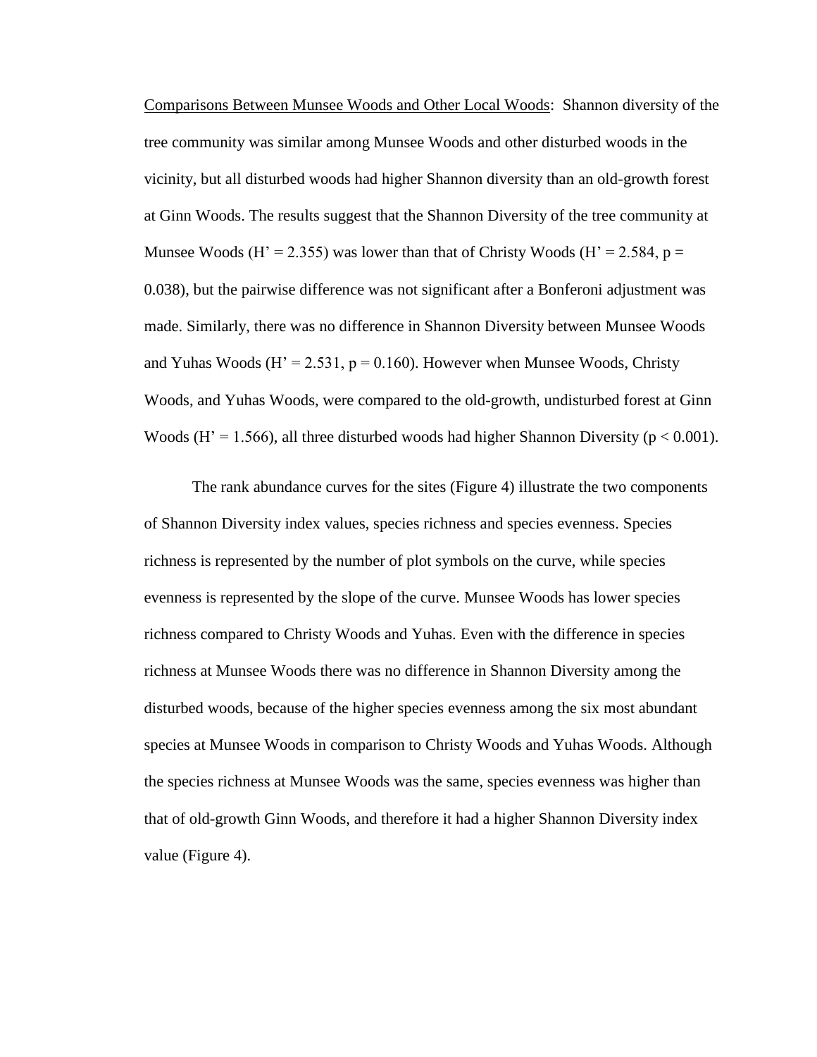<u>Comparisons Between Munsee Woods and Other Local Woods</u>: Shannon diversity of the tree community was similar among Munsee Woods and other disturbed woods in the vicinity, but all disturbed woods had higher Shannon diversity than an old-growth forest at Ginn Woods. The results suggest that the Shannon Diversity of the tree community at Munsee Woods ($H' = 2.355$) was lower than that of Christy Woods ($H' = 2.584$, $p = 0.038$), but the pairwise difference was not significant after a Bonferoni adjustment was made. Similarly, there was no difference in Shannon Diversity between Munsee Woods and Yuhas Woods ($H' = 2.531$, $p = 0.160$). However when Munsee Woods, Christy Woods, and Yuhas Woods, were compared to the old-growth, undisturbed forest at Ginn Woods ($H' = 1.566$), all three disturbed woods had higher Shannon Diversity ($p < 0.001$).

The rank abundance curves for the sites (Figure 4) illustrate the two components of Shannon Diversity index values, species richness and species evenness. Species richness is represented by the number of plot symbols on the curve, while species evenness is represented by the slope of the curve. Munsee Woods has lower species richness compared to Christy Woods and Yuhas. Even with the difference in species richness at Munsee Woods there was no difference in Shannon Diversity among the disturbed woods, because of the higher species evenness among the six most abundant species at Munsee Woods in comparison to Christy Woods and Yuhas Woods. Although the species richness at Munsee Woods was the same, species evenness was higher than that of old-growth Ginn Woods, and therefore it had a higher Shannon Diversity index value (Figure 4).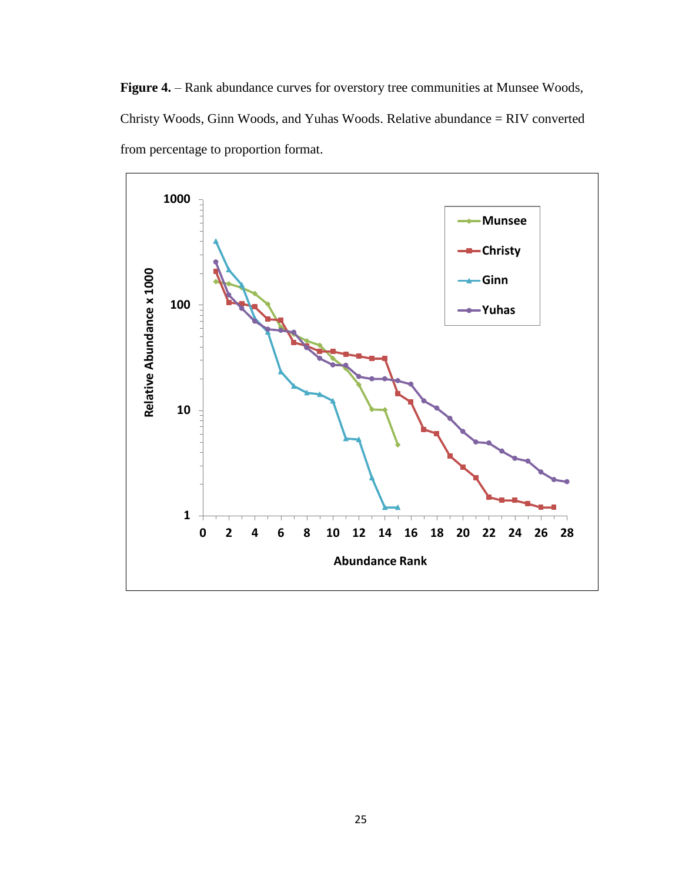**Figure 4.** – Rank abundance curves for overstory tree communities at Munsee Woods, Christy Woods, Ginn Woods, and Yuhas Woods. Relative abundance = RIV converted from percentage to proportion format.

Relative Abundance x 1000

1000

100

10

1

0 2 4 6 8 10 12 14 16 18 20 22 24 26 28

Abundance Rank

Munsee

Christy

Ginn

Yuhas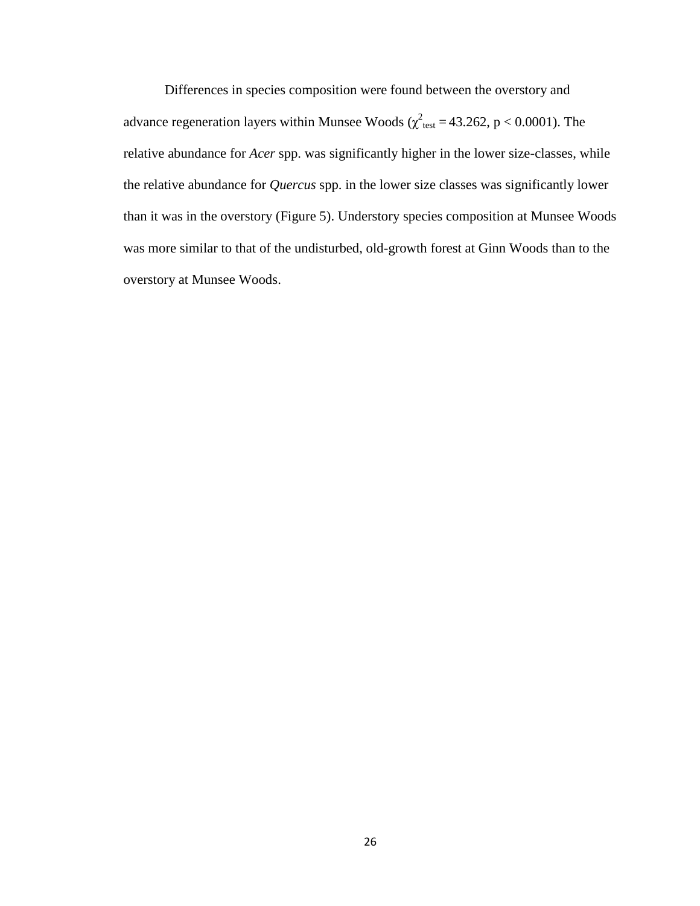Differences in species composition were found between the overstory and advance regeneration layers within Munsee Woods ($\chi^2_{test} = 43.262$, $p < 0.0001$). The relative abundance for *Acer* spp. was significantly higher in the lower size-classes, while the relative abundance for *Quercus* spp. in the lower size classes was significantly lower than it was in the overstory (Figure 5). Understory species composition at Munsee Woods was more similar to that of the undisturbed, old-growth forest at Ginn Woods than to the overstory at Munsee Woods.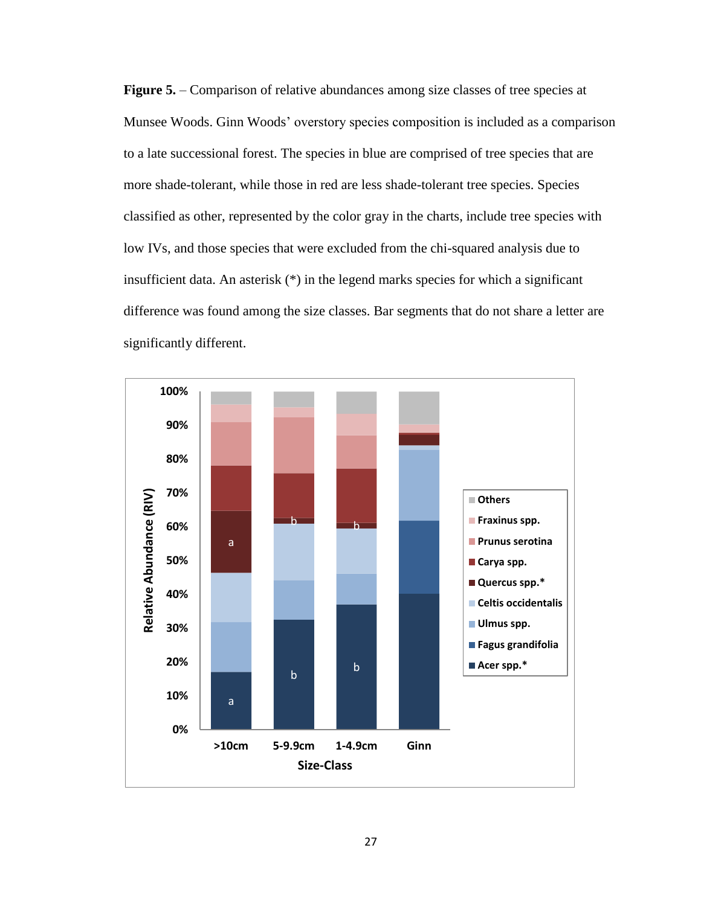**Figure 5.** – Comparison of relative abundances among size classes of tree species at Munsee Woods. Ginn Woods' overstory species composition is included as a comparison to a late successional forest. The species in blue are comprised of tree species that are more shade-tolerant, while those in red are less shade-tolerant tree species. Species classified as other, represented by the color gray in the charts, include tree species with low IVs, and those species that were excluded from the chi-squared analysis due to insufficient data. An asterisk (*) in the legend marks species for which a significant difference was found among the size classes. Bar segments that do not share a letter are significantly different.

Relative Abundance (RIV)

100%
90%
80%
70%
60%
50%
40%
30%
20%
10%
0%

>10cm
5-9.9cm
1-4.9cm
Ginn

Size-Class

a
a
b
b
b
b

Others
Fraxinus spp.
Prunus serotina
Carya spp.
Quercus spp.*
Celtis occidentalis
Ulmus spp.
Fagus grandifolia
Acer spp.*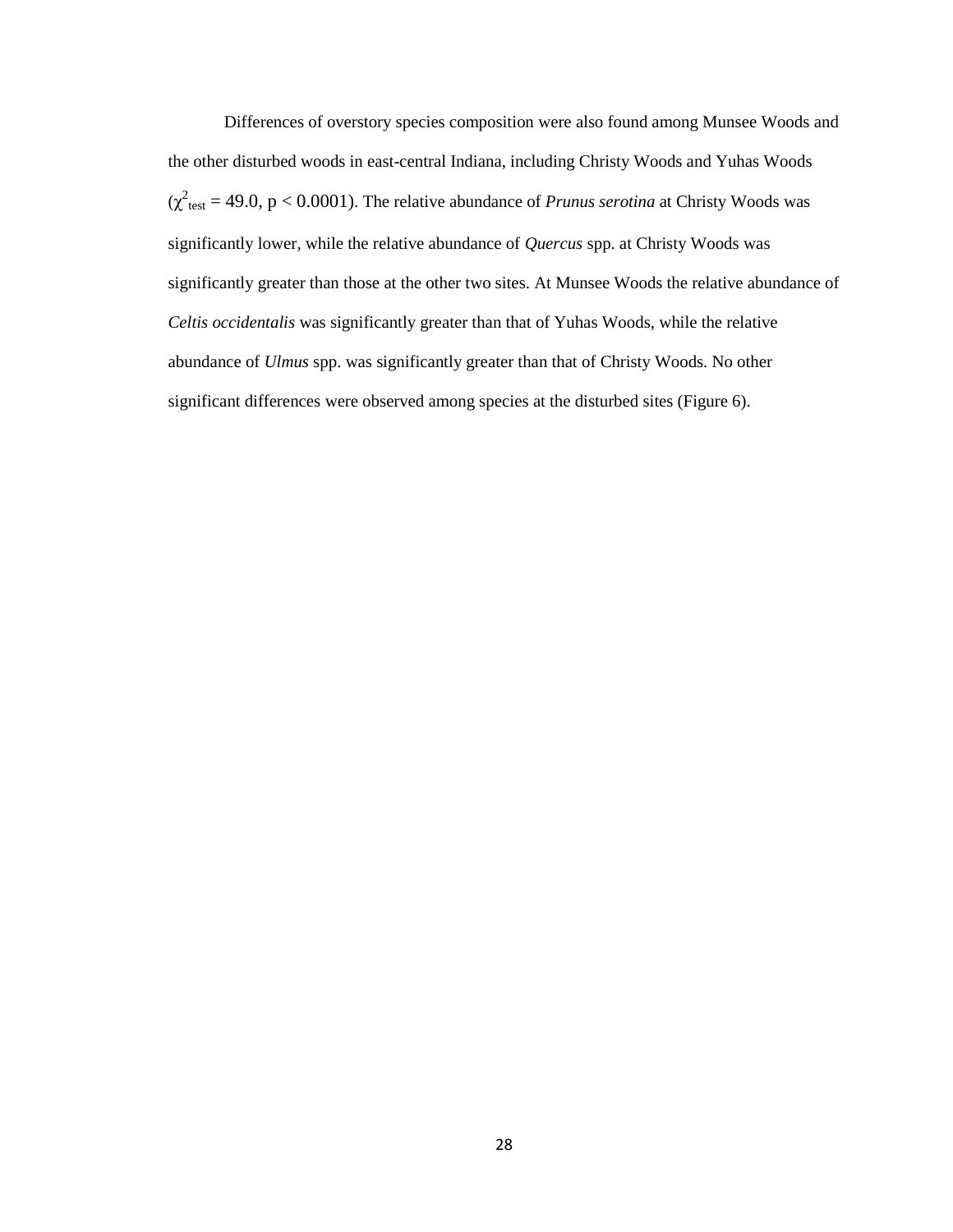Differences of overstory species composition were also found among Munsee Woods and the other disturbed woods in east-central Indiana, including Christy Woods and Yuhas Woods ($\chi^2_{test} = 49.0$, $p < 0.0001$). The relative abundance of *Prunus serotina* at Christy Woods was significantly lower, while the relative abundance of *Quercus* spp. at Christy Woods was significantly greater than those at the other two sites. At Munsee Woods the relative abundance of *Celtis occidentalis* was significantly greater than that of Yuhas Woods, while the relative abundance of *Ulmus* spp. was significantly greater than that of Christy Woods. No other significant differences were observed among species at the disturbed sites (Figure 6).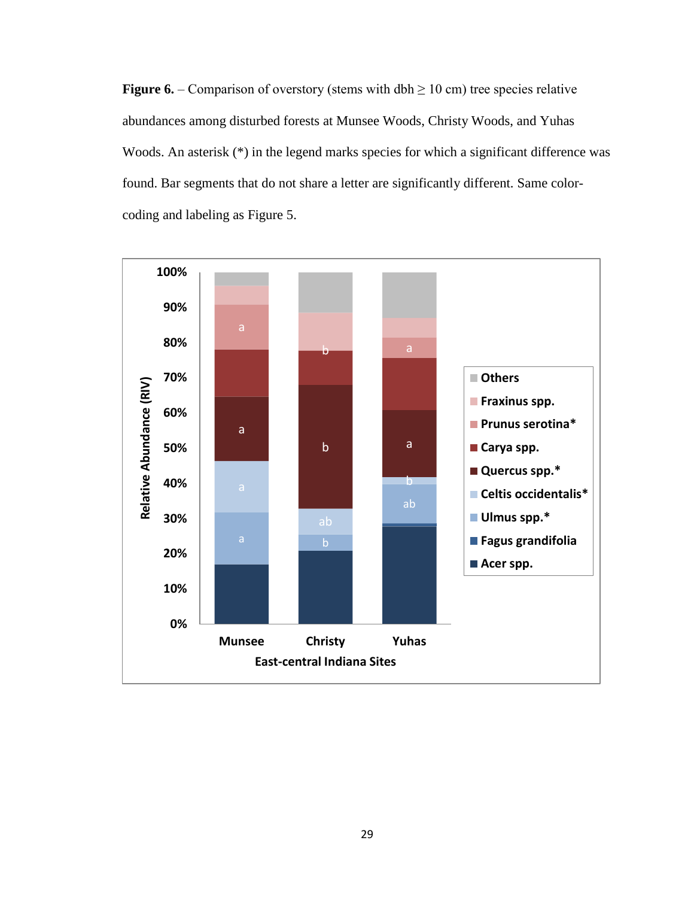**Figure 6.** – Comparison of overstory (stems with dbh ≥ 10 cm) tree species relative abundances among disturbed forests at Munsee Woods, Christy Woods, and Yuhas Woods. An asterisk (*) in the legend marks species for which a significant difference was found. Bar segments that do not share a letter are significantly different. Same color-coding and labeling as Figure 5.

Relative Abundance (RIV)

100%
90%
80%
70%
60%
50%
40%
30%
20%
10%
0%

Munsee
Christy
Yuhas

East-central Indiana Sites

Munsee: a, a, a, a
Christy: b, b, ab, b
Yuhas: a, a, b, ab

Others
Fraxinus spp.
Prunus serotina*
Carya spp.
Quercus spp.*
Celtis occidentalis*
Ulmus spp.*
Fagus grandifolia
Acer spp.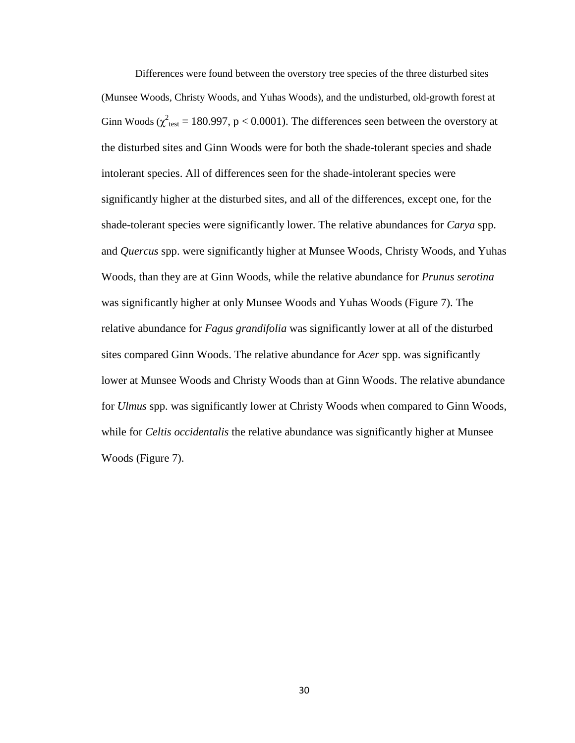Differences were found between the overstory tree species of the three disturbed sites (Munsee Woods, Christy Woods, and Yuhas Woods), and the undisturbed, old-growth forest at Ginn Woods ($\chi^2_{test} = 180.997$, $p < 0.0001$). The differences seen between the overstory at the disturbed sites and Ginn Woods were for both the shade-tolerant species and shade intolerant species. All of differences seen for the shade-intolerant species were significantly higher at the disturbed sites, and all of the differences, except one, for the shade-tolerant species were significantly lower. The relative abundances for *Carya* spp. and *Quercus* spp. were significantly higher at Munsee Woods, Christy Woods, and Yuhas Woods, than they are at Ginn Woods, while the relative abundance for *Prunus serotina* was significantly higher at only Munsee Woods and Yuhas Woods (Figure 7). The relative abundance for *Fagus grandifolia* was significantly lower at all of the disturbed sites compared Ginn Woods. The relative abundance for *Acer* spp. was significantly lower at Munsee Woods and Christy Woods than at Ginn Woods. The relative abundance for *Ulmus* spp. was significantly lower at Christy Woods when compared to Ginn Woods, while for *Celtis occidentalis* the relative abundance was significantly higher at Munsee Woods (Figure 7).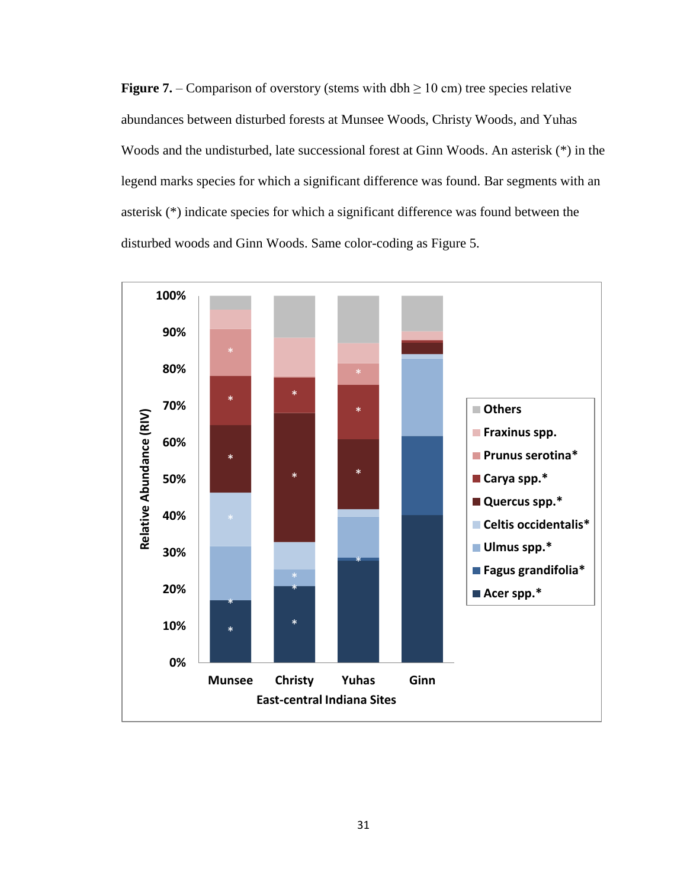**Figure 7.** – Comparison of overstory (stems with dbh ≥ 10 cm) tree species relative abundances between disturbed forests at Munsee Woods, Christy Woods, and Yuhas Woods and the undisturbed, late successional forest at Ginn Woods. An asterisk (*) in the legend marks species for which a significant difference was found. Bar segments with an asterisk (*) indicate species for which a significant difference was found between the disturbed woods and Ginn Woods. Same color-coding as Figure 5.

Relative Abundance (RIV)

100%
90%
80%
70%
60%
50%
40%
30%
20%
10%
0%

Munsee
Christy
Yuhas
Ginn

East-central Indiana Sites

Others
Fraxinus spp.
Prunus serotina*
Carya spp.*
Quercus spp.*
Celtis occidentalis*
Ulmus spp.*
Fagus grandifolia*
Acer spp.*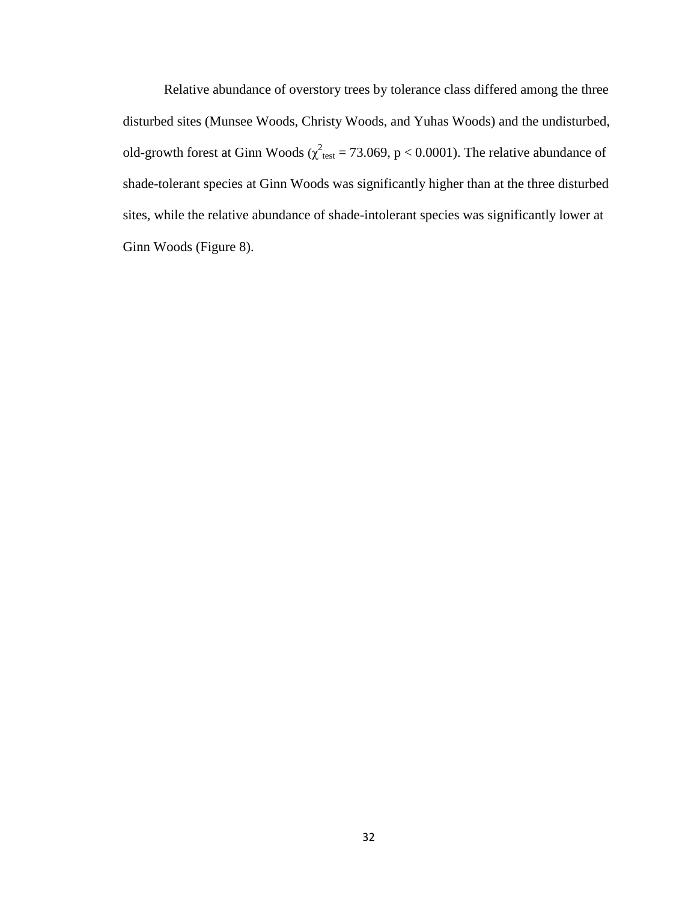Relative abundance of overstory trees by tolerance class differed among the three disturbed sites (Munsee Woods, Christy Woods, and Yuhas Woods) and the undisturbed, old-growth forest at Ginn Woods ($\chi^2_{test} = 73.069$, $p < 0.0001$). The relative abundance of shade-tolerant species at Ginn Woods was significantly higher than at the three disturbed sites, while the relative abundance of shade-intolerant species was significantly lower at Ginn Woods (Figure 8).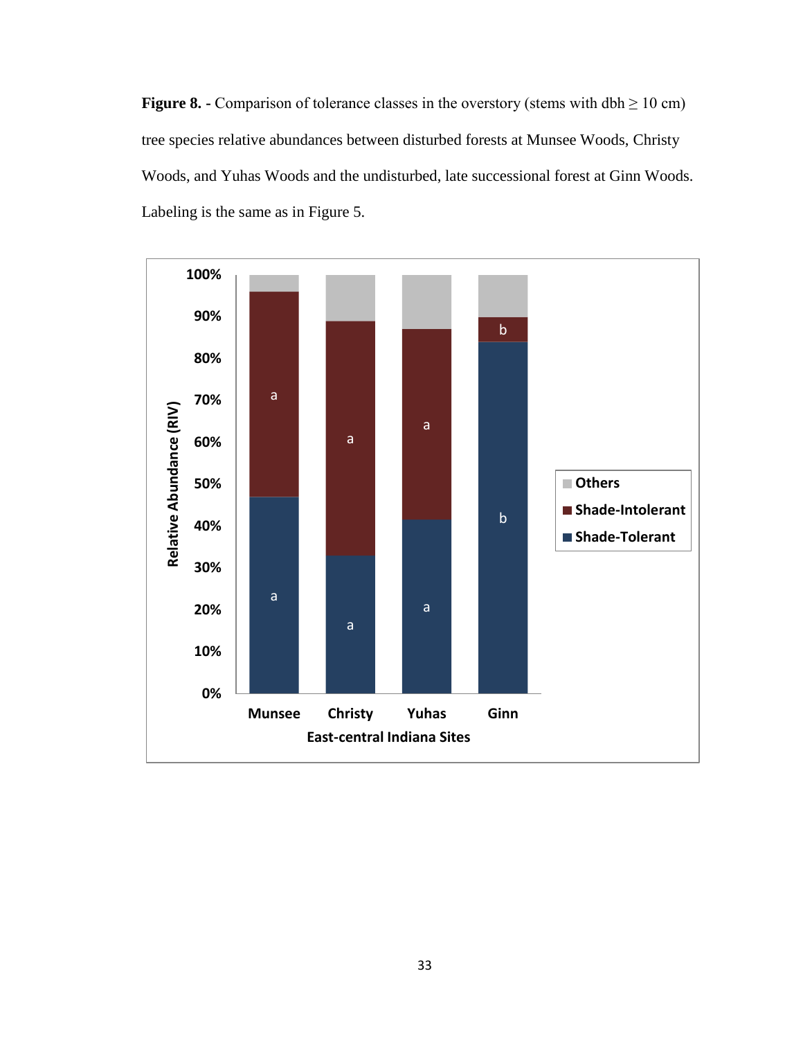**Figure 8. -** Comparison of tolerance classes in the overstory (stems with dbh ≥ 10 cm) tree species relative abundances between disturbed forests at Munsee Woods, Christy Woods, and Yuhas Woods and the undisturbed, late successional forest at Ginn Woods. Labeling is the same as in Figure 5.

Relative Abundance (RIV)

100%
90%
80%
70%
60%
50%
40%
30%
20%
10%
0%

a
a
a
a
a
a
b
b

Munsee
Christy
Yuhas
Ginn

East-central Indiana Sites

Others
Shade-Intolerant
Shade-Tolerant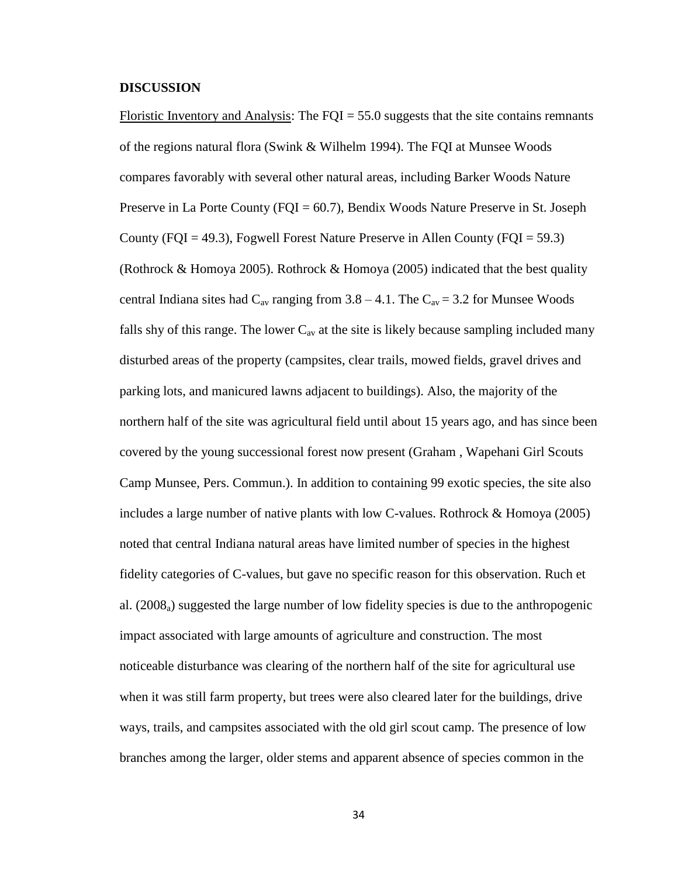**DISCUSSION**

Floristic Inventory and Analysis: The FQI = 55.0 suggests that the site contains remnants of the regions natural flora (Swink & Wilhelm 1994). The FQI at Munsee Woods compares favorably with several other natural areas, including Barker Woods Nature Preserve in La Porte County (FQI = 60.7), Bendix Woods Nature Preserve in St. Joseph County (FQI = 49.3), Fogwell Forest Nature Preserve in Allen County (FQI = 59.3) (Rothrock & Homoya 2005). Rothrock & Homoya (2005) indicated that the best quality central Indiana sites had $C_{av}$ ranging from 3.8 – 4.1. The $C_{av} = 3.2$ for Munsee Woods falls shy of this range. The lower $C_{av}$ at the site is likely because sampling included many disturbed areas of the property (campsites, clear trails, mowed fields, gravel drives and parking lots, and manicured lawns adjacent to buildings). Also, the majority of the northern half of the site was agricultural field until about 15 years ago, and has since been covered by the young successional forest now present (Graham , Wapehani Girl Scouts Camp Munsee, Pers. Commun.). In addition to containing 99 exotic species, the site also includes a large number of native plants with low C-values. Rothrock & Homoya (2005) noted that central Indiana natural areas have limited number of species in the highest fidelity categories of C-values, but gave no specific reason for this observation. Ruch et al. ($2008_a$) suggested the large number of low fidelity species is due to the anthropogenic impact associated with large amounts of agriculture and construction. The most noticeable disturbance was clearing of the northern half of the site for agricultural use when it was still farm property, but trees were also cleared later for the buildings, drive ways, trails, and campsites associated with the old girl scout camp. The presence of low branches among the larger, older stems and apparent absence of species common in the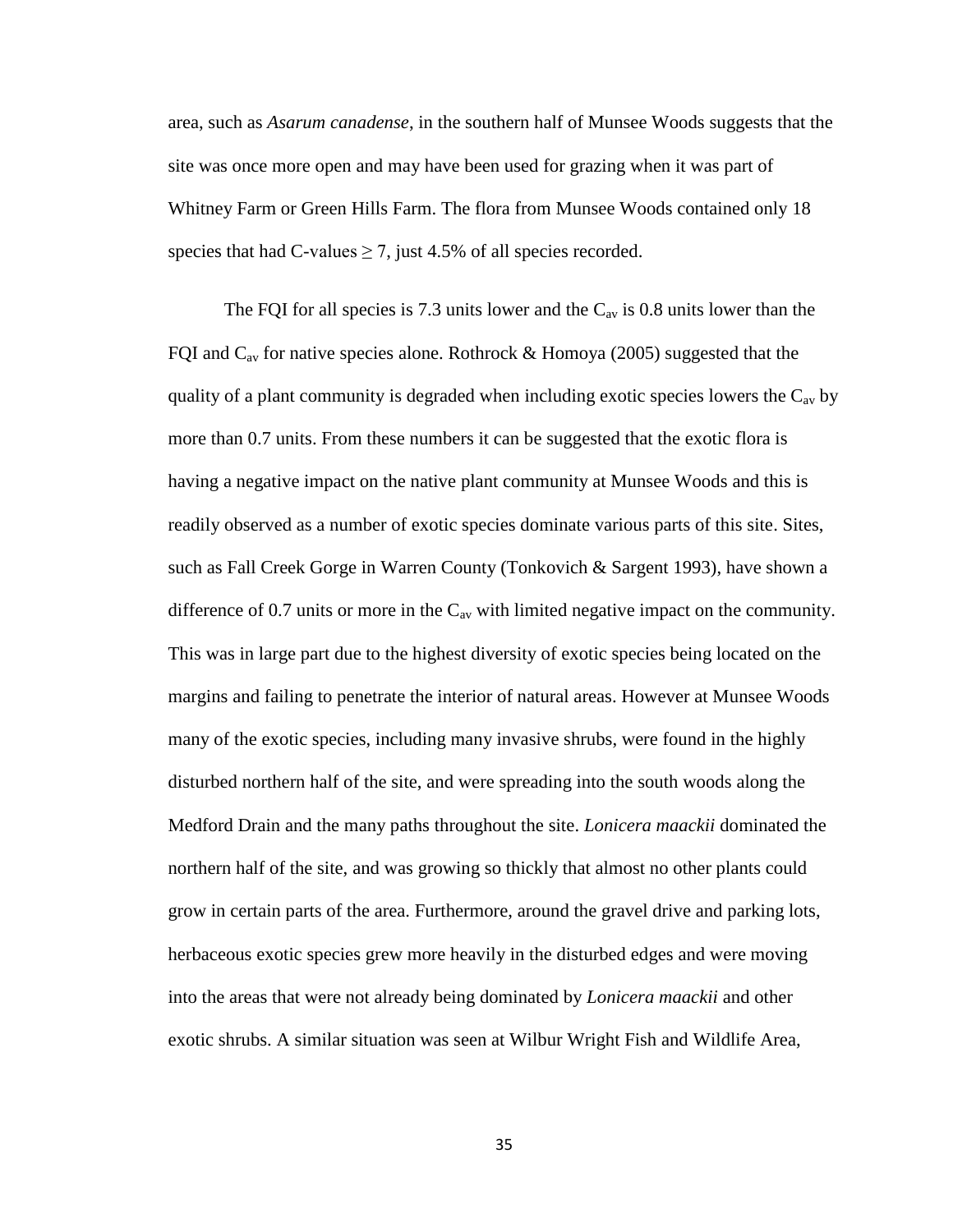area, such as *Asarum canadense*, in the southern half of Munsee Woods suggests that the site was once more open and may have been used for grazing when it was part of Whitney Farm or Green Hills Farm. The flora from Munsee Woods contained only 18 species that had C-values $\geq 7$, just 4.5% of all species recorded.

The FQI for all species is 7.3 units lower and the $C_{av}$ is 0.8 units lower than the FQI and $C_{av}$ for native species alone. Rothrock & Homoya (2005) suggested that the quality of a plant community is degraded when including exotic species lowers the $C_{av}$ by more than 0.7 units. From these numbers it can be suggested that the exotic flora is having a negative impact on the native plant community at Munsee Woods and this is readily observed as a number of exotic species dominate various parts of this site. Sites, such as Fall Creek Gorge in Warren County (Tonkovich & Sargent 1993), have shown a difference of 0.7 units or more in the $C_{av}$ with limited negative impact on the community. This was in large part due to the highest diversity of exotic species being located on the margins and failing to penetrate the interior of natural areas. However at Munsee Woods many of the exotic species, including many invasive shrubs, were found in the highly disturbed northern half of the site, and were spreading into the south woods along the Medford Drain and the many paths throughout the site. *Lonicera maackii* dominated the northern half of the site, and was growing so thickly that almost no other plants could grow in certain parts of the area. Furthermore, around the gravel drive and parking lots, herbaceous exotic species grew more heavily in the disturbed edges and were moving into the areas that were not already being dominated by *Lonicera maackii* and other exotic shrubs. A similar situation was seen at Wilbur Wright Fish and Wildlife Area,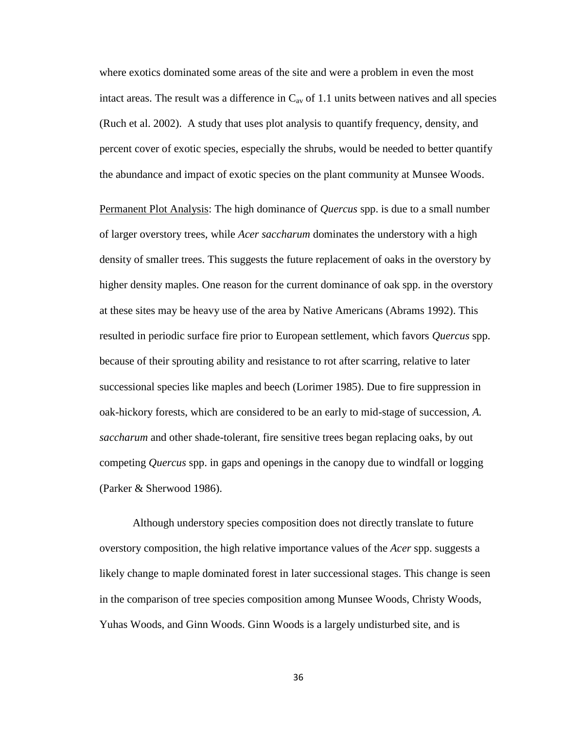where exotics dominated some areas of the site and were a problem in even the most intact areas. The result was a difference in $C_{av}$ of 1.1 units between natives and all species (Ruch et al. 2002). A study that uses plot analysis to quantify frequency, density, and percent cover of exotic species, especially the shrubs, would be needed to better quantify the abundance and impact of exotic species on the plant community at Munsee Woods.

Permanent Plot Analysis: The high dominance of *Quercus* spp. is due to a small number of larger overstory trees, while *Acer saccharum* dominates the understory with a high density of smaller trees. This suggests the future replacement of oaks in the overstory by higher density maples. One reason for the current dominance of oak spp. in the overstory at these sites may be heavy use of the area by Native Americans (Abrams 1992). This resulted in periodic surface fire prior to European settlement, which favors *Quercus* spp. because of their sprouting ability and resistance to rot after scarring, relative to later successional species like maples and beech (Lorimer 1985). Due to fire suppression in oak-hickory forests, which are considered to be an early to mid-stage of succession, *A. saccharum* and other shade-tolerant, fire sensitive trees began replacing oaks, by out competing *Quercus* spp. in gaps and openings in the canopy due to windfall or logging (Parker & Sherwood 1986).

Although understory species composition does not directly translate to future overstory composition, the high relative importance values of the *Acer* spp. suggests a likely change to maple dominated forest in later successional stages. This change is seen in the comparison of tree species composition among Munsee Woods, Christy Woods, Yuhas Woods, and Ginn Woods. Ginn Woods is a largely undisturbed site, and is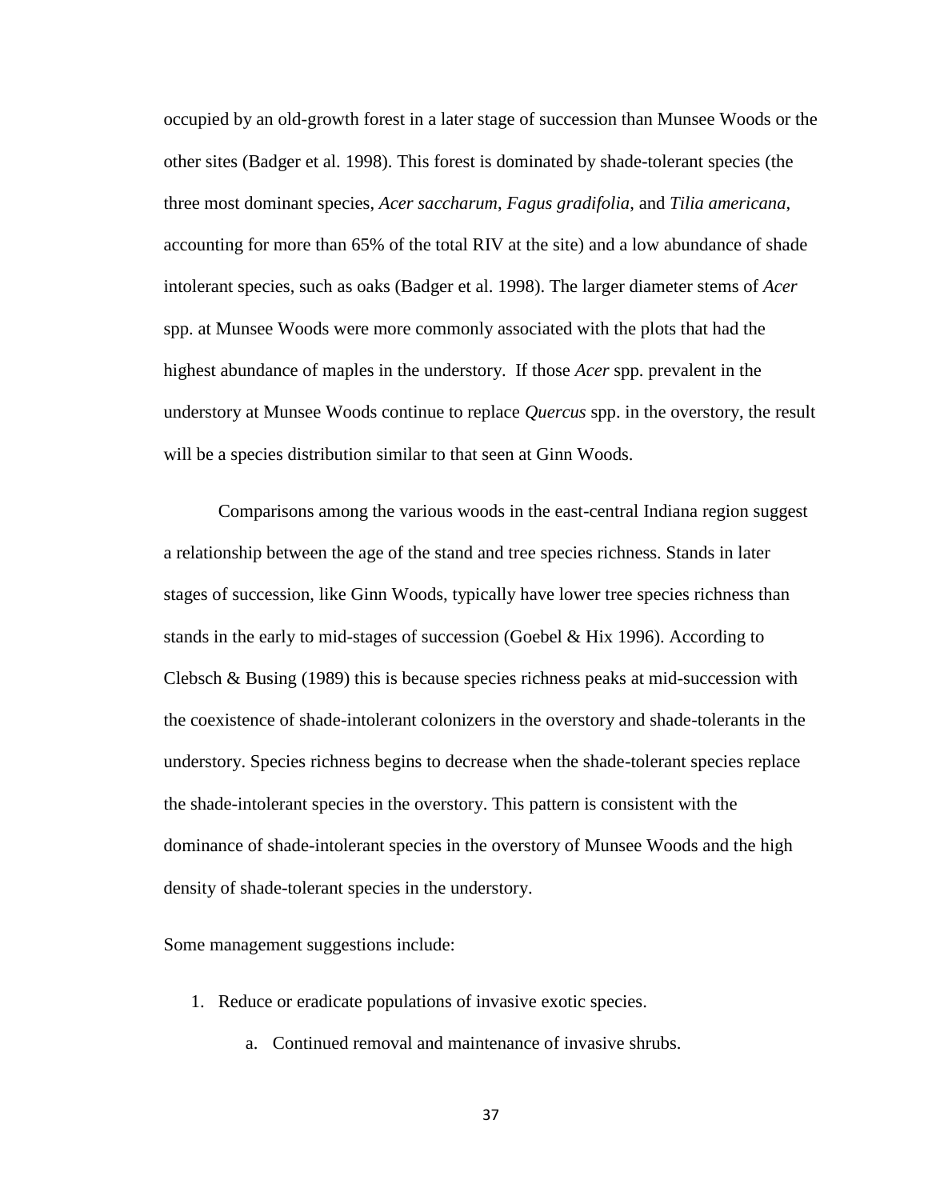occupied by an old-growth forest in a later stage of succession than Munsee Woods or the other sites (Badger et al. 1998). This forest is dominated by shade-tolerant species (the three most dominant species, *Acer saccharum*, *Fagus gradifolia*, and *Tilia americana*, accounting for more than 65% of the total RIV at the site) and a low abundance of shade intolerant species, such as oaks (Badger et al. 1998). The larger diameter stems of *Acer* spp. at Munsee Woods were more commonly associated with the plots that had the highest abundance of maples in the understory. If those *Acer* spp. prevalent in the understory at Munsee Woods continue to replace *Quercus* spp. in the overstory, the result will be a species distribution similar to that seen at Ginn Woods.

Comparisons among the various woods in the east-central Indiana region suggest a relationship between the age of the stand and tree species richness. Stands in later stages of succession, like Ginn Woods, typically have lower tree species richness than stands in the early to mid-stages of succession (Goebel & Hix 1996). According to Clebsch & Busing (1989) this is because species richness peaks at mid-succession with the coexistence of shade-intolerant colonizers in the overstory and shade-tolerants in the understory. Species richness begins to decrease when the shade-tolerant species replace the shade-intolerant species in the overstory. This pattern is consistent with the dominance of shade-intolerant species in the overstory of Munsee Woods and the high density of shade-tolerant species in the understory.

Some management suggestions include:

1. Reduce or eradicate populations of invasive exotic species.
    a. Continued removal and maintenance of invasive shrubs.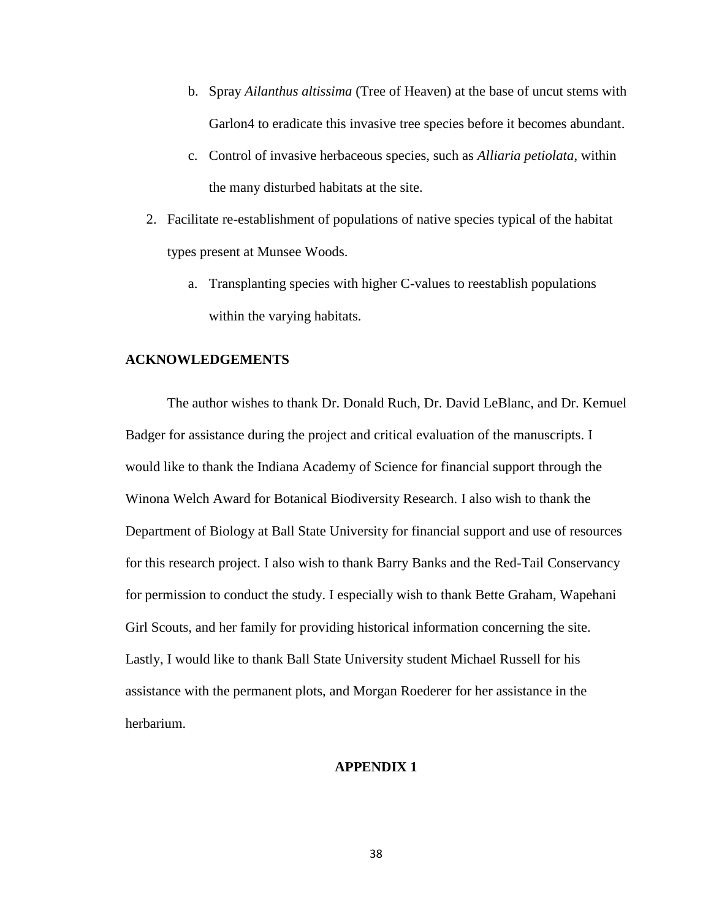b. Spray *Ailanthus altissima* (Tree of Heaven) at the base of uncut stems with Garlon4 to eradicate this invasive tree species before it becomes abundant.
   c. Control of invasive herbaceous species, such as *Alliaria petiolata*, within the many disturbed habitats at the site.

2. Facilitate re-establishment of populations of native species typical of the habitat types present at Munsee Woods.
   a. Transplanting species with higher C-values to reestablish populations within the varying habitats.

## ACKNOWLEDGEMENTS

The author wishes to thank Dr. Donald Ruch, Dr. David LeBlanc, and Dr. Kemuel Badger for assistance during the project and critical evaluation of the manuscripts. I would like to thank the Indiana Academy of Science for financial support through the Winona Welch Award for Botanical Biodiversity Research. I also wish to thank the Department of Biology at Ball State University for financial support and use of resources for this research project. I also wish to thank Barry Banks and the Red-Tail Conservancy for permission to conduct the study. I especially wish to thank Bette Graham, Wapehani Girl Scouts, and her family for providing historical information concerning the site. Lastly, I would like to thank Ball State University student Michael Russell for his assistance with the permanent plots, and Morgan Roederer for her assistance in the herbarium.

## APPENDIX 1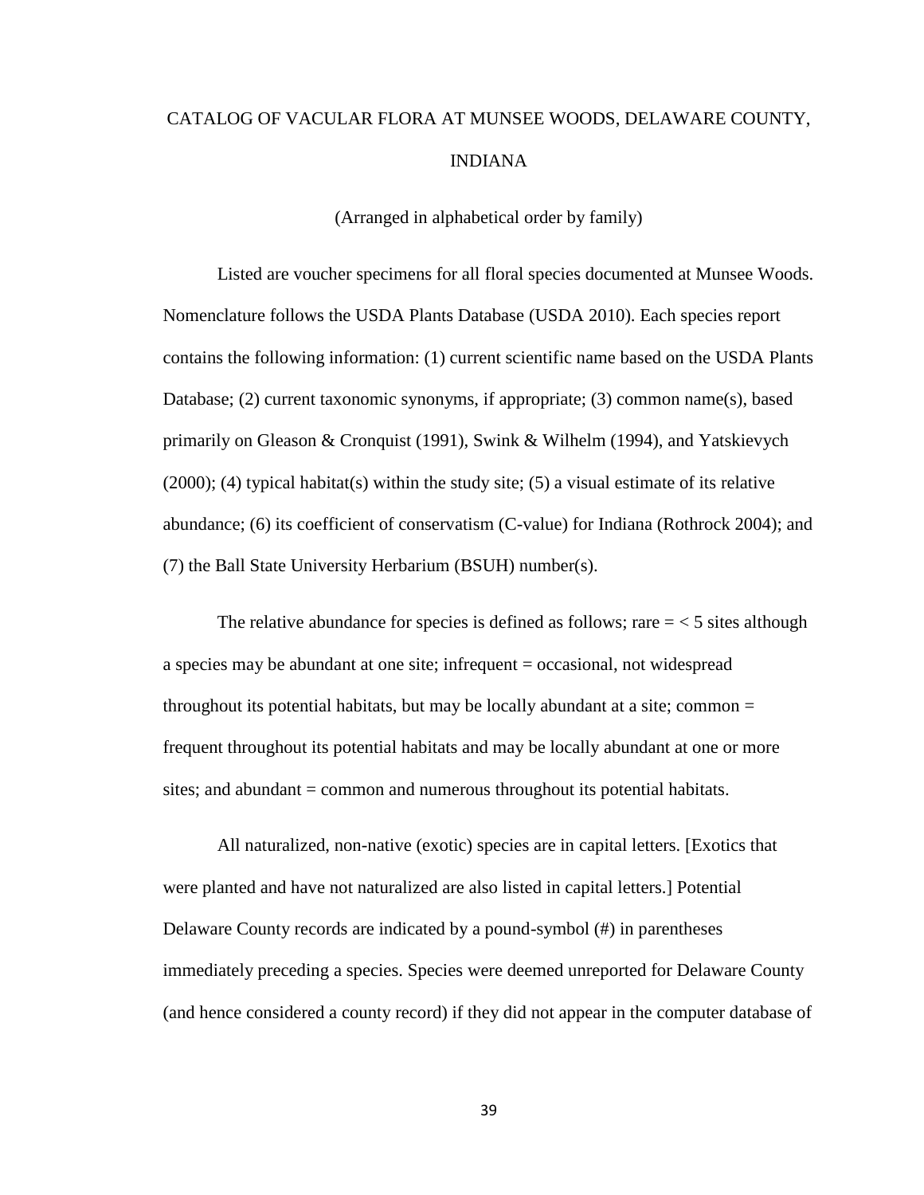# CATALOG OF VACULAR FLORA AT MUNSEE WOODS, DELAWARE COUNTY, INDIANA

(Arranged in alphabetical order by family)

Listed are voucher specimens for all floral species documented at Munsee Woods. Nomenclature follows the USDA Plants Database (USDA 2010). Each species report contains the following information: (1) current scientific name based on the USDA Plants Database; (2) current taxonomic synonyms, if appropriate; (3) common name(s), based primarily on Gleason & Cronquist (1991), Swink & Wilhelm (1994), and Yatskievych (2000); (4) typical habitat(s) within the study site; (5) a visual estimate of its relative abundance; (6) its coefficient of conservatism (C-value) for Indiana (Rothrock 2004); and (7) the Ball State University Herbarium (BSUH) number(s).

The relative abundance for species is defined as follows; rare = < 5 sites although a species may be abundant at one site; infrequent = occasional, not widespread throughout its potential habitats, but may be locally abundant at a site; common = frequent throughout its potential habitats and may be locally abundant at one or more sites; and abundant = common and numerous throughout its potential habitats.

All naturalized, non-native (exotic) species are in capital letters. [Exotics that were planted and have not naturalized are also listed in capital letters.] Potential Delaware County records are indicated by a pound-symbol (#) in parentheses immediately preceding a species. Species were deemed unreported for Delaware County (and hence considered a county record) if they did not appear in the computer database of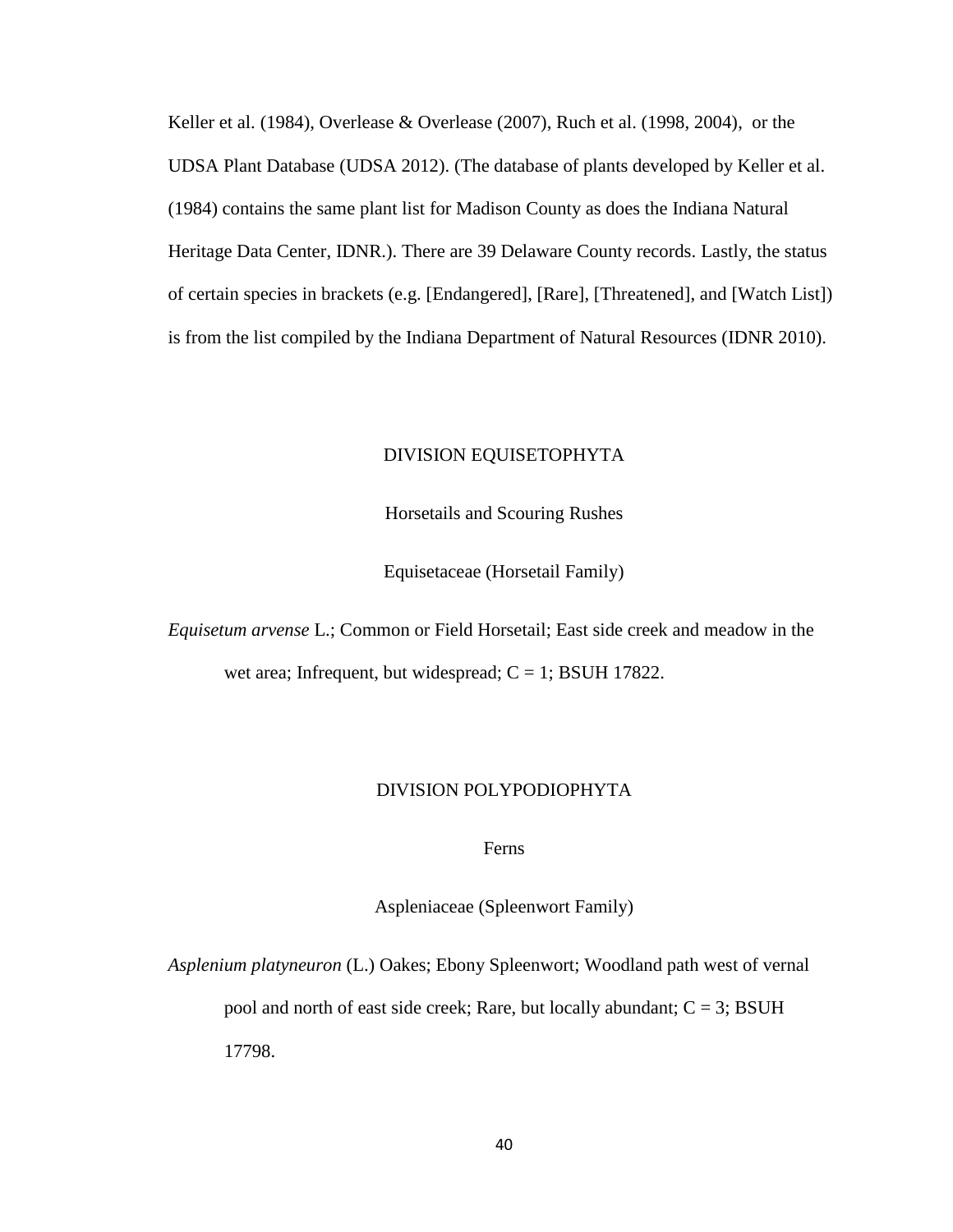Keller et al. (1984), Overlease & Overlease (2007), Ruch et al. (1998, 2004), or the UDSA Plant Database (UDSA 2012). (The database of plants developed by Keller et al. (1984) contains the same plant list for Madison County as does the Indiana Natural Heritage Data Center, IDNR.). There are 39 Delaware County records. Lastly, the status of certain species in brackets (e.g. [Endangered], [Rare], [Threatened], and [Watch List]) is from the list compiled by the Indiana Department of Natural Resources (IDNR 2010).

## DIVISION EQUISETOPHYTA

### Horsetails and Scouring Rushes

#### Equisetaceae (Horsetail Family)

*Equisetum arvense* L.; Common or Field Horsetail; East side creek and meadow in the wet area; Infrequent, but widespread; C = 1; BSUH 17822.

## DIVISION POLYPODIOPHYTA

### Ferns

#### Aspleniaceae (Spleenwort Family)

*Asplenium platyneuron* (L.) Oakes; Ebony Spleenwort; Woodland path west of vernal pool and north of east side creek; Rare, but locally abundant; C = 3; BSUH 17798.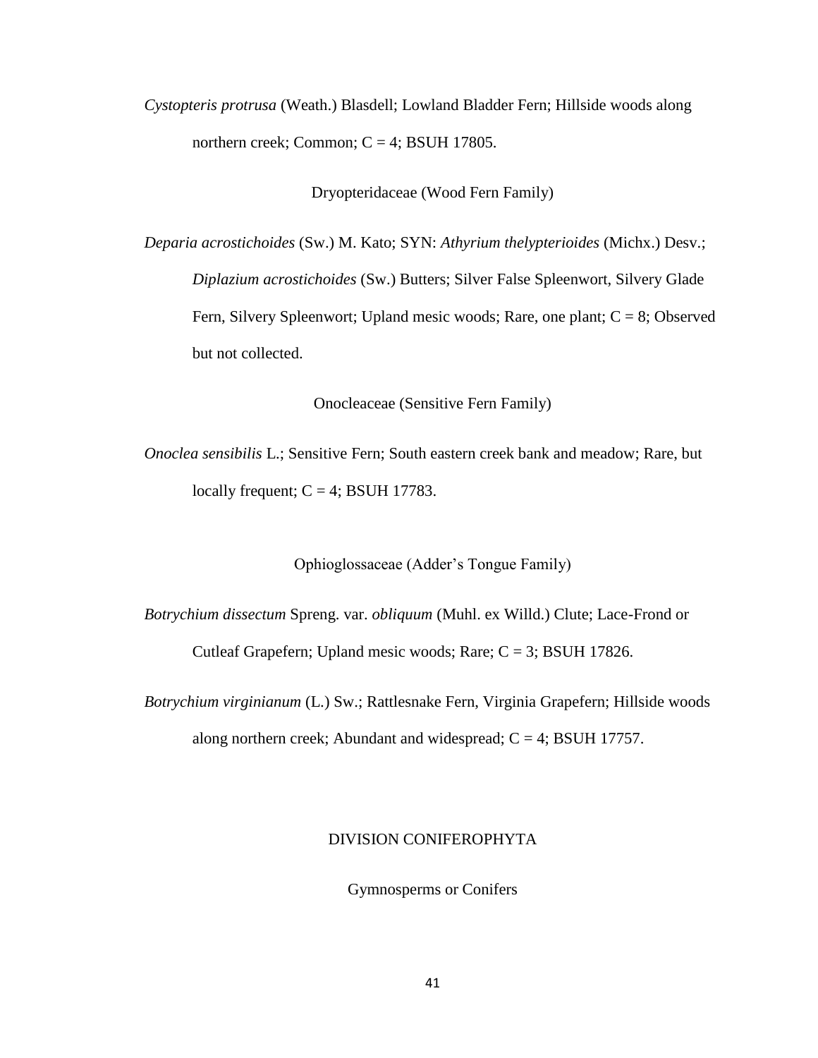*Cystopteris protrusa* (Weath.) Blasdell; Lowland Bladder Fern; Hillside woods along northern creek; Common; C = 4; BSUH 17805.

Dryopteridaceae (Wood Fern Family)

*Deparia acrostichoides* (Sw.) M. Kato; SYN: *Athyrium thelypterioides* (Michx.) Desv.; *Diplazium acrostichoides* (Sw.) Butters; Silver False Spleenwort, Silvery Glade Fern, Silvery Spleenwort; Upland mesic woods; Rare, one plant; C = 8; Observed but not collected.

Onocleaceae (Sensitive Fern Family)

*Onoclea sensibilis* L.; Sensitive Fern; South eastern creek bank and meadow; Rare, but locally frequent; C = 4; BSUH 17783.

Ophioglossaceae (Adder's Tongue Family)

*Botrychium dissectum* Spreng. var. *obliquum* (Muhl. ex Willd.) Clute; Lace-Frond or Cutleaf Grapefern; Upland mesic woods; Rare; C = 3; BSUH 17826.

*Botrychium virginianum* (L.) Sw.; Rattlesnake Fern, Virginia Grapefern; Hillside woods along northern creek; Abundant and widespread; C = 4; BSUH 17757.

## DIVISION CONIFEROPHYTA

Gymnosperms or Conifers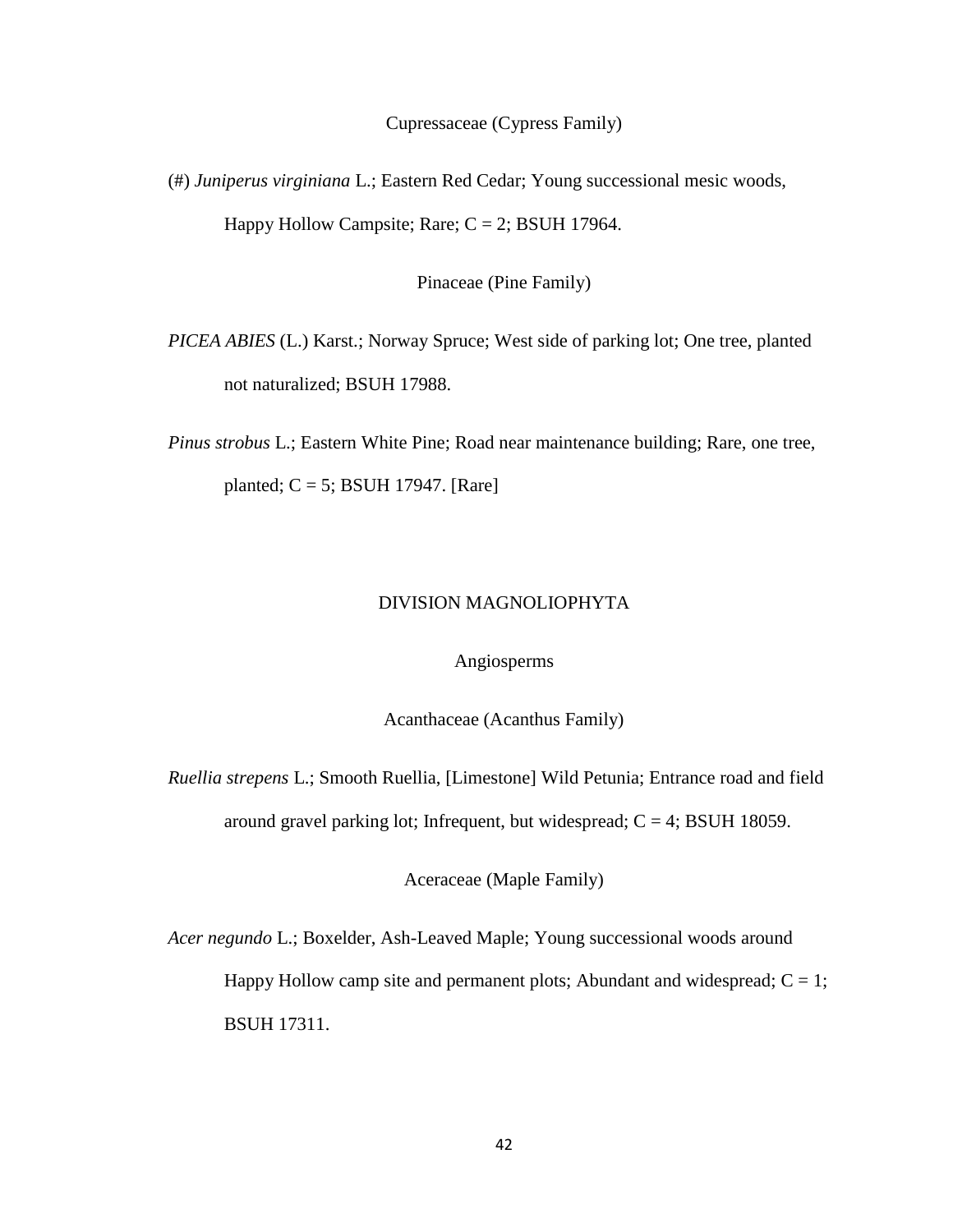Cupressaceae (Cypress Family)

(#) *Juniperus virginiana* L.; Eastern Red Cedar; Young successional mesic woods, Happy Hollow Campsite; Rare; C = 2; BSUH 17964.

Pinaceae (Pine Family)

*PICEA ABIES* (L.) Karst.; Norway Spruce; West side of parking lot; One tree, planted not naturalized; BSUH 17988.

*Pinus strobus* L.; Eastern White Pine; Road near maintenance building; Rare, one tree, planted; C = 5; BSUH 17947. [Rare]

DIVISION MAGNOLIOPHYTA

Angiosperms

Acanthaceae (Acanthus Family)

*Ruellia strepens* L.; Smooth Ruellia, [Limestone] Wild Petunia; Entrance road and field around gravel parking lot; Infrequent, but widespread; C = 4; BSUH 18059.

Aceraceae (Maple Family)

*Acer negundo* L.; Boxelder, Ash-Leaved Maple; Young successional woods around Happy Hollow camp site and permanent plots; Abundant and widespread; C = 1; BSUH 17311.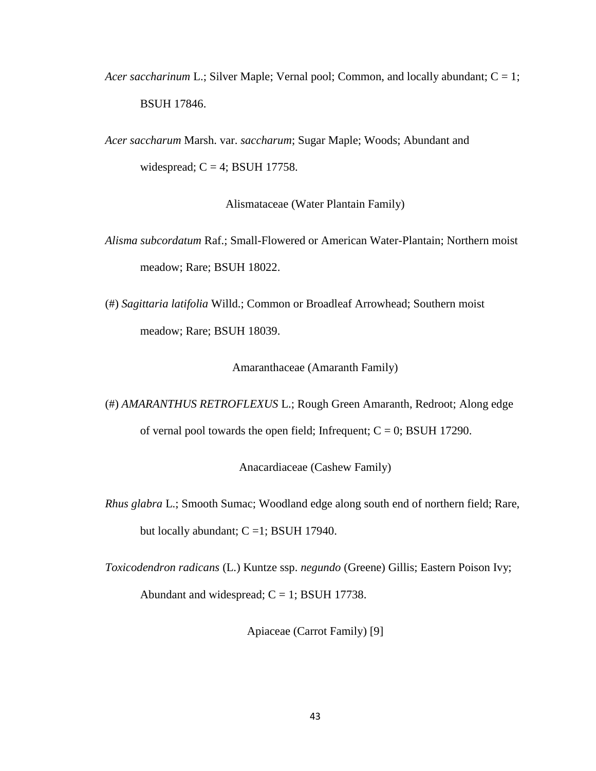*Acer saccharinum* L.; Silver Maple; Vernal pool; Common, and locally abundant; C = 1; BSUH 17846.

*Acer saccharum* Marsh. var. *saccharum*; Sugar Maple; Woods; Abundant and widespread; C = 4; BSUH 17758.

Alismataceae (Water Plantain Family)

*Alisma subcordatum* Raf.; Small-Flowered or American Water-Plantain; Northern moist meadow; Rare; BSUH 18022.

(#) *Sagittaria latifolia* Willd.; Common or Broadleaf Arrowhead; Southern moist meadow; Rare; BSUH 18039.

Amaranthaceae (Amaranth Family)

(#) *AMARANTHUS RETROFLEXUS* L.; Rough Green Amaranth, Redroot; Along edge of vernal pool towards the open field; Infrequent; C = 0; BSUH 17290.

Anacardiaceae (Cashew Family)

*Rhus glabra* L.; Smooth Sumac; Woodland edge along south end of northern field; Rare, but locally abundant; C =1; BSUH 17940.

*Toxicodendron radicans* (L.) Kuntze ssp. *negundo* (Greene) Gillis; Eastern Poison Ivy; Abundant and widespread; C = 1; BSUH 17738.

Apiaceae (Carrot Family) [9]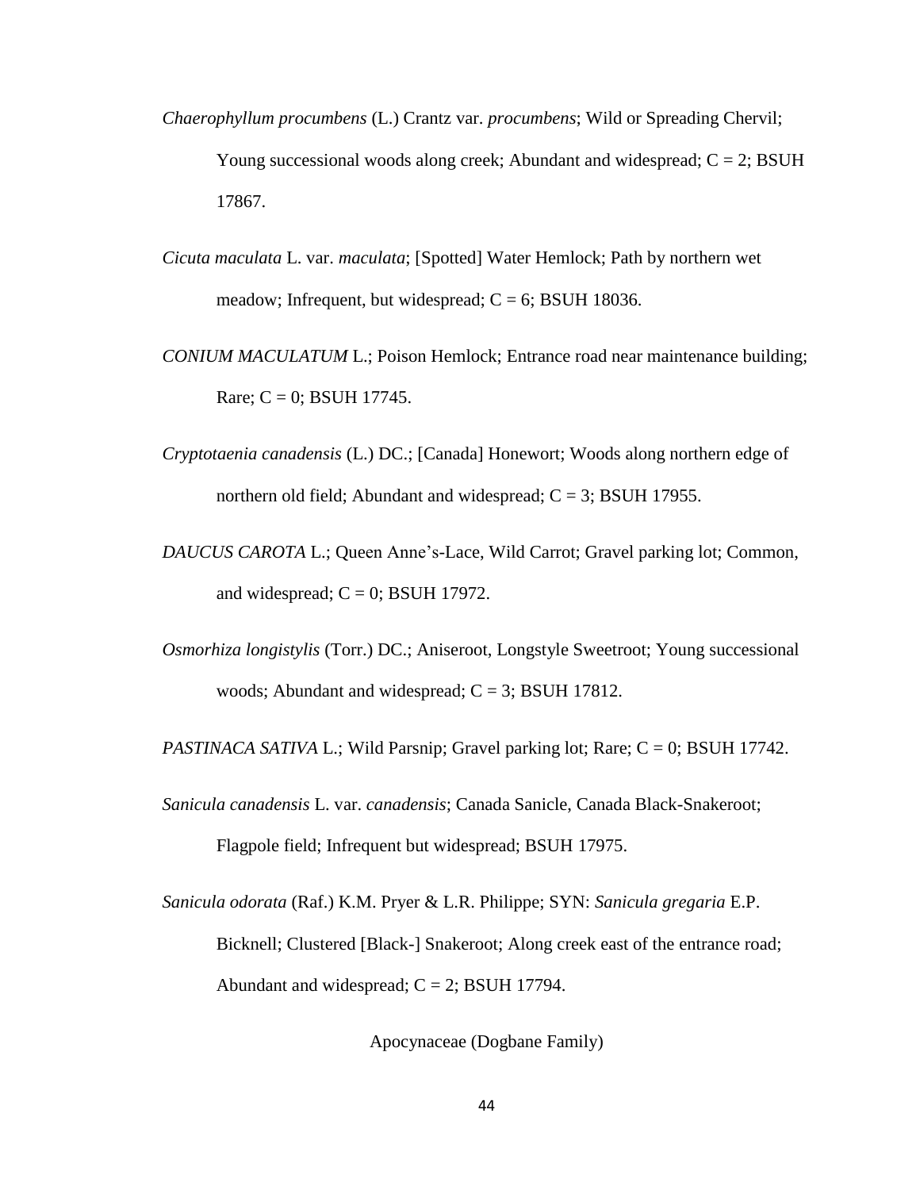*Chaerophyllum procumbens* (L.) Crantz var. *procumbens*; Wild or Spreading Chervil; Young successional woods along creek; Abundant and widespread; C = 2; BSUH 17867.

*Cicuta maculata* L. var. *maculata*; [Spotted] Water Hemlock; Path by northern wet meadow; Infrequent, but widespread; C = 6; BSUH 18036.

*CONIUM MACULATUM* L.; Poison Hemlock; Entrance road near maintenance building; Rare; C = 0; BSUH 17745.

*Cryptotaenia canadensis* (L.) DC.; [Canada] Honewort; Woods along northern edge of northern old field; Abundant and widespread; C = 3; BSUH 17955.

*DAUCUS CAROTA* L.; Queen Anne's-Lace, Wild Carrot; Gravel parking lot; Common, and widespread; C = 0; BSUH 17972.

*Osmorhiza longistylis* (Torr.) DC.; Aniseroot, Longstyle Sweetroot; Young successional woods; Abundant and widespread; C = 3; BSUH 17812.

*PASTINACA SATIVA* L.; Wild Parsnip; Gravel parking lot; Rare; C = 0; BSUH 17742.

*Sanicula canadensis* L. var. *canadensis*; Canada Sanicle, Canada Black-Snakeroot; Flagpole field; Infrequent but widespread; BSUH 17975.

*Sanicula odorata* (Raf.) K.M. Pryer & L.R. Philippe; SYN: *Sanicula gregaria* E.P. Bicknell; Clustered [Black-] Snakeroot; Along creek east of the entrance road; Abundant and widespread; C = 2; BSUH 17794.

Apocynaceae (Dogbane Family)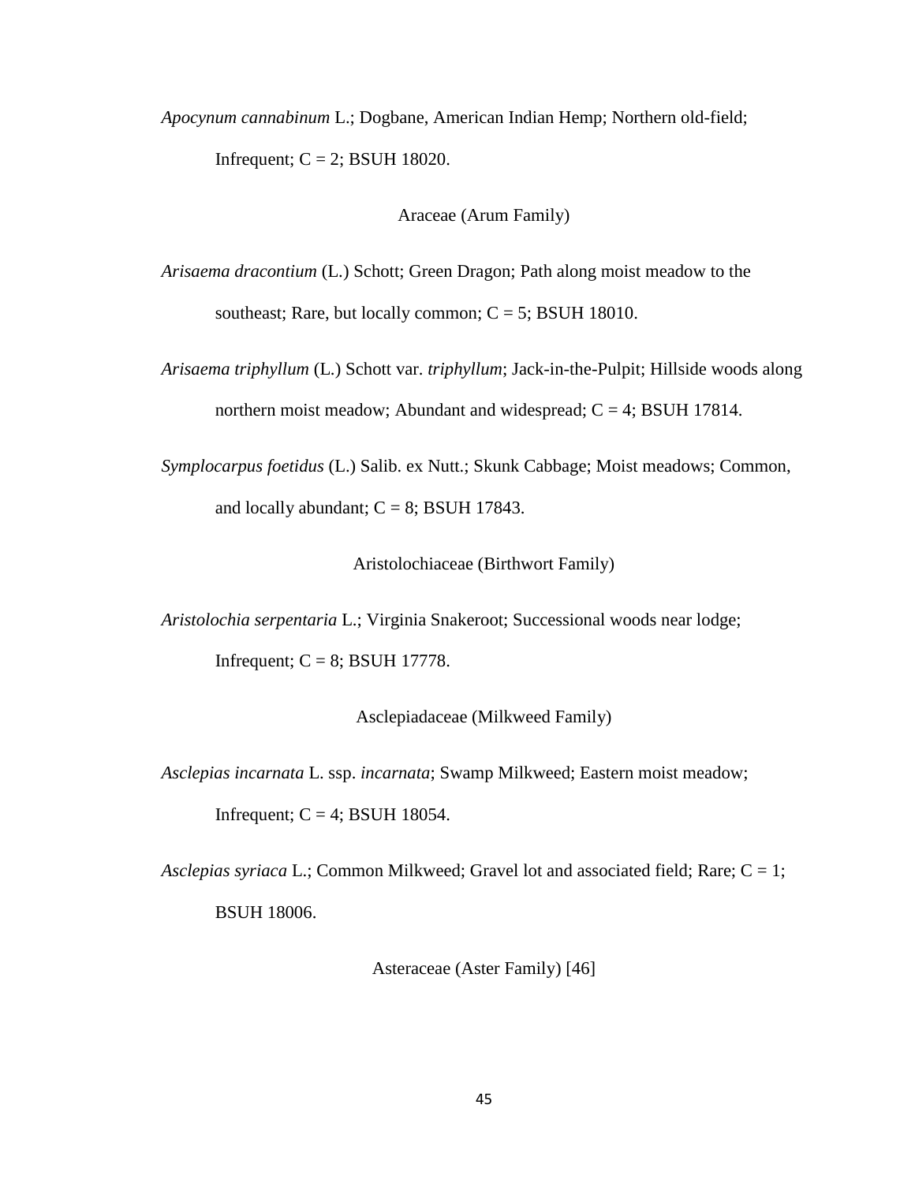*Apocynum cannabinum* L.; Dogbane, American Indian Hemp; Northern old-field; Infrequent; C = 2; BSUH 18020.

Araceae (Arum Family)

*Arisaema dracontium* (L.) Schott; Green Dragon; Path along moist meadow to the southeast; Rare, but locally common; C = 5; BSUH 18010.

*Arisaema triphyllum* (L.) Schott var. *triphyllum*; Jack-in-the-Pulpit; Hillside woods along northern moist meadow; Abundant and widespread; C = 4; BSUH 17814.

*Symplocarpus foetidus* (L.) Salib. ex Nutt.; Skunk Cabbage; Moist meadows; Common, and locally abundant; C = 8; BSUH 17843.

Aristolochiaceae (Birthwort Family)

*Aristolochia serpentaria* L.; Virginia Snakeroot; Successional woods near lodge; Infrequent; C = 8; BSUH 17778.

Asclepiadaceae (Milkweed Family)

*Asclepias incarnata* L. ssp. *incarnata*; Swamp Milkweed; Eastern moist meadow; Infrequent; C = 4; BSUH 18054.

*Asclepias syriaca* L.; Common Milkweed; Gravel lot and associated field; Rare; C = 1; BSUH 18006.

Asteraceae (Aster Family) [46]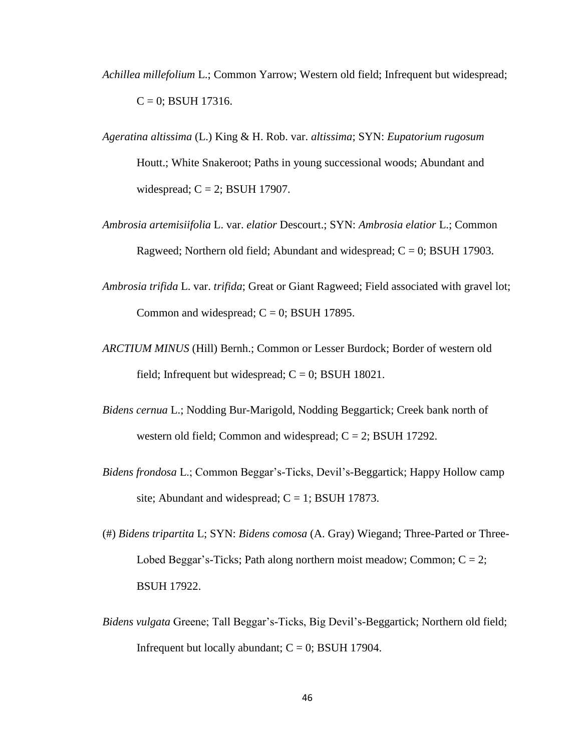*Achillea millefolium* L.; Common Yarrow; Western old field; Infrequent but widespread; C = 0; BSUH 17316.

*Ageratina altissima* (L.) King & H. Rob. var. *altissima*; SYN: *Eupatorium rugosum* Houtt.; White Snakeroot; Paths in young successional woods; Abundant and widespread; C = 2; BSUH 17907.

*Ambrosia artemisiifolia* L. var. *elatior* Descourt.; SYN: *Ambrosia elatior* L.; Common Ragweed; Northern old field; Abundant and widespread; C = 0; BSUH 17903.

*Ambrosia trifida* L. var. *trifida*; Great or Giant Ragweed; Field associated with gravel lot; Common and widespread; C = 0; BSUH 17895.

*ARCTIUM MINUS* (Hill) Bernh.; Common or Lesser Burdock; Border of western old field; Infrequent but widespread; C = 0; BSUH 18021.

*Bidens cernua* L.; Nodding Bur-Marigold, Nodding Beggartick; Creek bank north of western old field; Common and widespread; C = 2; BSUH 17292.

*Bidens frondosa* L.; Common Beggar's-Ticks, Devil's-Beggartick; Happy Hollow camp site; Abundant and widespread; C = 1; BSUH 17873.

(#) *Bidens tripartita* L; SYN: *Bidens comosa* (A. Gray) Wiegand; Three-Parted or Three-Lobed Beggar's-Ticks; Path along northern moist meadow; Common; C = 2; BSUH 17922.

*Bidens vulgata* Greene; Tall Beggar's-Ticks, Big Devil's-Beggartick; Northern old field; Infrequent but locally abundant; C = 0; BSUH 17904.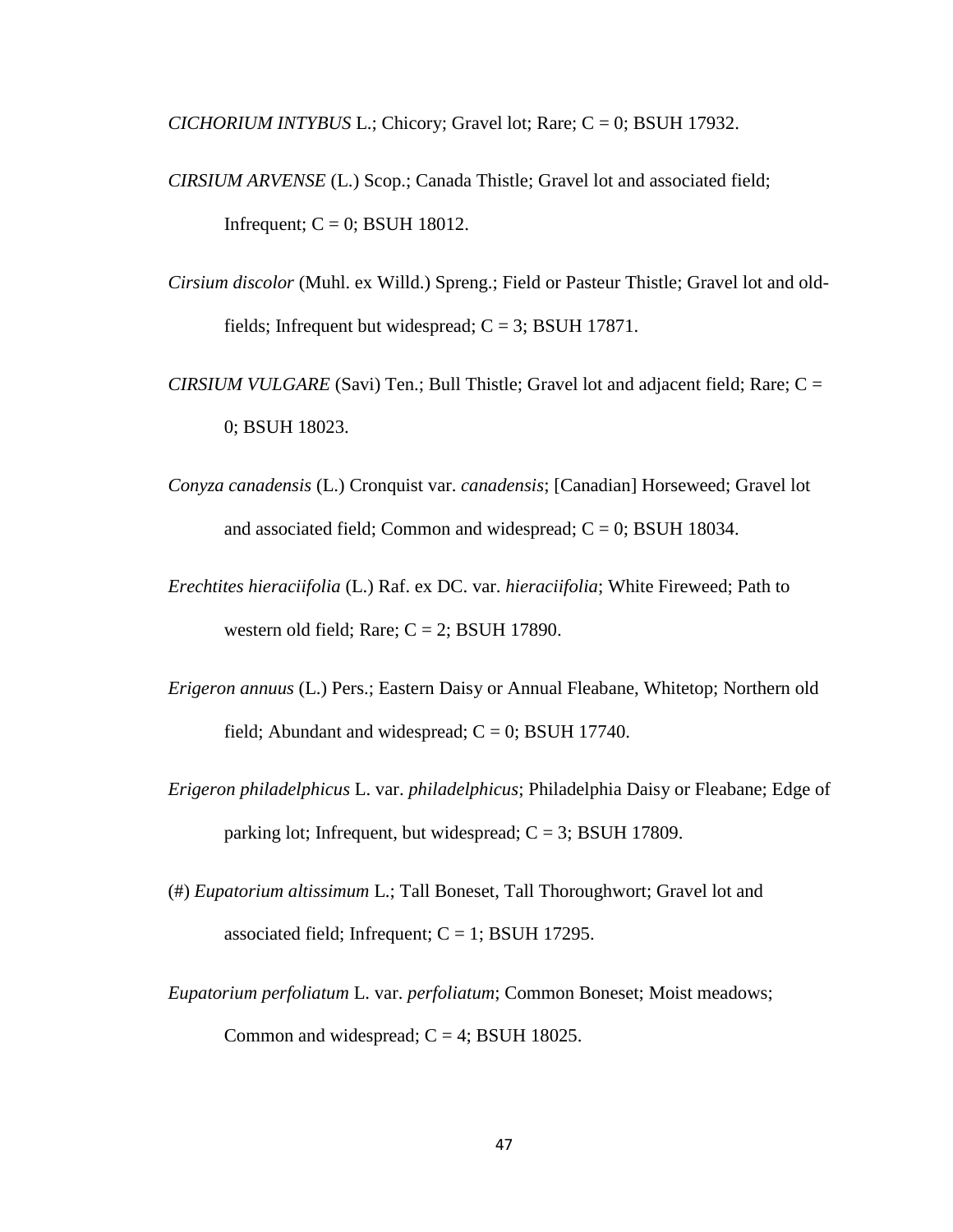*CICHORIUM INTYBUS* L.; Chicory; Gravel lot; Rare; C = 0; BSUH 17932.

*CIRSIUM ARVENSE* (L.) Scop.; Canada Thistle; Gravel lot and associated field; Infrequent; C = 0; BSUH 18012.

*Cirsium discolor* (Muhl. ex Willd.) Spreng.; Field or Pasteur Thistle; Gravel lot and old-fields; Infrequent but widespread; C = 3; BSUH 17871.

*CIRSIUM VULGARE* (Savi) Ten.; Bull Thistle; Gravel lot and adjacent field; Rare; C = 0; BSUH 18023.

*Conyza canadensis* (L.) Cronquist var. *canadensis*; [Canadian] Horseweed; Gravel lot and associated field; Common and widespread; C = 0; BSUH 18034.

*Erechtites hieraciifolia* (L.) Raf. ex DC. var. *hieraciifolia*; White Fireweed; Path to western old field; Rare; C = 2; BSUH 17890.

*Erigeron annuus* (L.) Pers.; Eastern Daisy or Annual Fleabane, Whitetop; Northern old field; Abundant and widespread; C = 0; BSUH 17740.

*Erigeron philadelphicus* L. var. *philadelphicus*; Philadelphia Daisy or Fleabane; Edge of parking lot; Infrequent, but widespread; C = 3; BSUH 17809.

(#) *Eupatorium altissimum* L.; Tall Boneset, Tall Thoroughwort; Gravel lot and associated field; Infrequent; C = 1; BSUH 17295.

*Eupatorium perfoliatum* L. var. *perfoliatum*; Common Boneset; Moist meadows; Common and widespread; C = 4; BSUH 18025.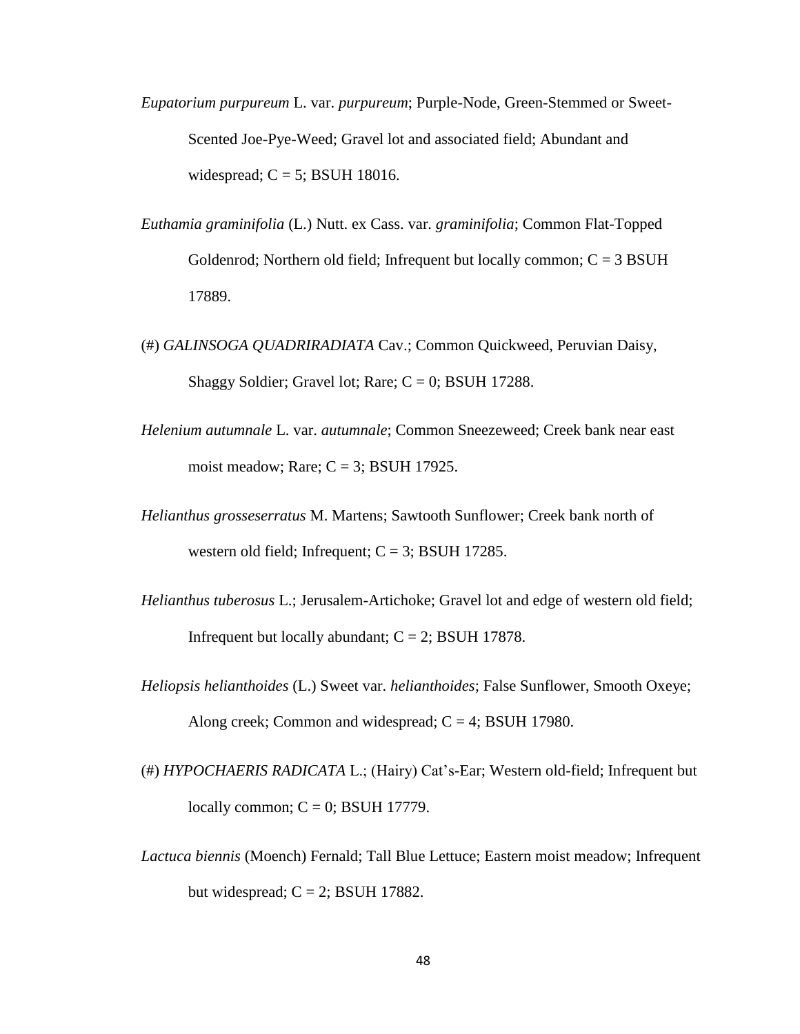*Eupatorium purpureum* L. var. *purpureum*; Purple-Node, Green-Stemmed or Sweet-Scented Joe-Pye-Weed; Gravel lot and associated field; Abundant and widespread; C = 5; BSUH 18016.

*Euthamia graminifolia* (L.) Nutt. ex Cass. var. *graminifolia*; Common Flat-Topped Goldenrod; Northern old field; Infrequent but locally common; C = 3 BSUH 17889.

(#) *GALINSOGA QUADRIRADIATA* Cav.; Common Quickweed, Peruvian Daisy, Shaggy Soldier; Gravel lot; Rare; C = 0; BSUH 17288.

*Helenium autumnale* L. var. *autumnale*; Common Sneezeweed; Creek bank near east moist meadow; Rare; C = 3; BSUH 17925.

*Helianthus grosseserratus* M. Martens; Sawtooth Sunflower; Creek bank north of western old field; Infrequent; C = 3; BSUH 17285.

*Helianthus tuberosus* L.; Jerusalem-Artichoke; Gravel lot and edge of western old field; Infrequent but locally abundant; C = 2; BSUH 17878.

*Heliopsis helianthoides* (L.) Sweet var. *helianthoides*; False Sunflower, Smooth Oxeye; Along creek; Common and widespread; C = 4; BSUH 17980.

(#) *HYPOCHAERIS RADICATA* L.; (Hairy) Cat's-Ear; Western old-field; Infrequent but locally common; C = 0; BSUH 17779.

*Lactuca biennis* (Moench) Fernald; Tall Blue Lettuce; Eastern moist meadow; Infrequent but widespread; C = 2; BSUH 17882.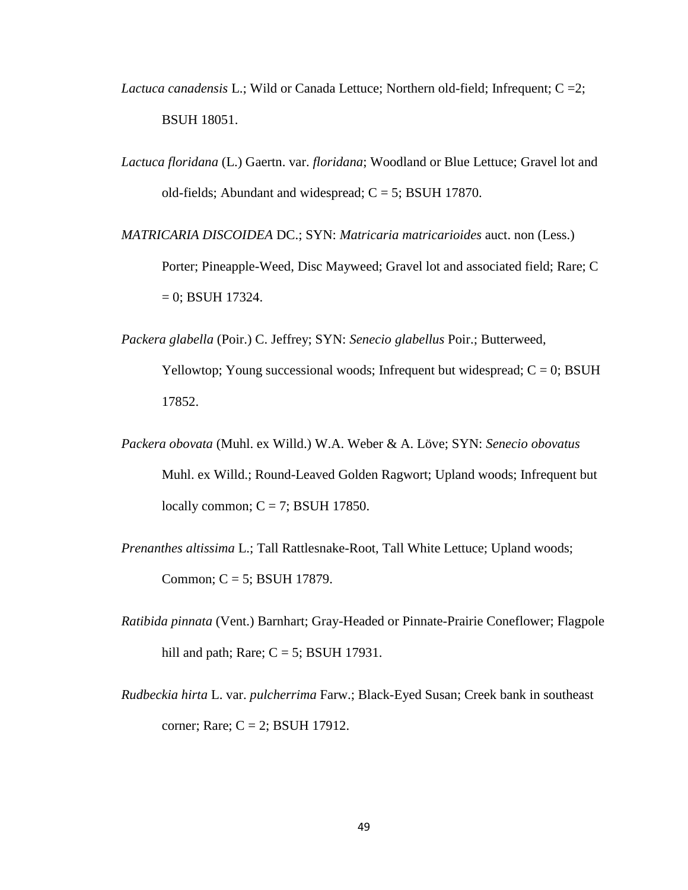*Lactuca canadensis* L.; Wild or Canada Lettuce; Northern old-field; Infrequent; C =2; BSUH 18051.

*Lactuca floridana* (L.) Gaertn. var. *floridana*; Woodland or Blue Lettuce; Gravel lot and old-fields; Abundant and widespread; C = 5; BSUH 17870.

*MATRICARIA DISCOIDEA* DC.; SYN: *Matricaria matricarioides* auct. non (Less.) Porter; Pineapple-Weed, Disc Mayweed; Gravel lot and associated field; Rare; C = 0; BSUH 17324.

*Packera glabella* (Poir.) C. Jeffrey; SYN: *Senecio glabellus* Poir.; Butterweed, Yellowtop; Young successional woods; Infrequent but widespread; C = 0; BSUH 17852.

*Packera obovata* (Muhl. ex Willd.) W.A. Weber & A. Löve; SYN: *Senecio obovatus* Muhl. ex Willd.; Round-Leaved Golden Ragwort; Upland woods; Infrequent but locally common; C = 7; BSUH 17850.

*Prenanthes altissima* L.; Tall Rattlesnake-Root, Tall White Lettuce; Upland woods; Common; C = 5; BSUH 17879.

*Ratibida pinnata* (Vent.) Barnhart; Gray-Headed or Pinnate-Prairie Coneflower; Flagpole hill and path; Rare; C = 5; BSUH 17931.

*Rudbeckia hirta* L. var. *pulcherrima* Farw.; Black-Eyed Susan; Creek bank in southeast corner; Rare; C = 2; BSUH 17912.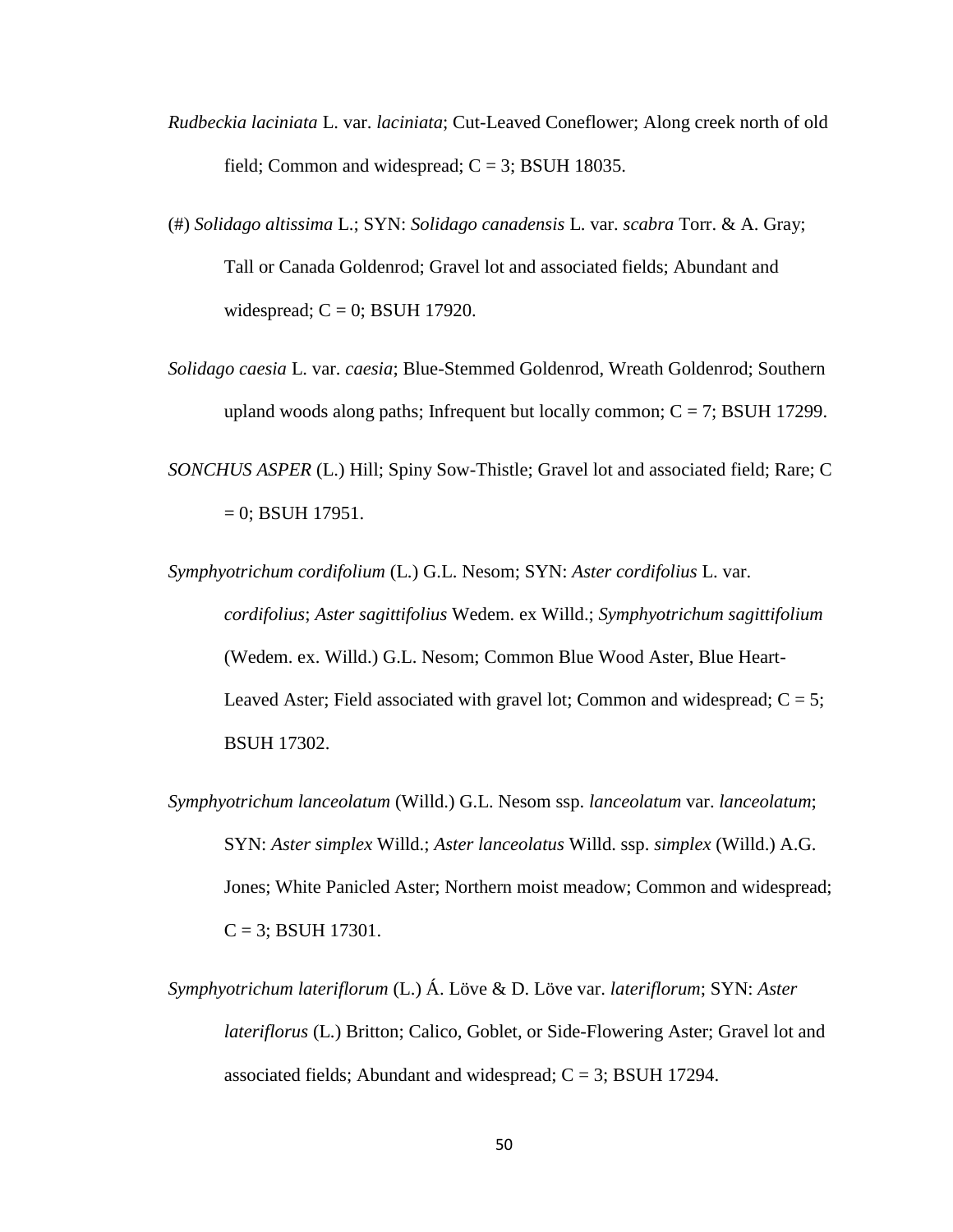*Rudbeckia laciniata* L. var. *laciniata*; Cut-Leaved Coneflower; Along creek north of old field; Common and widespread; C = 3; BSUH 18035.

(#) *Solidago altissima* L.; SYN: *Solidago canadensis* L. var. *scabra* Torr. & A. Gray; Tall or Canada Goldenrod; Gravel lot and associated fields; Abundant and widespread; C = 0; BSUH 17920.

*Solidago caesia* L. var. *caesia*; Blue-Stemmed Goldenrod, Wreath Goldenrod; Southern upland woods along paths; Infrequent but locally common; C = 7; BSUH 17299.

*SONCHUS ASPER* (L.) Hill; Spiny Sow-Thistle; Gravel lot and associated field; Rare; C = 0; BSUH 17951.

*Symphyotrichum cordifolium* (L.) G.L. Nesom; SYN: *Aster cordifolius* L. var. *cordifolius*; *Aster sagittifolius* Wedem. ex Willd.; *Symphyotrichum sagittifolium* (Wedem. ex. Willd.) G.L. Nesom; Common Blue Wood Aster, Blue Heart-Leaved Aster; Field associated with gravel lot; Common and widespread; C = 5; BSUH 17302.

*Symphyotrichum lanceolatum* (Willd.) G.L. Nesom ssp. *lanceolatum* var. *lanceolatum*; SYN: *Aster simplex* Willd.; *Aster lanceolatus* Willd. ssp. *simplex* (Willd.) A.G. Jones; White Panicled Aster; Northern moist meadow; Common and widespread; C = 3; BSUH 17301.

*Symphyotrichum lateriflorum* (L.) Á. Löve & D. Löve var. *lateriflorum*; SYN: *Aster lateriflorus* (L.) Britton; Calico, Goblet, or Side-Flowering Aster; Gravel lot and associated fields; Abundant and widespread; C = 3; BSUH 17294.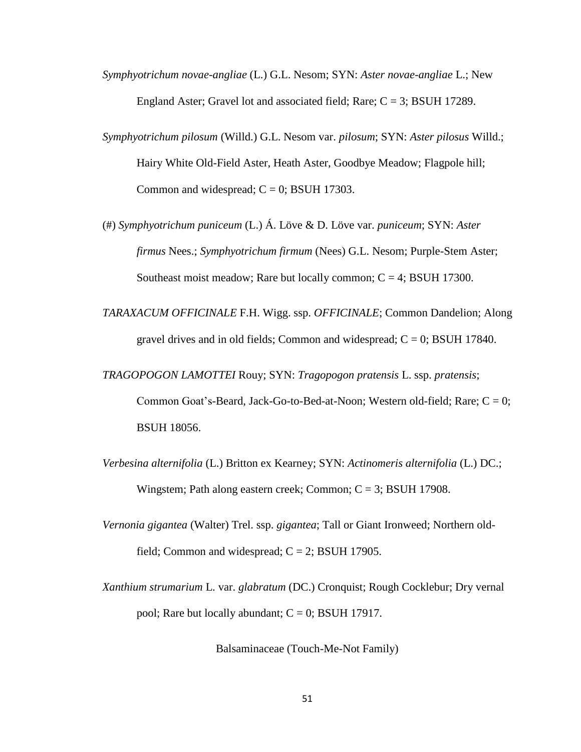*Symphyotrichum novae-angliae* (L.) G.L. Nesom; SYN: *Aster novae-angliae* L.; New England Aster; Gravel lot and associated field; Rare; C = 3; BSUH 17289.

*Symphyotrichum pilosum* (Willd.) G.L. Nesom var. *pilosum*; SYN: *Aster pilosus* Willd.; Hairy White Old-Field Aster, Heath Aster, Goodbye Meadow; Flagpole hill; Common and widespread; C = 0; BSUH 17303.

(#) *Symphyotrichum puniceum* (L.) Á. Löve & D. Löve var. *puniceum*; SYN: *Aster firmus* Nees.; *Symphyotrichum firmum* (Nees) G.L. Nesom; Purple-Stem Aster; Southeast moist meadow; Rare but locally common; C = 4; BSUH 17300.

*TARAXACUM OFFICINALE* F.H. Wigg. ssp. *OFFICINALE*; Common Dandelion; Along gravel drives and in old fields; Common and widespread; C = 0; BSUH 17840.

*TRAGOPOGON LAMOTTEI* Rouy; SYN: *Tragopogon pratensis* L. ssp. *pratensis*; Common Goat's-Beard, Jack-Go-to-Bed-at-Noon; Western old-field; Rare; C = 0; BSUH 18056.

*Verbesina alternifolia* (L.) Britton ex Kearney; SYN: *Actinomeris alternifolia* (L.) DC.; Wingstem; Path along eastern creek; Common; C = 3; BSUH 17908.

*Vernonia gigantea* (Walter) Trel. ssp. *gigantea*; Tall or Giant Ironweed; Northern old-field; Common and widespread; C = 2; BSUH 17905.

*Xanthium strumarium* L. var. *glabratum* (DC.) Cronquist; Rough Cocklebur; Dry vernal pool; Rare but locally abundant; C = 0; BSUH 17917.

Balsaminaceae (Touch-Me-Not Family)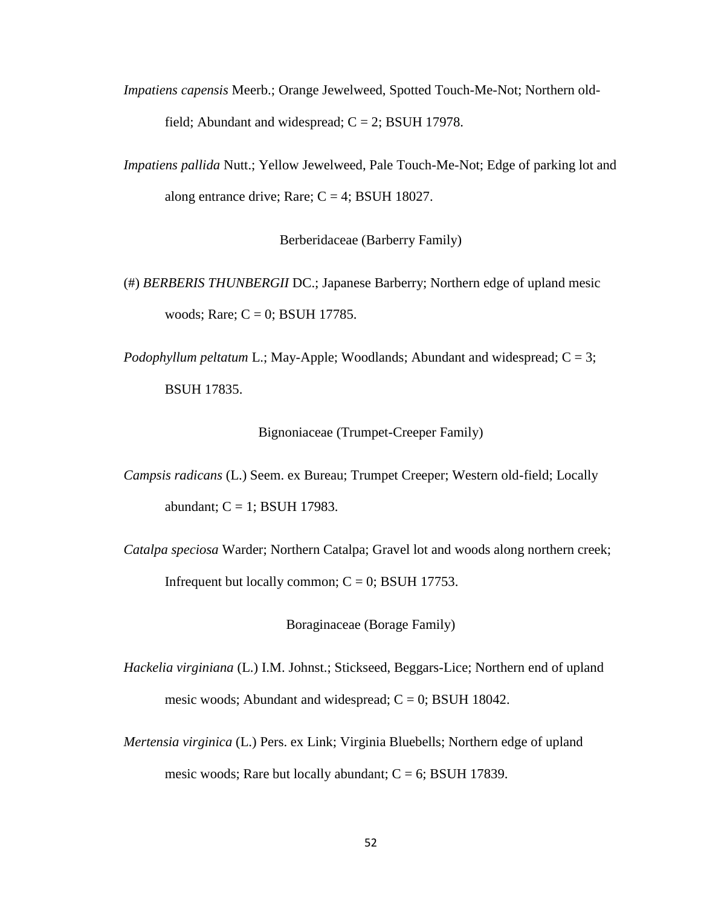*Impatiens capensis* Meerb.; Orange Jewelweed, Spotted Touch-Me-Not; Northern old-field; Abundant and widespread; C = 2; BSUH 17978.

*Impatiens pallida* Nutt.; Yellow Jewelweed, Pale Touch-Me-Not; Edge of parking lot and along entrance drive; Rare; C = 4; BSUH 18027.

Berberidaceae (Barberry Family)

(#) *BERBERIS THUNBERGII* DC.; Japanese Barberry; Northern edge of upland mesic woods; Rare; C = 0; BSUH 17785.

*Podophyllum peltatum* L.; May-Apple; Woodlands; Abundant and widespread; C = 3; BSUH 17835.

Bignoniaceae (Trumpet-Creeper Family)

*Campsis radicans* (L.) Seem. ex Bureau; Trumpet Creeper; Western old-field; Locally abundant; C = 1; BSUH 17983.

*Catalpa speciosa* Warder; Northern Catalpa; Gravel lot and woods along northern creek; Infrequent but locally common; C = 0; BSUH 17753.

Boraginaceae (Borage Family)

*Hackelia virginiana* (L.) I.M. Johnst.; Stickseed, Beggars-Lice; Northern end of upland mesic woods; Abundant and widespread; C = 0; BSUH 18042.

*Mertensia virginica* (L.) Pers. ex Link; Virginia Bluebells; Northern edge of upland mesic woods; Rare but locally abundant; C = 6; BSUH 17839.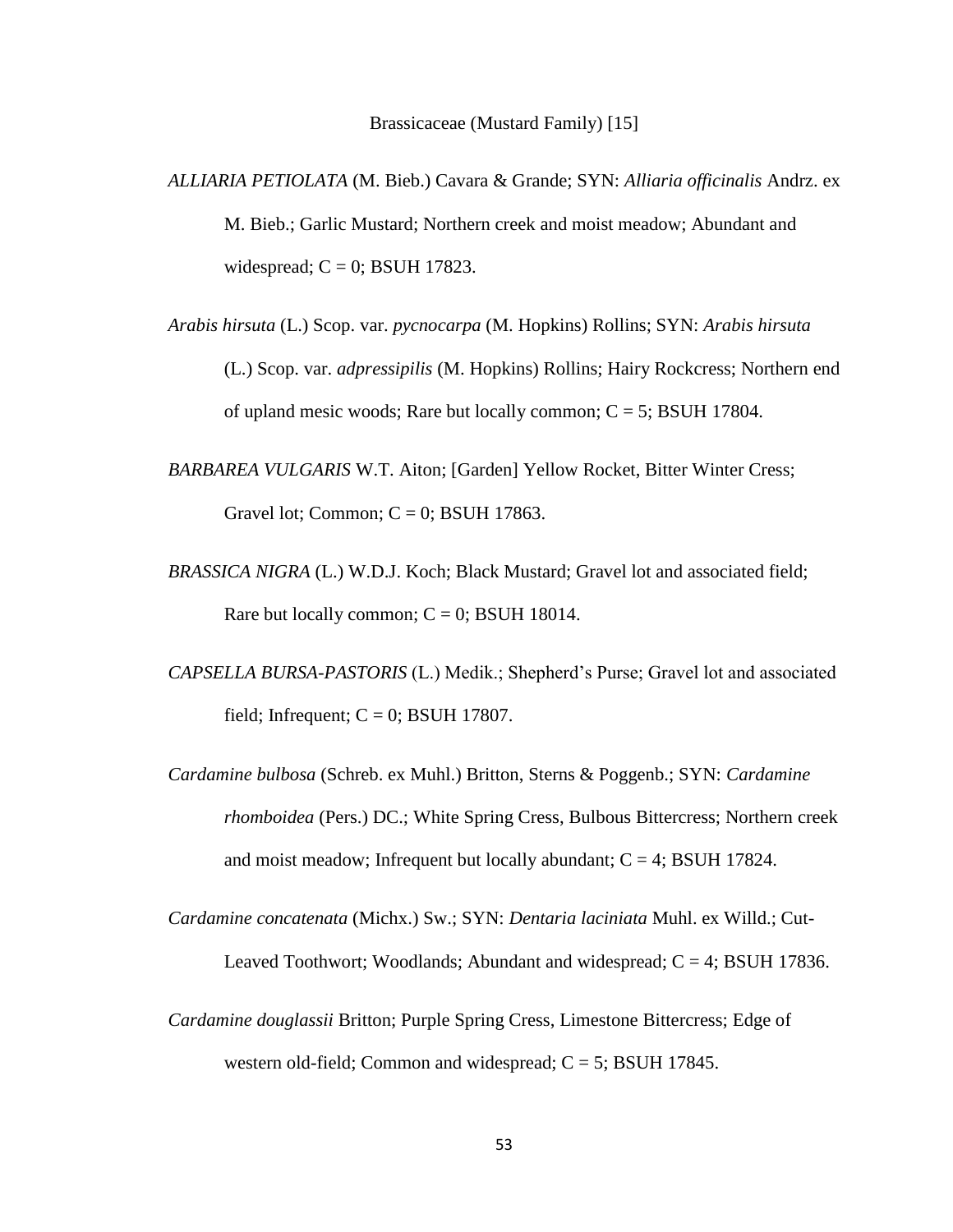Brassicaceae (Mustard Family) [15]

*ALLIARIA PETIOLATA* (M. Bieb.) Cavara & Grande; SYN: *Alliaria officinalis* Andrz. ex M. Bieb.; Garlic Mustard; Northern creek and moist meadow; Abundant and widespread; C = 0; BSUH 17823.

*Arabis hirsuta* (L.) Scop. var. *pycnocarpa* (M. Hopkins) Rollins; SYN: *Arabis hirsuta* (L.) Scop. var. *adpressipilis* (M. Hopkins) Rollins; Hairy Rockcress; Northern end of upland mesic woods; Rare but locally common; C = 5; BSUH 17804.

*BARBAREA VULGARIS* W.T. Aiton; [Garden] Yellow Rocket, Bitter Winter Cress; Gravel lot; Common; C = 0; BSUH 17863.

*BRASSICA NIGRA* (L.) W.D.J. Koch; Black Mustard; Gravel lot and associated field; Rare but locally common; C = 0; BSUH 18014.

*CAPSELLA BURSA-PASTORIS* (L.) Medik.; Shepherd's Purse; Gravel lot and associated field; Infrequent; C = 0; BSUH 17807.

*Cardamine bulbosa* (Schreb. ex Muhl.) Britton, Sterns & Poggenb.; SYN: *Cardamine rhomboidea* (Pers.) DC.; White Spring Cress, Bulbous Bittercress; Northern creek and moist meadow; Infrequent but locally abundant; C = 4; BSUH 17824.

*Cardamine concatenata* (Michx.) Sw.; SYN: *Dentaria laciniata* Muhl. ex Willd.; Cut-Leaved Toothwort; Woodlands; Abundant and widespread; C = 4; BSUH 17836.

*Cardamine douglassii* Britton; Purple Spring Cress, Limestone Bittercress; Edge of western old-field; Common and widespread; C = 5; BSUH 17845.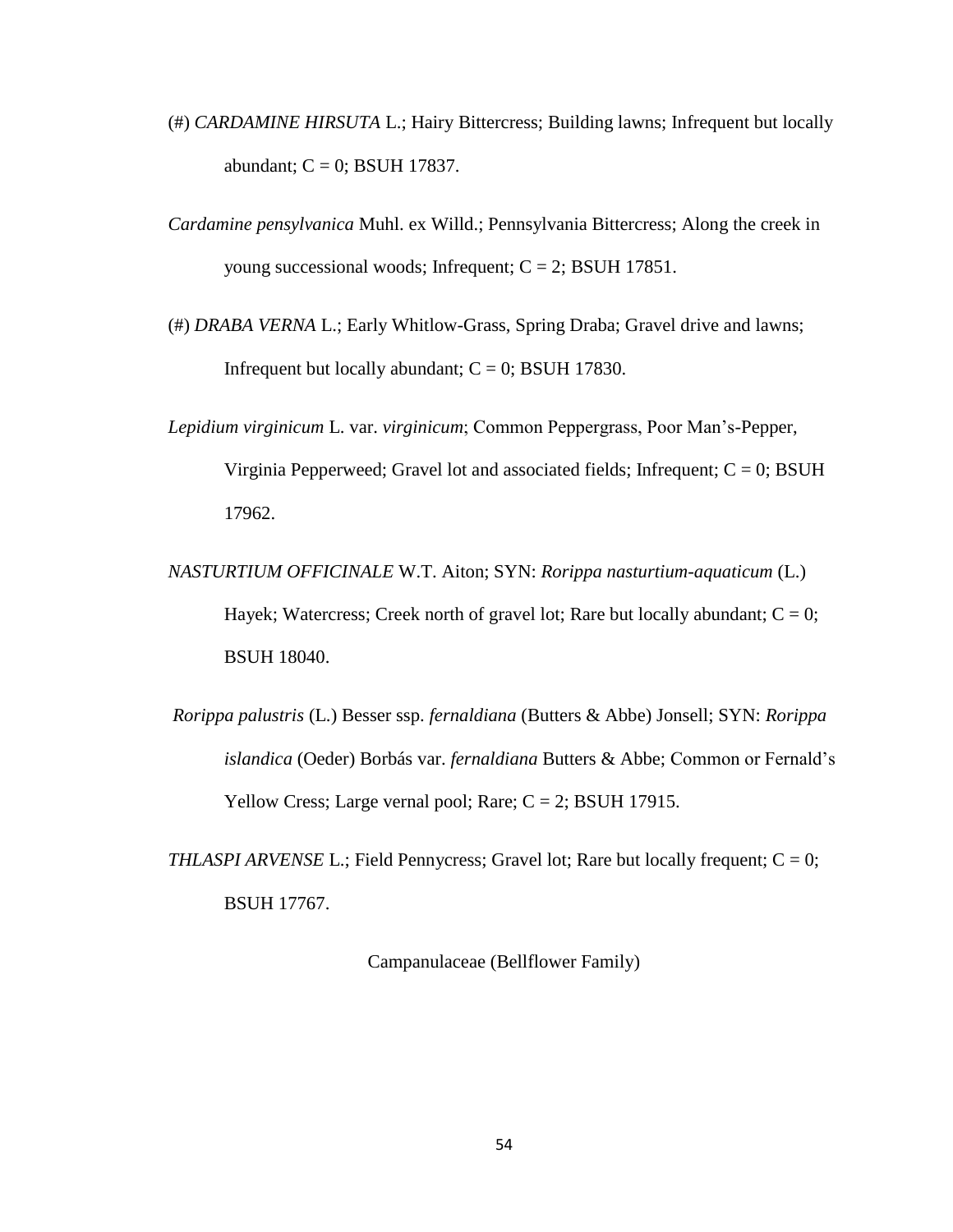(#) *CARDAMINE HIRSUTA* L.; Hairy Bittercress; Building lawns; Infrequent but locally abundant; C = 0; BSUH 17837.

*Cardamine pensylvanica* Muhl. ex Willd.; Pennsylvania Bittercress; Along the creek in young successional woods; Infrequent; C = 2; BSUH 17851.

(#) *DRABA VERNA* L.; Early Whitlow-Grass, Spring Draba; Gravel drive and lawns; Infrequent but locally abundant; C = 0; BSUH 17830.

*Lepidium virginicum* L. var. *virginicum*; Common Peppergrass, Poor Man's-Pepper, Virginia Pepperweed; Gravel lot and associated fields; Infrequent; C = 0; BSUH 17962.

*NASTURTIUM OFFICINALE* W.T. Aiton; SYN: *Rorippa nasturtium-aquaticum* (L.) Hayek; Watercress; Creek north of gravel lot; Rare but locally abundant; C = 0; BSUH 18040.

*Rorippa palustris* (L.) Besser ssp. *fernaldiana* (Butters & Abbe) Jonsell; SYN: *Rorippa islandica* (Oeder) Borbás var. *fernaldiana* Butters & Abbe; Common or Fernald's Yellow Cress; Large vernal pool; Rare; C = 2; BSUH 17915.

*THLASPI ARVENSE* L.; Field Pennycress; Gravel lot; Rare but locally frequent; C = 0; BSUH 17767.

Campanulaceae (Bellflower Family)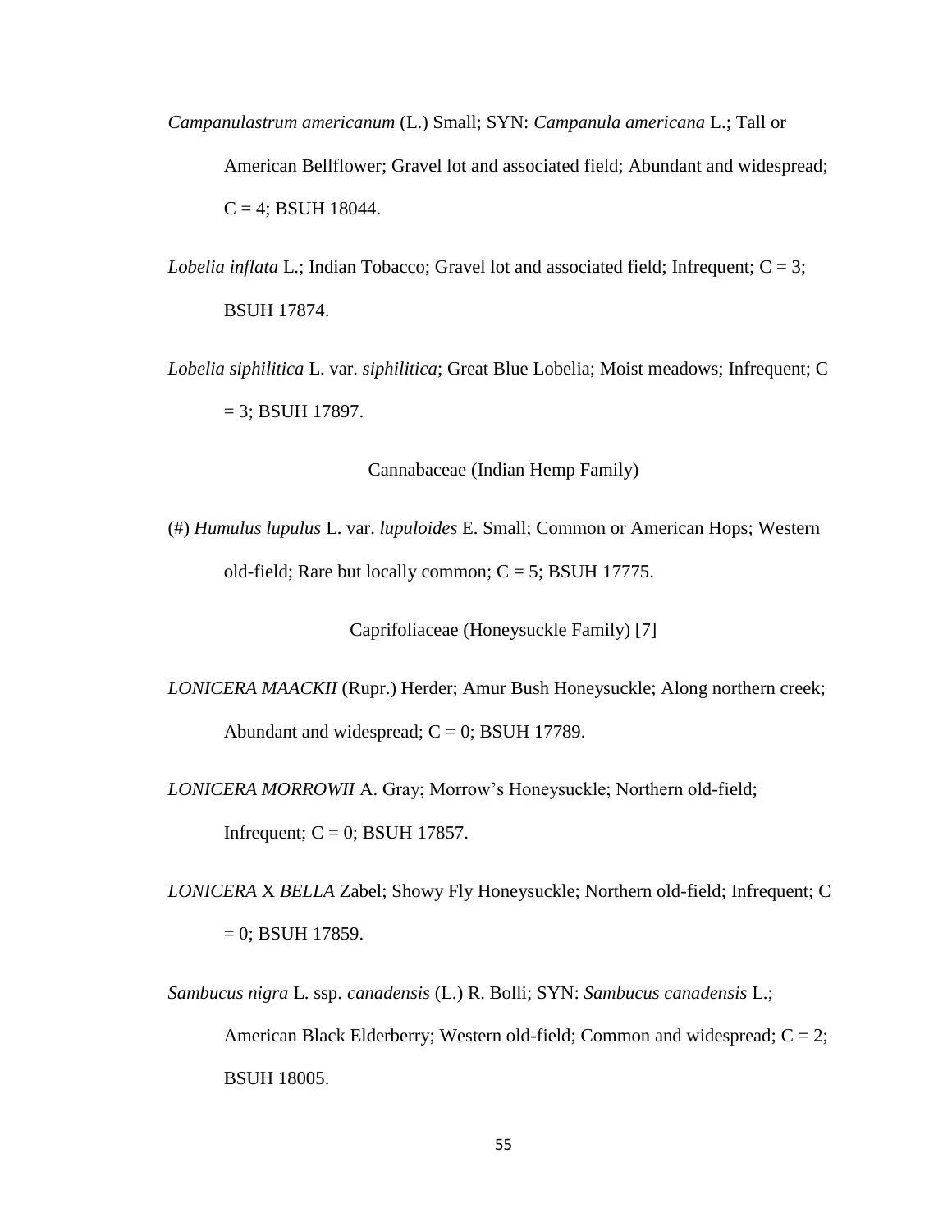*Campanulastrum americanum* (L.) Small; SYN: *Campanula americana* L.; Tall or American Bellflower; Gravel lot and associated field; Abundant and widespread; C = 4; BSUH 18044.

*Lobelia inflata* L.; Indian Tobacco; Gravel lot and associated field; Infrequent; C = 3; BSUH 17874.

*Lobelia siphilitica* L. var. *siphilitica*; Great Blue Lobelia; Moist meadows; Infrequent; C = 3; BSUH 17897.

Cannabaceae (Indian Hemp Family)

(#) *Humulus lupulus* L. var. *lupuloides* E. Small; Common or American Hops; Western old-field; Rare but locally common; C = 5; BSUH 17775.

Caprifoliaceae (Honeysuckle Family) [7]

*LONICERA MAACKII* (Rupr.) Herder; Amur Bush Honeysuckle; Along northern creek; Abundant and widespread; C = 0; BSUH 17789.

*LONICERA MORROWII* A. Gray; Morrow's Honeysuckle; Northern old-field; Infrequent; C = 0; BSUH 17857.

*LONICERA* X *BELLA* Zabel; Showy Fly Honeysuckle; Northern old-field; Infrequent; C = 0; BSUH 17859.

*Sambucus nigra* L. ssp. *canadensis* (L.) R. Bolli; SYN: *Sambucus canadensis* L.; American Black Elderberry; Western old-field; Common and widespread; C = 2; BSUH 18005.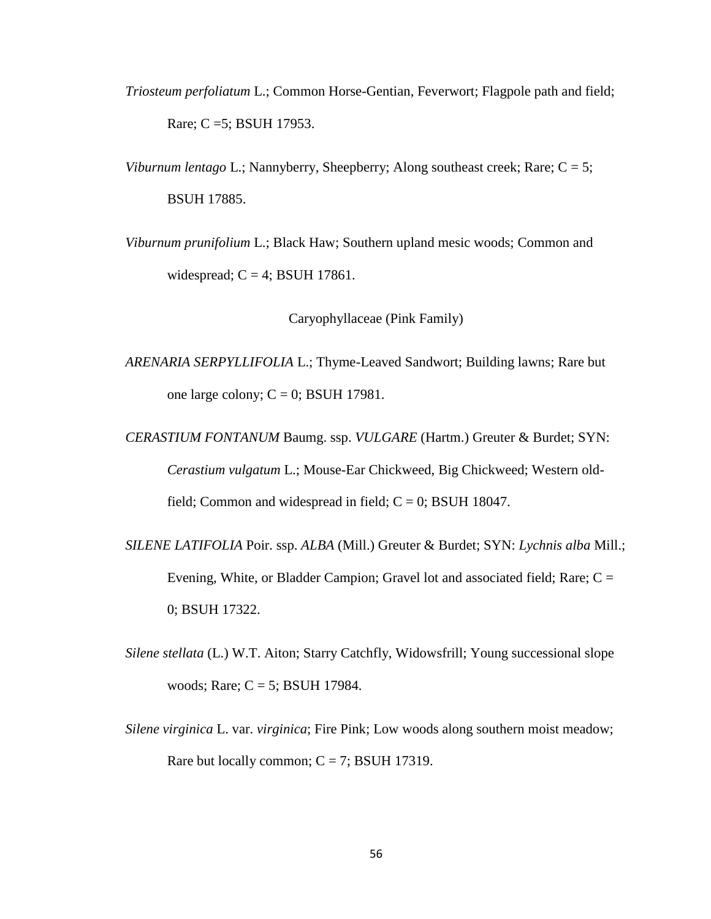*Triosteum perfoliatum* L.; Common Horse-Gentian, Feverwort; Flagpole path and field; Rare; C =5; BSUH 17953.

*Viburnum lentago* L.; Nannyberry, Sheepberry; Along southeast creek; Rare; C = 5; BSUH 17885.

*Viburnum prunifolium* L.; Black Haw; Southern upland mesic woods; Common and widespread; C = 4; BSUH 17861.

Caryophyllaceae (Pink Family)

*ARENARIA SERPYLLIFOLIA* L.; Thyme-Leaved Sandwort; Building lawns; Rare but one large colony; C = 0; BSUH 17981.

*CERASTIUM FONTANUM* Baumg. ssp. *VULGARE* (Hartm.) Greuter & Burdet; SYN: *Cerastium vulgatum* L.; Mouse-Ear Chickweed, Big Chickweed; Western old-field; Common and widespread in field; C = 0; BSUH 18047.

*SILENE LATIFOLIA* Poir. ssp. *ALBA* (Mill.) Greuter & Burdet; SYN: *Lychnis alba* Mill.; Evening, White, or Bladder Campion; Gravel lot and associated field; Rare; C = 0; BSUH 17322.

*Silene stellata* (L.) W.T. Aiton; Starry Catchfly, Widowsfrill; Young successional slope woods; Rare; C = 5; BSUH 17984.

*Silene virginica* L. var. *virginica*; Fire Pink; Low woods along southern moist meadow; Rare but locally common; C = 7; BSUH 17319.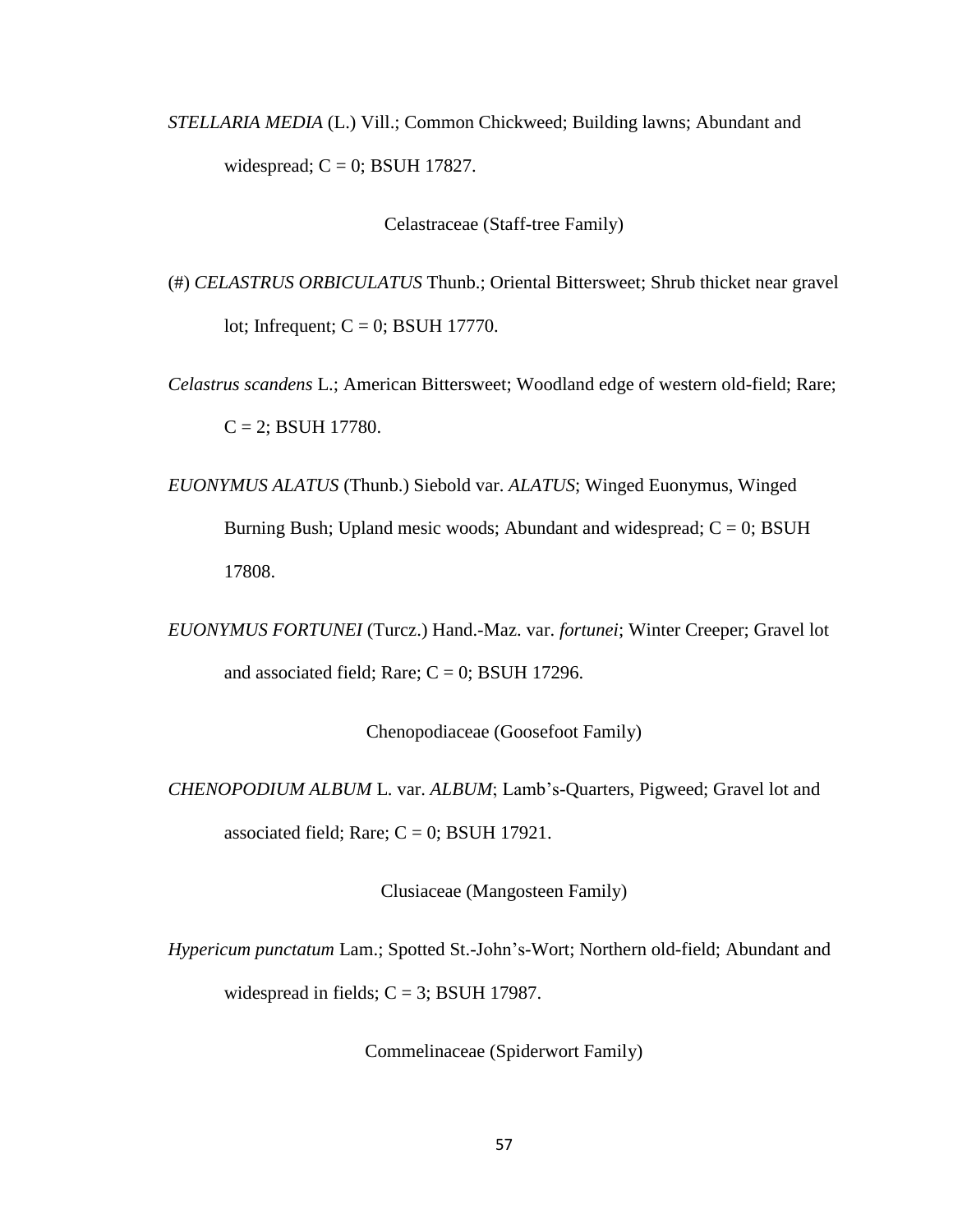*STELLARIA MEDIA* (L.) Vill.; Common Chickweed; Building lawns; Abundant and widespread; C = 0; BSUH 17827.

Celastraceae (Staff-tree Family)

(#) *CELASTRUS ORBICULATUS* Thunb.; Oriental Bittersweet; Shrub thicket near gravel lot; Infrequent; C = 0; BSUH 17770.

*Celastrus scandens* L.; American Bittersweet; Woodland edge of western old-field; Rare; C = 2; BSUH 17780.

*EUONYMUS ALATUS* (Thunb.) Siebold var. *ALATUS*; Winged Euonymus, Winged Burning Bush; Upland mesic woods; Abundant and widespread; C = 0; BSUH 17808.

*EUONYMUS FORTUNEI* (Turcz.) Hand.-Maz. var. *fortunei*; Winter Creeper; Gravel lot and associated field; Rare; C = 0; BSUH 17296.

Chenopodiaceae (Goosefoot Family)

*CHENOPODIUM ALBUM* L. var. *ALBUM*; Lamb's-Quarters, Pigweed; Gravel lot and associated field; Rare; C = 0; BSUH 17921.

Clusiaceae (Mangosteen Family)

*Hypericum punctatum* Lam.; Spotted St.-John's-Wort; Northern old-field; Abundant and widespread in fields; C = 3; BSUH 17987.

Commelinaceae (Spiderwort Family)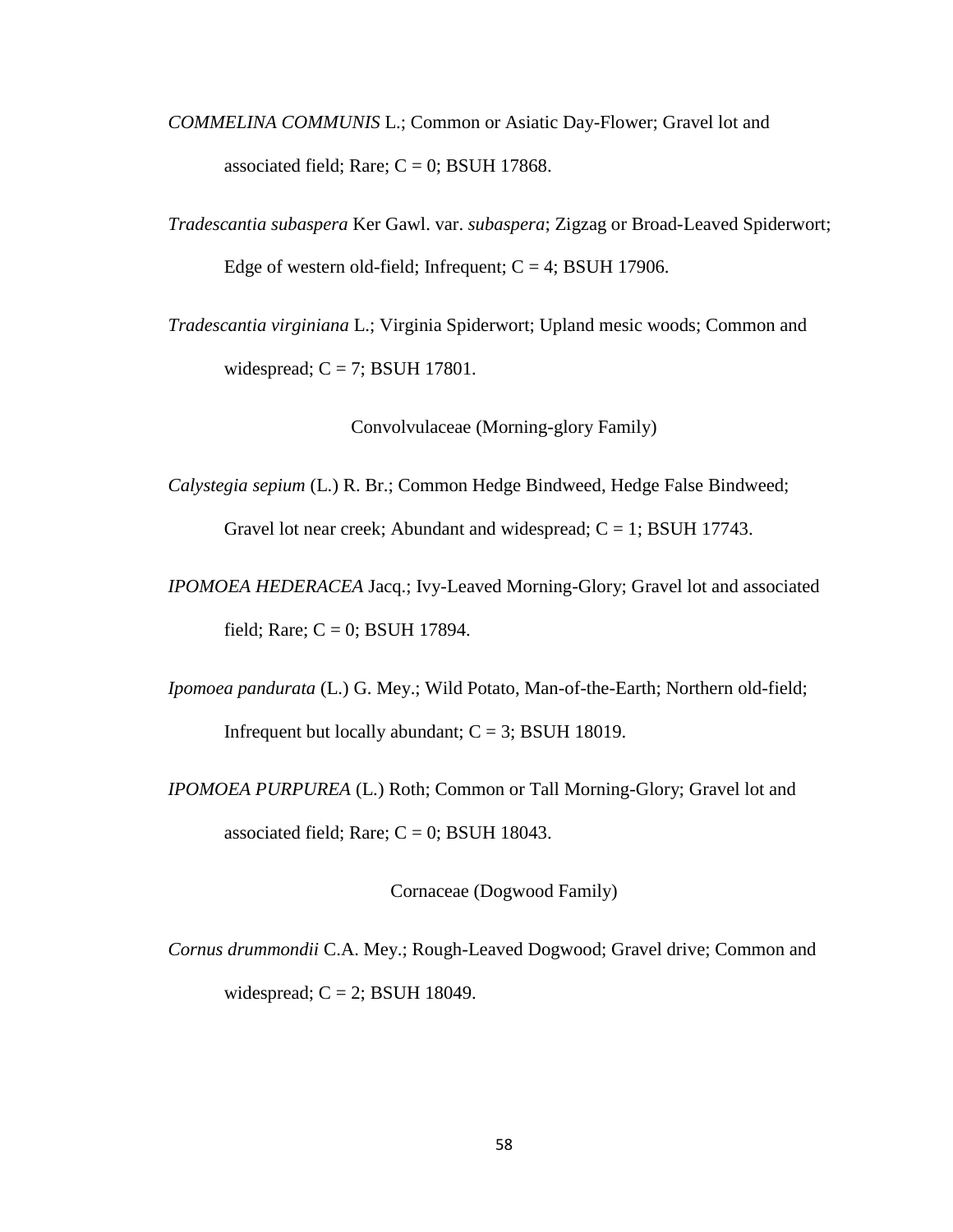*COMMELINA COMMUNIS* L.; Common or Asiatic Day-Flower; Gravel lot and associated field; Rare; C = 0; BSUH 17868.

*Tradescantia subaspera* Ker Gawl. var. *subaspera*; Zigzag or Broad-Leaved Spiderwort; Edge of western old-field; Infrequent; C = 4; BSUH 17906.

*Tradescantia virginiana* L.; Virginia Spiderwort; Upland mesic woods; Common and widespread; C = 7; BSUH 17801.

Convolvulaceae (Morning-glory Family)

*Calystegia sepium* (L.) R. Br.; Common Hedge Bindweed, Hedge False Bindweed; Gravel lot near creek; Abundant and widespread; C = 1; BSUH 17743.

*IPOMOEA HEDERACEA* Jacq.; Ivy-Leaved Morning-Glory; Gravel lot and associated field; Rare; C = 0; BSUH 17894.

*Ipomoea pandurata* (L.) G. Mey.; Wild Potato, Man-of-the-Earth; Northern old-field; Infrequent but locally abundant; C = 3; BSUH 18019.

*IPOMOEA PURPUREA* (L.) Roth; Common or Tall Morning-Glory; Gravel lot and associated field; Rare; C = 0; BSUH 18043.

Cornaceae (Dogwood Family)

*Cornus drummondii* C.A. Mey.; Rough-Leaved Dogwood; Gravel drive; Common and widespread; C = 2; BSUH 18049.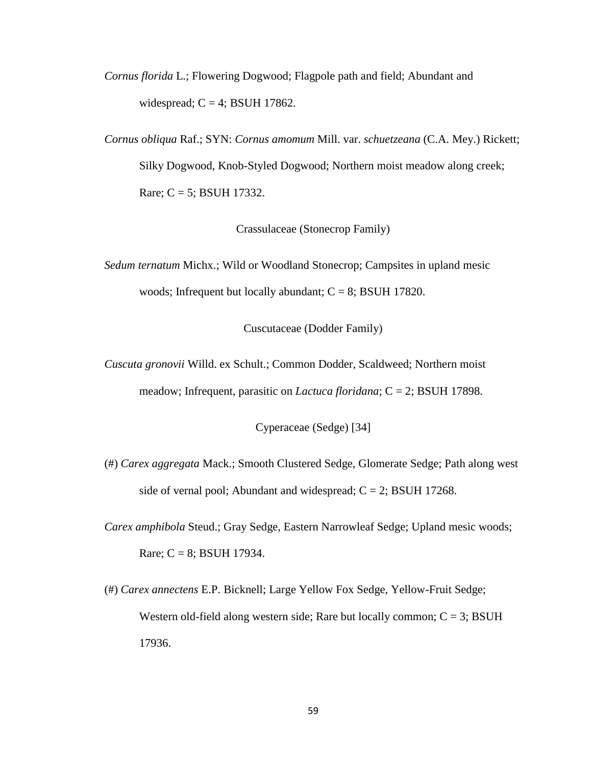*Cornus florida* L.; Flowering Dogwood; Flagpole path and field; Abundant and widespread; C = 4; BSUH 17862.

*Cornus obliqua* Raf.; SYN: *Cornus amomum* Mill. var. *schuetzeana* (C.A. Mey.) Rickett; Silky Dogwood, Knob-Styled Dogwood; Northern moist meadow along creek; Rare; C = 5; BSUH 17332.

Crassulaceae (Stonecrop Family)

*Sedum ternatum* Michx.; Wild or Woodland Stonecrop; Campsites in upland mesic woods; Infrequent but locally abundant; C = 8; BSUH 17820.

Cuscutaceae (Dodder Family)

*Cuscuta gronovii* Willd. ex Schult.; Common Dodder, Scaldweed; Northern moist meadow; Infrequent, parasitic on *Lactuca floridana*; C = 2; BSUH 17898.

Cyperaceae (Sedge) [34]

(#) *Carex aggregata* Mack.; Smooth Clustered Sedge, Glomerate Sedge; Path along west side of vernal pool; Abundant and widespread; C = 2; BSUH 17268.

*Carex amphibola* Steud.; Gray Sedge, Eastern Narrowleaf Sedge; Upland mesic woods; Rare; C = 8; BSUH 17934.

(#) *Carex annectens* E.P. Bicknell; Large Yellow Fox Sedge, Yellow-Fruit Sedge; Western old-field along western side; Rare but locally common; C = 3; BSUH 17936.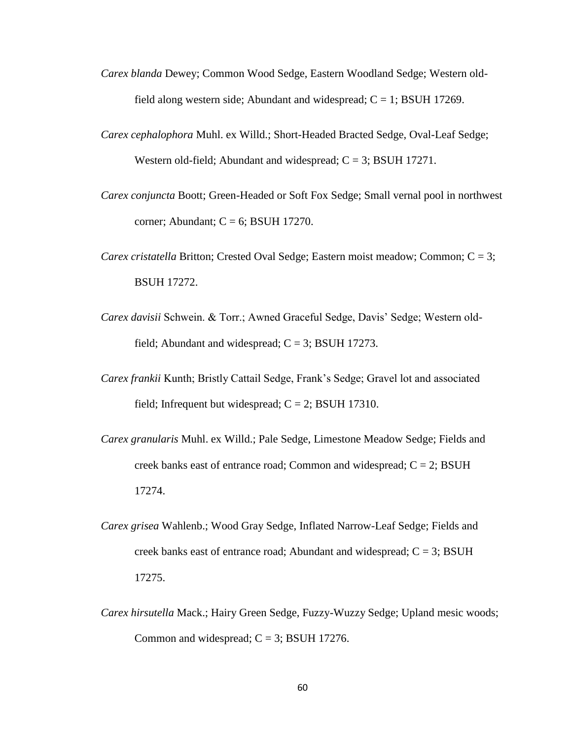*Carex blanda* Dewey; Common Wood Sedge, Eastern Woodland Sedge; Western old-field along western side; Abundant and widespread; C = 1; BSUH 17269.

*Carex cephalophora* Muhl. ex Willd.; Short-Headed Bracted Sedge, Oval-Leaf Sedge; Western old-field; Abundant and widespread; C = 3; BSUH 17271.

*Carex conjuncta* Boott; Green-Headed or Soft Fox Sedge; Small vernal pool in northwest corner; Abundant; C = 6; BSUH 17270.

*Carex cristatella* Britton; Crested Oval Sedge; Eastern moist meadow; Common; C = 3; BSUH 17272.

*Carex davisii* Schwein. & Torr.; Awned Graceful Sedge, Davis' Sedge; Western old-field; Abundant and widespread; C = 3; BSUH 17273.

*Carex frankii* Kunth; Bristly Cattail Sedge, Frank's Sedge; Gravel lot and associated field; Infrequent but widespread; C = 2; BSUH 17310.

*Carex granularis* Muhl. ex Willd.; Pale Sedge, Limestone Meadow Sedge; Fields and creek banks east of entrance road; Common and widespread; C = 2; BSUH 17274.

*Carex grisea* Wahlenb.; Wood Gray Sedge, Inflated Narrow-Leaf Sedge; Fields and creek banks east of entrance road; Abundant and widespread; C = 3; BSUH 17275.

*Carex hirsutella* Mack.; Hairy Green Sedge, Fuzzy-Wuzzy Sedge; Upland mesic woods; Common and widespread; C = 3; BSUH 17276.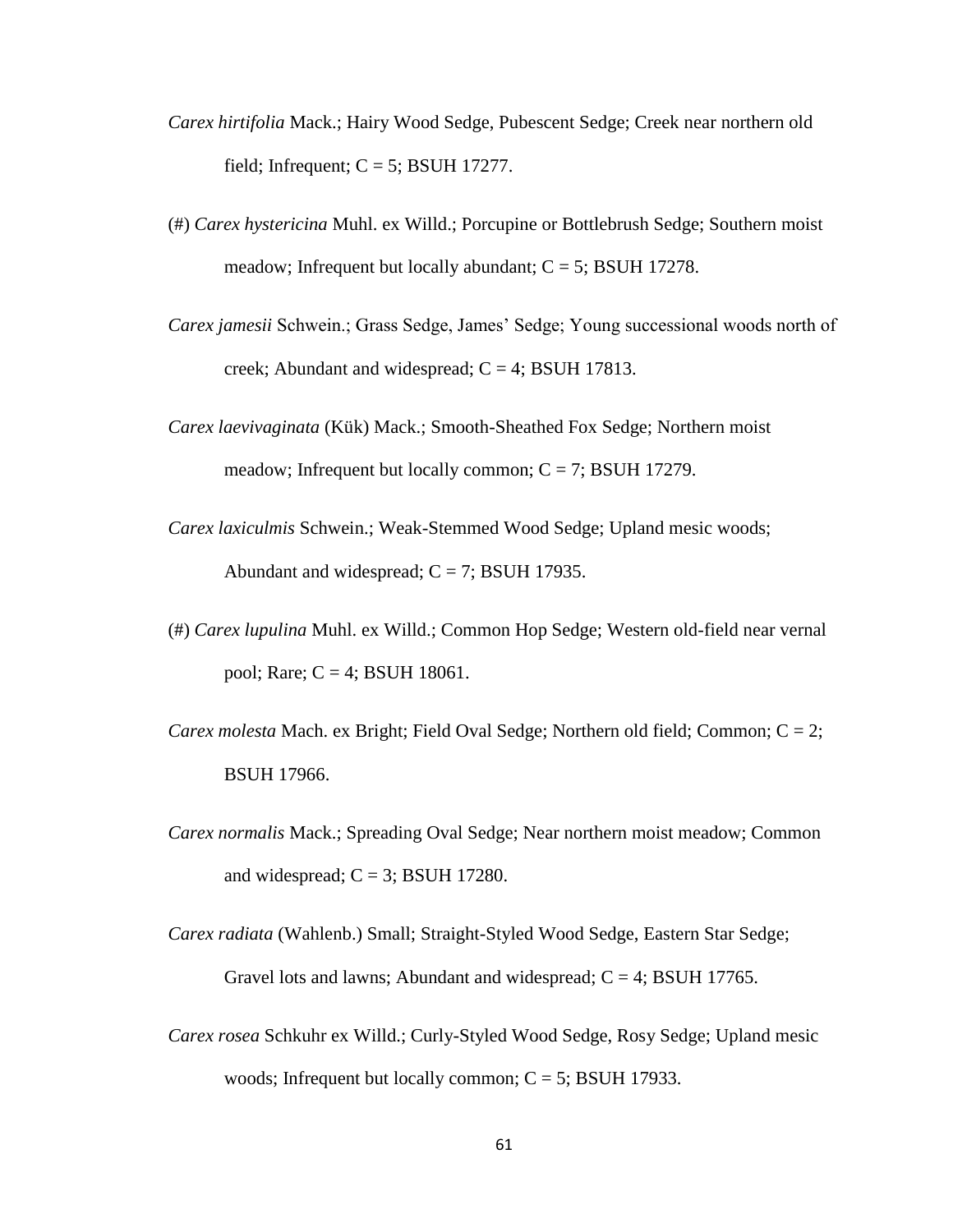*Carex hirtifolia* Mack.; Hairy Wood Sedge, Pubescent Sedge; Creek near northern old field; Infrequent; C = 5; BSUH 17277.

(#) *Carex hystericina* Muhl. ex Willd.; Porcupine or Bottlebrush Sedge; Southern moist meadow; Infrequent but locally abundant; C = 5; BSUH 17278.

*Carex jamesii* Schwein.; Grass Sedge, James' Sedge; Young successional woods north of creek; Abundant and widespread; C = 4; BSUH 17813.

*Carex laevivaginata* (Kük) Mack.; Smooth-Sheathed Fox Sedge; Northern moist meadow; Infrequent but locally common; C = 7; BSUH 17279.

*Carex laxiculmis* Schwein.; Weak-Stemmed Wood Sedge; Upland mesic woods; Abundant and widespread; C = 7; BSUH 17935.

(#) *Carex lupulina* Muhl. ex Willd.; Common Hop Sedge; Western old-field near vernal pool; Rare; C = 4; BSUH 18061.

*Carex molesta* Mach. ex Bright; Field Oval Sedge; Northern old field; Common; C = 2; BSUH 17966.

*Carex normalis* Mack.; Spreading Oval Sedge; Near northern moist meadow; Common and widespread; C = 3; BSUH 17280.

*Carex radiata* (Wahlenb.) Small; Straight-Styled Wood Sedge, Eastern Star Sedge; Gravel lots and lawns; Abundant and widespread; C = 4; BSUH 17765.

*Carex rosea* Schkuhr ex Willd.; Curly-Styled Wood Sedge, Rosy Sedge; Upland mesic woods; Infrequent but locally common; C = 5; BSUH 17933.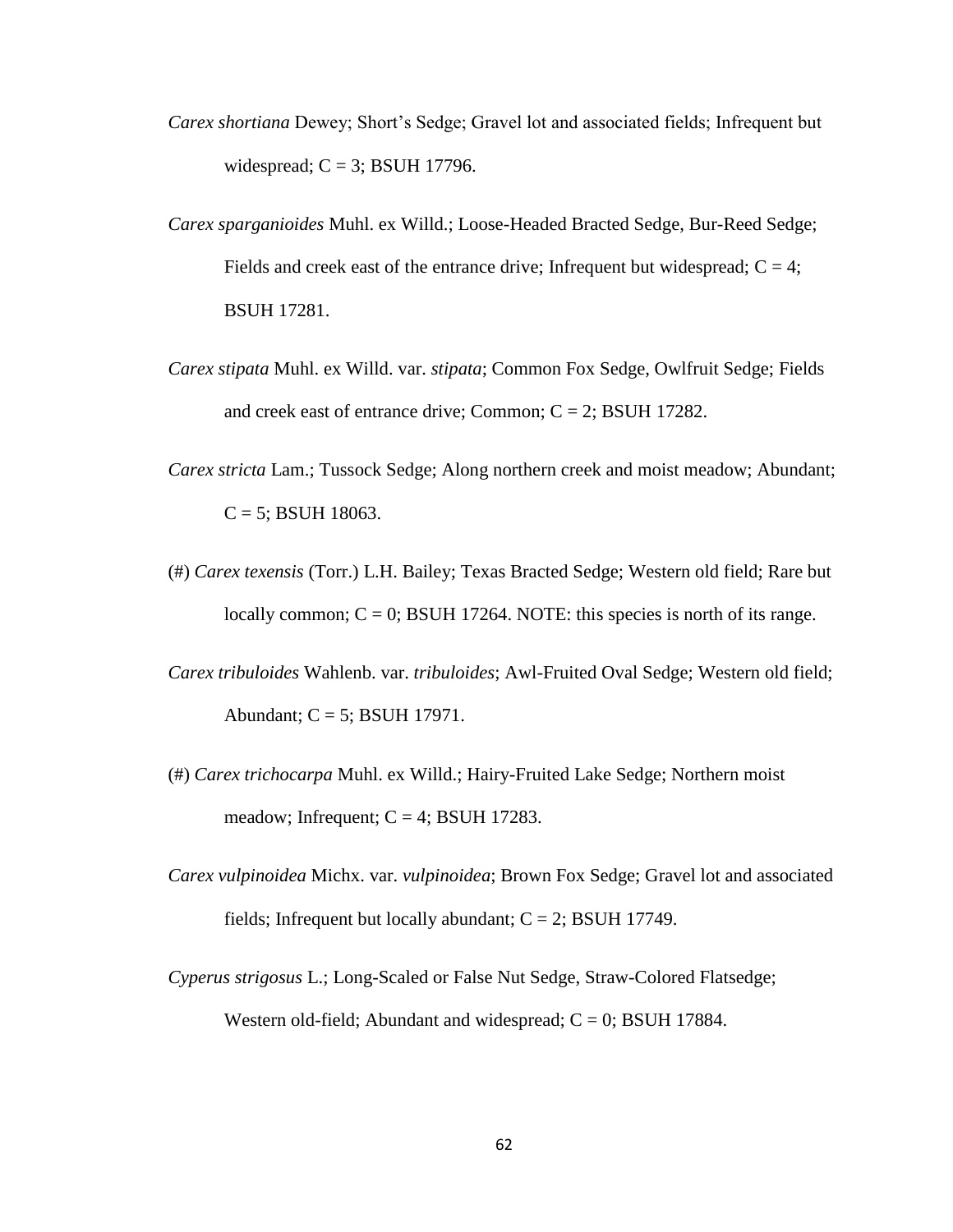*Carex shortiana* Dewey; Short's Sedge; Gravel lot and associated fields; Infrequent but widespread; C = 3; BSUH 17796.

*Carex sparganioides* Muhl. ex Willd.; Loose-Headed Bracted Sedge, Bur-Reed Sedge; Fields and creek east of the entrance drive; Infrequent but widespread; C = 4; BSUH 17281.

*Carex stipata* Muhl. ex Willd. var. *stipata*; Common Fox Sedge, Owlfruit Sedge; Fields and creek east of entrance drive; Common; C = 2; BSUH 17282.

*Carex stricta* Lam.; Tussock Sedge; Along northern creek and moist meadow; Abundant; C = 5; BSUH 18063.

(#) *Carex texensis* (Torr.) L.H. Bailey; Texas Bracted Sedge; Western old field; Rare but locally common; C = 0; BSUH 17264. NOTE: this species is north of its range.

*Carex tribuloides* Wahlenb. var. *tribuloides*; Awl-Fruited Oval Sedge; Western old field; Abundant; C = 5; BSUH 17971.

(#) *Carex trichocarpa* Muhl. ex Willd.; Hairy-Fruited Lake Sedge; Northern moist meadow; Infrequent; C = 4; BSUH 17283.

*Carex vulpinoidea* Michx. var. *vulpinoidea*; Brown Fox Sedge; Gravel lot and associated fields; Infrequent but locally abundant; C = 2; BSUH 17749.

*Cyperus strigosus* L.; Long-Scaled or False Nut Sedge, Straw-Colored Flatsedge; Western old-field; Abundant and widespread; C = 0; BSUH 17884.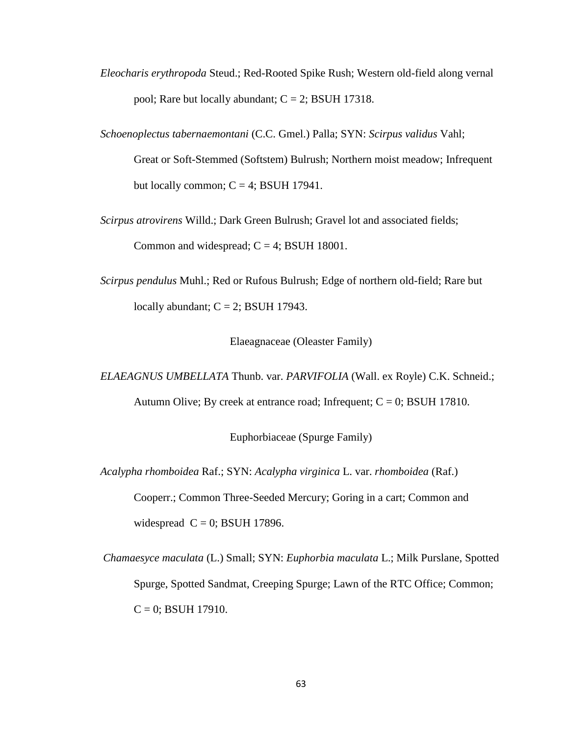*Eleocharis erythropoda* Steud.; Red-Rooted Spike Rush; Western old-field along vernal pool; Rare but locally abundant; C = 2; BSUH 17318.

*Schoenoplectus tabernaemontani* (C.C. Gmel.) Palla; SYN: *Scirpus validus* Vahl; Great or Soft-Stemmed (Softstem) Bulrush; Northern moist meadow; Infrequent but locally common; C = 4; BSUH 17941.

*Scirpus atrovirens* Willd.; Dark Green Bulrush; Gravel lot and associated fields; Common and widespread; C = 4; BSUH 18001.

*Scirpus pendulus* Muhl.; Red or Rufous Bulrush; Edge of northern old-field; Rare but locally abundant; C = 2; BSUH 17943.

Elaeagnaceae (Oleaster Family)

*ELAEAGNUS UMBELLATA* Thunb. var. *PARVIFOLIA* (Wall. ex Royle) C.K. Schneid.; Autumn Olive; By creek at entrance road; Infrequent; C = 0; BSUH 17810.

Euphorbiaceae (Spurge Family)

*Acalypha rhomboidea* Raf.; SYN: *Acalypha virginica* L. var. *rhomboidea* (Raf.) Cooperr.; Common Three-Seeded Mercury; Goring in a cart; Common and widespread C = 0; BSUH 17896.

*Chamaesyce maculata* (L.) Small; SYN: *Euphorbia maculata* L.; Milk Purslane, Spotted Spurge, Spotted Sandmat, Creeping Spurge; Lawn of the RTC Office; Common; C = 0; BSUH 17910.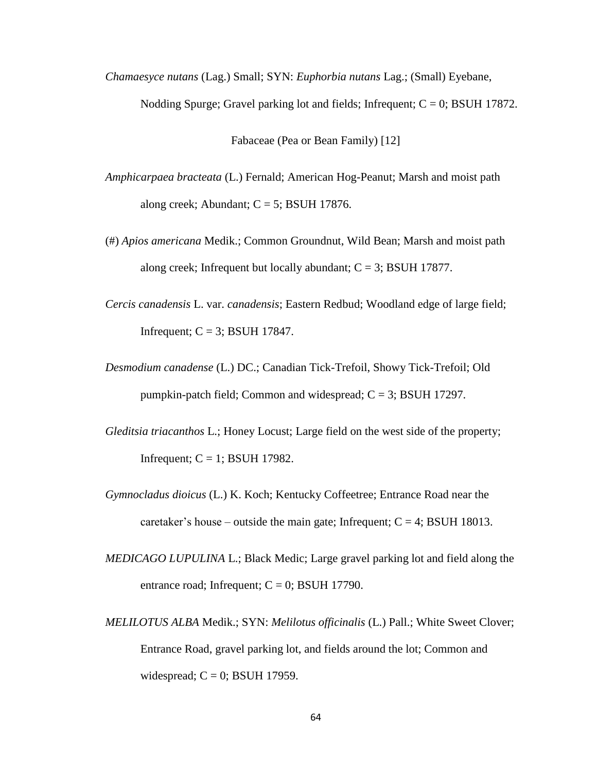*Chamaesyce nutans* (Lag.) Small; SYN: *Euphorbia nutans* Lag.; (Small) Eyebane, Nodding Spurge; Gravel parking lot and fields; Infrequent; C = 0; BSUH 17872.

Fabaceae (Pea or Bean Family) [12]

*Amphicarpaea bracteata* (L.) Fernald; American Hog-Peanut; Marsh and moist path along creek; Abundant; C = 5; BSUH 17876.

(#) *Apios americana* Medik.; Common Groundnut, Wild Bean; Marsh and moist path along creek; Infrequent but locally abundant; C = 3; BSUH 17877.

*Cercis canadensis* L. var. *canadensis*; Eastern Redbud; Woodland edge of large field; Infrequent; C = 3; BSUH 17847.

*Desmodium canadense* (L.) DC.; Canadian Tick-Trefoil, Showy Tick-Trefoil; Old pumpkin-patch field; Common and widespread; C = 3; BSUH 17297.

*Gleditsia triacanthos* L.; Honey Locust; Large field on the west side of the property; Infrequent; C = 1; BSUH 17982.

*Gymnocladus dioicus* (L.) K. Koch; Kentucky Coffeetree; Entrance Road near the caretaker's house – outside the main gate; Infrequent; C = 4; BSUH 18013.

*MEDICAGO LUPULINA* L.; Black Medic; Large gravel parking lot and field along the entrance road; Infrequent; C = 0; BSUH 17790.

*MELILOTUS ALBA* Medik.; SYN: *Melilotus officinalis* (L.) Pall.; White Sweet Clover; Entrance Road, gravel parking lot, and fields around the lot; Common and widespread; C = 0; BSUH 17959.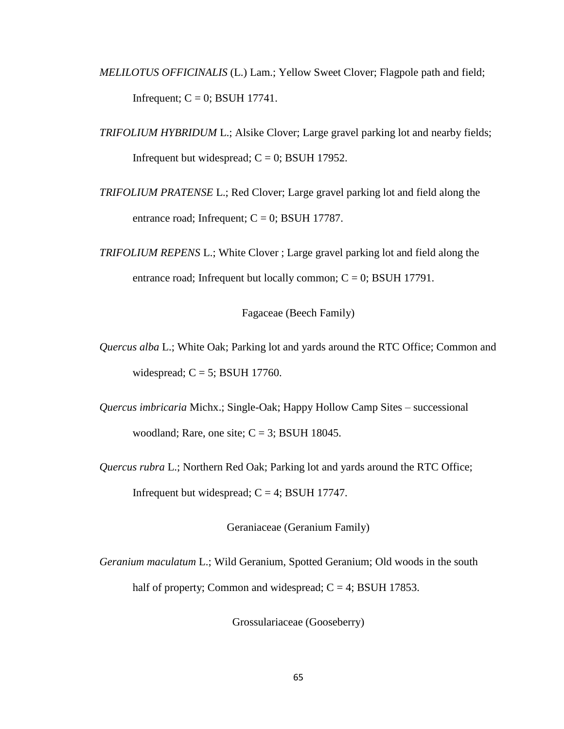*MELILOTUS OFFICINALIS* (L.) Lam.; Yellow Sweet Clover; Flagpole path and field; Infrequent; C = 0; BSUH 17741.

*TRIFOLIUM HYBRIDUM* L.; Alsike Clover; Large gravel parking lot and nearby fields; Infrequent but widespread; C = 0; BSUH 17952.

*TRIFOLIUM PRATENSE* L.; Red Clover; Large gravel parking lot and field along the entrance road; Infrequent; C = 0; BSUH 17787.

*TRIFOLIUM REPENS* L.; White Clover ; Large gravel parking lot and field along the entrance road; Infrequent but locally common; C = 0; BSUH 17791.

Fagaceae (Beech Family)

*Quercus alba* L.; White Oak; Parking lot and yards around the RTC Office; Common and widespread; C = 5; BSUH 17760.

*Quercus imbricaria* Michx.; Single-Oak; Happy Hollow Camp Sites – successional woodland; Rare, one site; C = 3; BSUH 18045.

*Quercus rubra* L.; Northern Red Oak; Parking lot and yards around the RTC Office; Infrequent but widespread; C = 4; BSUH 17747.

Geraniaceae (Geranium Family)

*Geranium maculatum* L.; Wild Geranium, Spotted Geranium; Old woods in the south half of property; Common and widespread; C = 4; BSUH 17853.

Grossulariaceae (Gooseberry)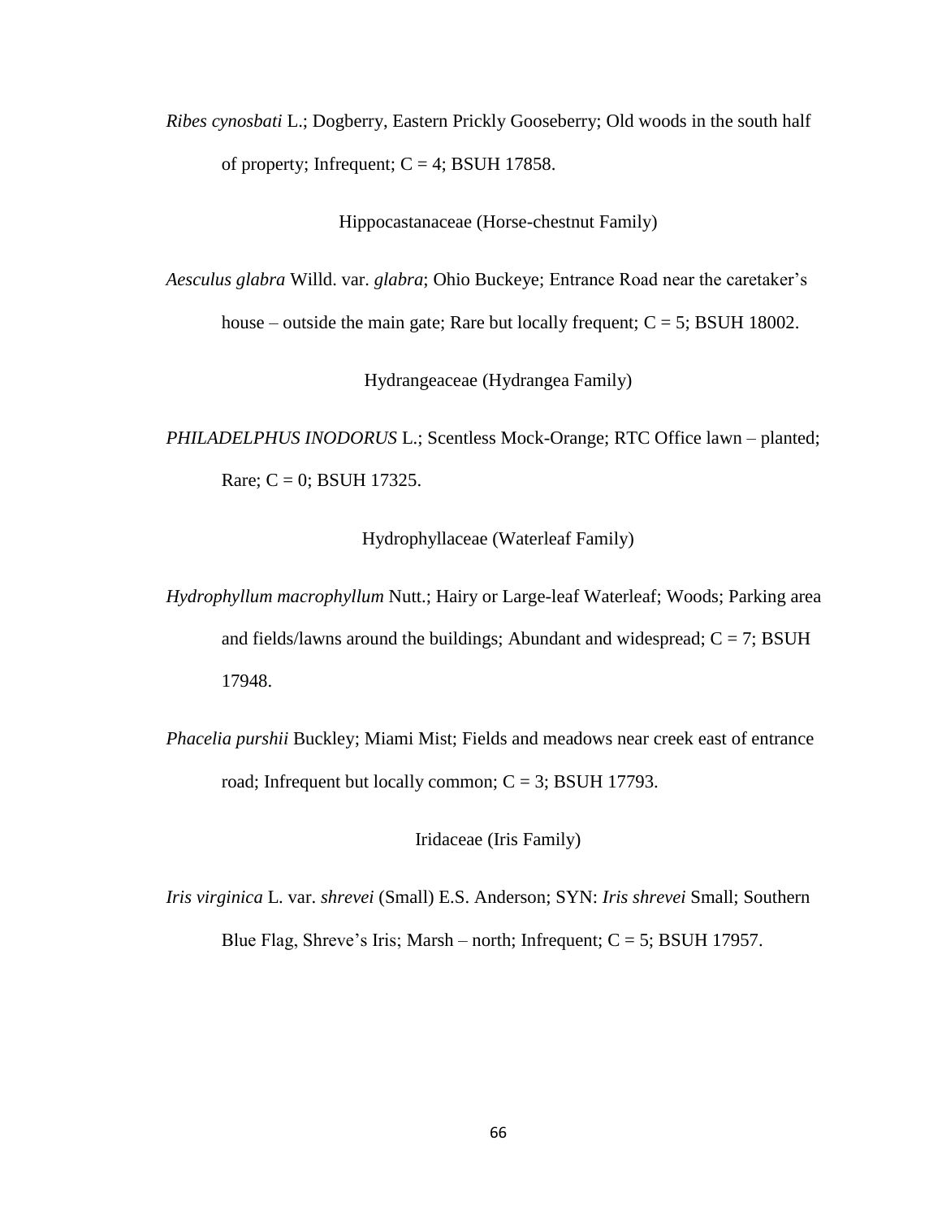*Ribes cynosbati* L.; Dogberry, Eastern Prickly Gooseberry; Old woods in the south half of property; Infrequent; C = 4; BSUH 17858.

Hippocastanaceae (Horse-chestnut Family)

*Aesculus glabra* Willd. var. *glabra*; Ohio Buckeye; Entrance Road near the caretaker's house – outside the main gate; Rare but locally frequent; C = 5; BSUH 18002.

Hydrangeaceae (Hydrangea Family)

*PHILADELPHUS INODORUS* L.; Scentless Mock-Orange; RTC Office lawn – planted; Rare; C = 0; BSUH 17325.

Hydrophyllaceae (Waterleaf Family)

*Hydrophyllum macrophyllum* Nutt.; Hairy or Large-leaf Waterleaf; Woods; Parking area and fields/lawns around the buildings; Abundant and widespread; C = 7; BSUH 17948.

*Phacelia purshii* Buckley; Miami Mist; Fields and meadows near creek east of entrance road; Infrequent but locally common; C = 3; BSUH 17793.

Iridaceae (Iris Family)

*Iris virginica* L. var. *shrevei* (Small) E.S. Anderson; SYN: *Iris shrevei* Small; Southern Blue Flag, Shreve's Iris; Marsh – north; Infrequent; C = 5; BSUH 17957.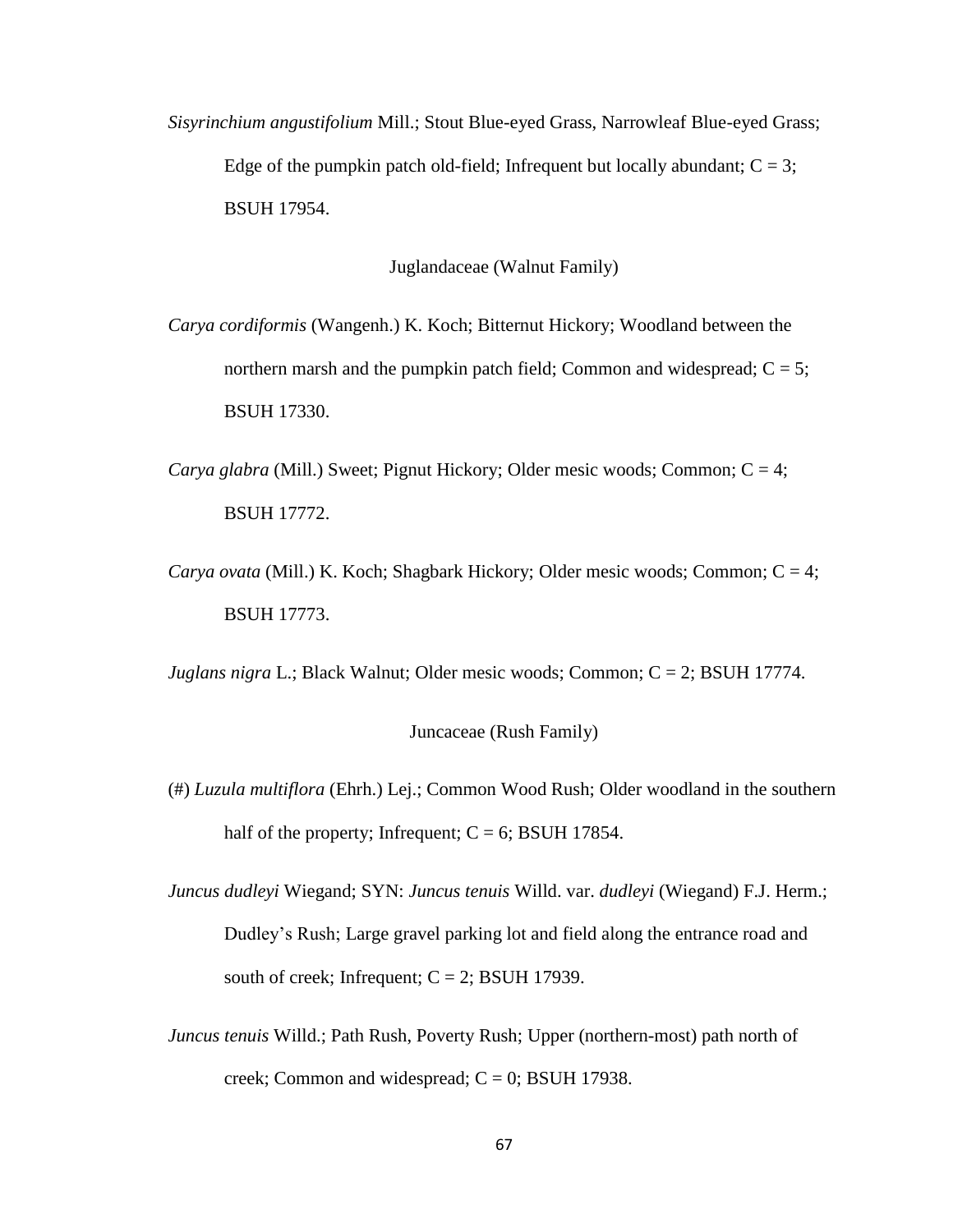*Sisyrinchium angustifolium* Mill.; Stout Blue-eyed Grass, Narrowleaf Blue-eyed Grass; Edge of the pumpkin patch old-field; Infrequent but locally abundant; C = 3; BSUH 17954.

### Juglandaceae (Walnut Family)

*Carya cordiformis* (Wangenh.) K. Koch; Bitternut Hickory; Woodland between the northern marsh and the pumpkin patch field; Common and widespread; C = 5; BSUH 17330.

*Carya glabra* (Mill.) Sweet; Pignut Hickory; Older mesic woods; Common; C = 4; BSUH 17772.

*Carya ovata* (Mill.) K. Koch; Shagbark Hickory; Older mesic woods; Common; C = 4; BSUH 17773.

*Juglans nigra* L.; Black Walnut; Older mesic woods; Common; C = 2; BSUH 17774.

### Juncaceae (Rush Family)

(#) *Luzula multiflora* (Ehrh.) Lej.; Common Wood Rush; Older woodland in the southern half of the property; Infrequent; C = 6; BSUH 17854.

*Juncus dudleyi* Wiegand; SYN: *Juncus tenuis* Willd. var. *dudleyi* (Wiegand) F.J. Herm.; Dudley's Rush; Large gravel parking lot and field along the entrance road and south of creek; Infrequent; C = 2; BSUH 17939.

*Juncus tenuis* Willd.; Path Rush, Poverty Rush; Upper (northern-most) path north of creek; Common and widespread; C = 0; BSUH 17938.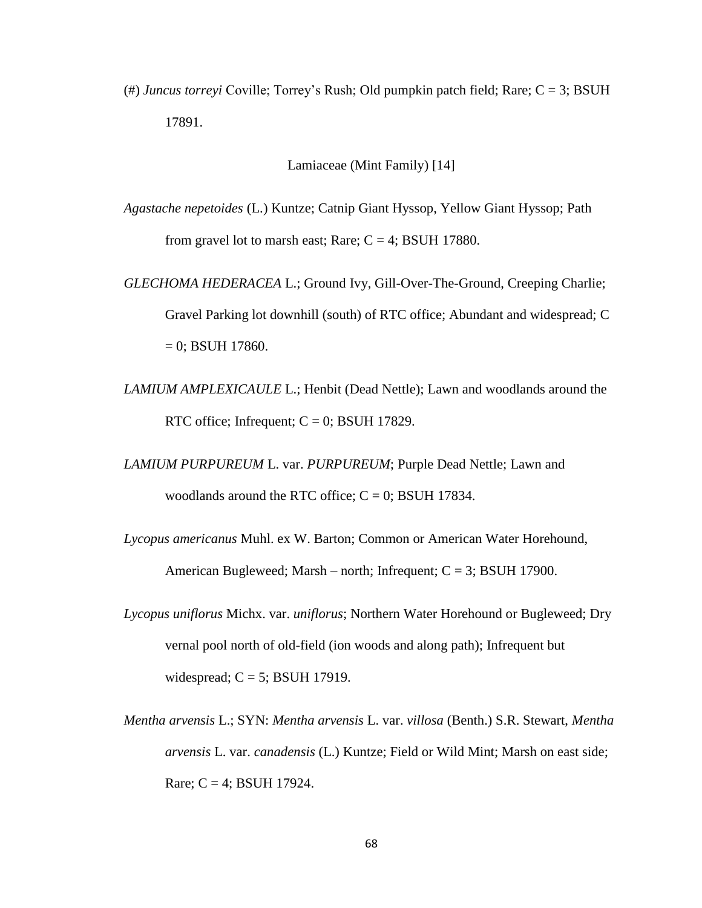(#) *Juncus torreyi* Coville; Torrey's Rush; Old pumpkin patch field; Rare; C = 3; BSUH 17891.

Lamiaceae (Mint Family) [14]

*Agastache nepetoides* (L.) Kuntze; Catnip Giant Hyssop, Yellow Giant Hyssop; Path from gravel lot to marsh east; Rare; C = 4; BSUH 17880.

*GLECHOMA HEDERACEA* L.; Ground Ivy, Gill-Over-The-Ground, Creeping Charlie; Gravel Parking lot downhill (south) of RTC office; Abundant and widespread; C = 0; BSUH 17860.

*LAMIUM AMPLEXICAULE* L.; Henbit (Dead Nettle); Lawn and woodlands around the RTC office; Infrequent; C = 0; BSUH 17829.

*LAMIUM PURPUREUM* L. var. *PURPUREUM*; Purple Dead Nettle; Lawn and woodlands around the RTC office; C = 0; BSUH 17834.

*Lycopus americanus* Muhl. ex W. Barton; Common or American Water Horehound, American Bugleweed; Marsh – north; Infrequent; C = 3; BSUH 17900.

*Lycopus uniflorus* Michx. var. *uniflorus*; Northern Water Horehound or Bugleweed; Dry vernal pool north of old-field (ion woods and along path); Infrequent but widespread; C = 5; BSUH 17919.

*Mentha arvensis* L.; SYN: *Mentha arvensis* L. var. *villosa* (Benth.) S.R. Stewart, *Mentha arvensis* L. var. *canadensis* (L.) Kuntze; Field or Wild Mint; Marsh on east side; Rare; C = 4; BSUH 17924.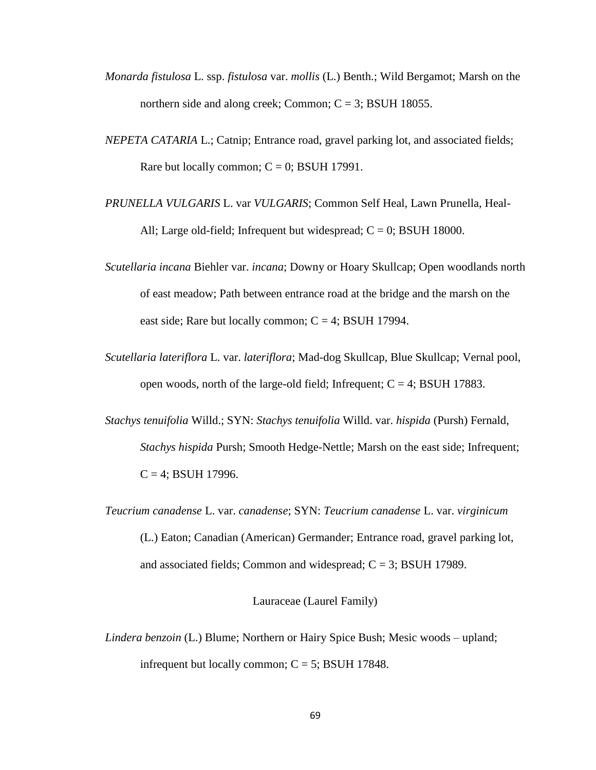*Monarda fistulosa* L. ssp. *fistulosa* var. *mollis* (L.) Benth.; Wild Bergamot; Marsh on the northern side and along creek; Common; C = 3; BSUH 18055.

*NEPETA CATARIA* L.; Catnip; Entrance road, gravel parking lot, and associated fields; Rare but locally common; C = 0; BSUH 17991.

*PRUNELLA VULGARIS* L. var *VULGARIS*; Common Self Heal, Lawn Prunella, Heal-All; Large old-field; Infrequent but widespread; C = 0; BSUH 18000.

*Scutellaria incana* Biehler var. *incana*; Downy or Hoary Skullcap; Open woodlands north of east meadow; Path between entrance road at the bridge and the marsh on the east side; Rare but locally common; C = 4; BSUH 17994.

*Scutellaria lateriflora* L. var. *lateriflora*; Mad-dog Skullcap, Blue Skullcap; Vernal pool, open woods, north of the large-old field; Infrequent; C = 4; BSUH 17883.

*Stachys tenuifolia* Willd.; SYN: *Stachys tenuifolia* Willd. var. *hispida* (Pursh) Fernald, *Stachys hispida* Pursh; Smooth Hedge-Nettle; Marsh on the east side; Infrequent; C = 4; BSUH 17996.

*Teucrium canadense* L. var. *canadense*; SYN: *Teucrium canadense* L. var. *virginicum* (L.) Eaton; Canadian (American) Germander; Entrance road, gravel parking lot, and associated fields; Common and widespread; C = 3; BSUH 17989.

Lauraceae (Laurel Family)

*Lindera benzoin* (L.) Blume; Northern or Hairy Spice Bush; Mesic woods – upland; infrequent but locally common; C = 5; BSUH 17848.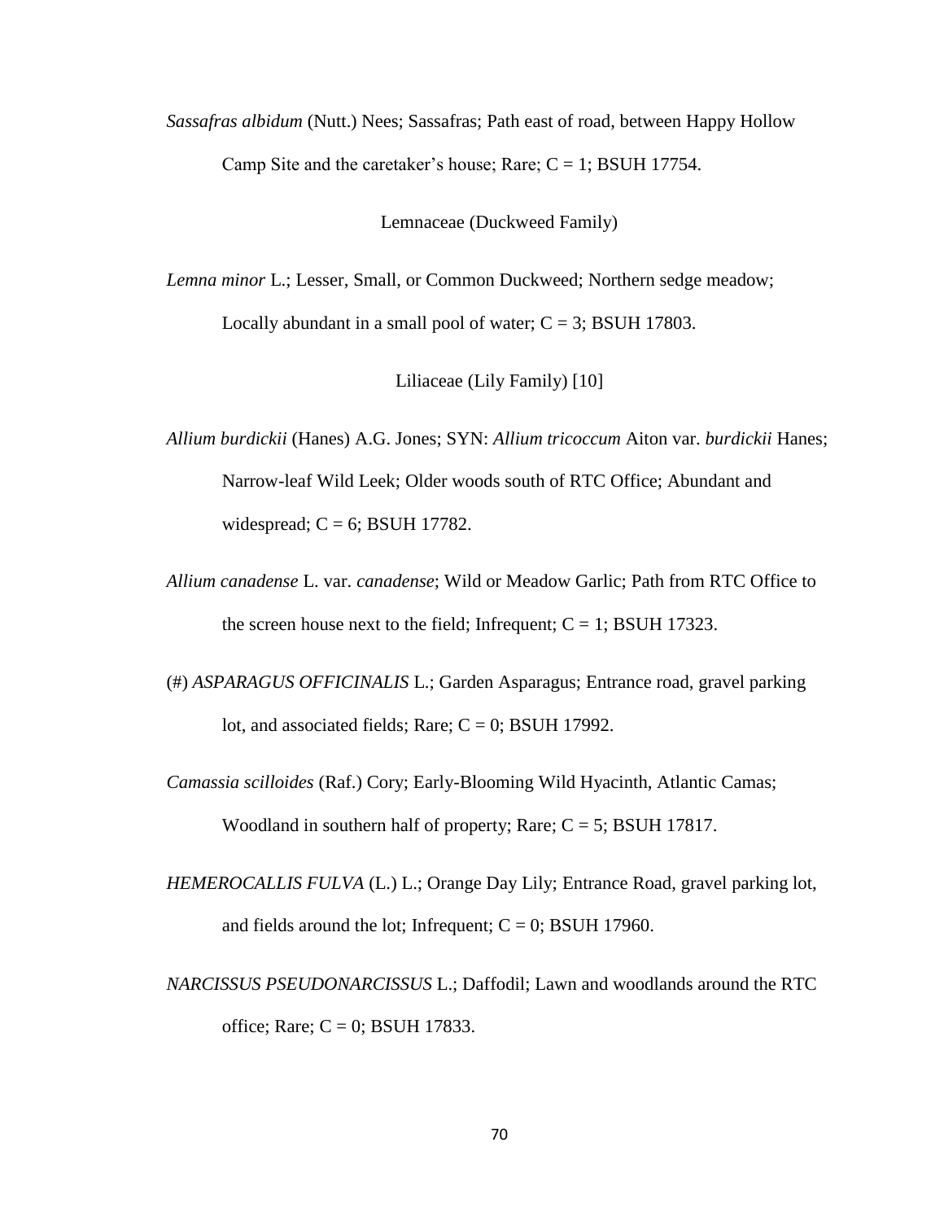*Sassafras albidum* (Nutt.) Nees; Sassafras; Path east of road, between Happy Hollow Camp Site and the caretaker's house; Rare; C = 1; BSUH 17754.

Lemnaceae (Duckweed Family)

*Lemna minor* L.; Lesser, Small, or Common Duckweed; Northern sedge meadow; Locally abundant in a small pool of water; C = 3; BSUH 17803.

Liliaceae (Lily Family) [10]

*Allium burdickii* (Hanes) A.G. Jones; SYN: *Allium tricoccum* Aiton var. *burdickii* Hanes; Narrow-leaf Wild Leek; Older woods south of RTC Office; Abundant and widespread; C = 6; BSUH 17782.

*Allium canadense* L. var. *canadense*; Wild or Meadow Garlic; Path from RTC Office to the screen house next to the field; Infrequent; C = 1; BSUH 17323.

(#) *ASPARAGUS OFFICINALIS* L.; Garden Asparagus; Entrance road, gravel parking lot, and associated fields; Rare; C = 0; BSUH 17992.

*Camassia scilloides* (Raf.) Cory; Early-Blooming Wild Hyacinth, Atlantic Camas; Woodland in southern half of property; Rare; C = 5; BSUH 17817.

*HEMEROCALLIS FULVA* (L.) L.; Orange Day Lily; Entrance Road, gravel parking lot, and fields around the lot; Infrequent; C = 0; BSUH 17960.

*NARCISSUS PSEUDONARCISSUS* L.; Daffodil; Lawn and woodlands around the RTC office; Rare; C = 0; BSUH 17833.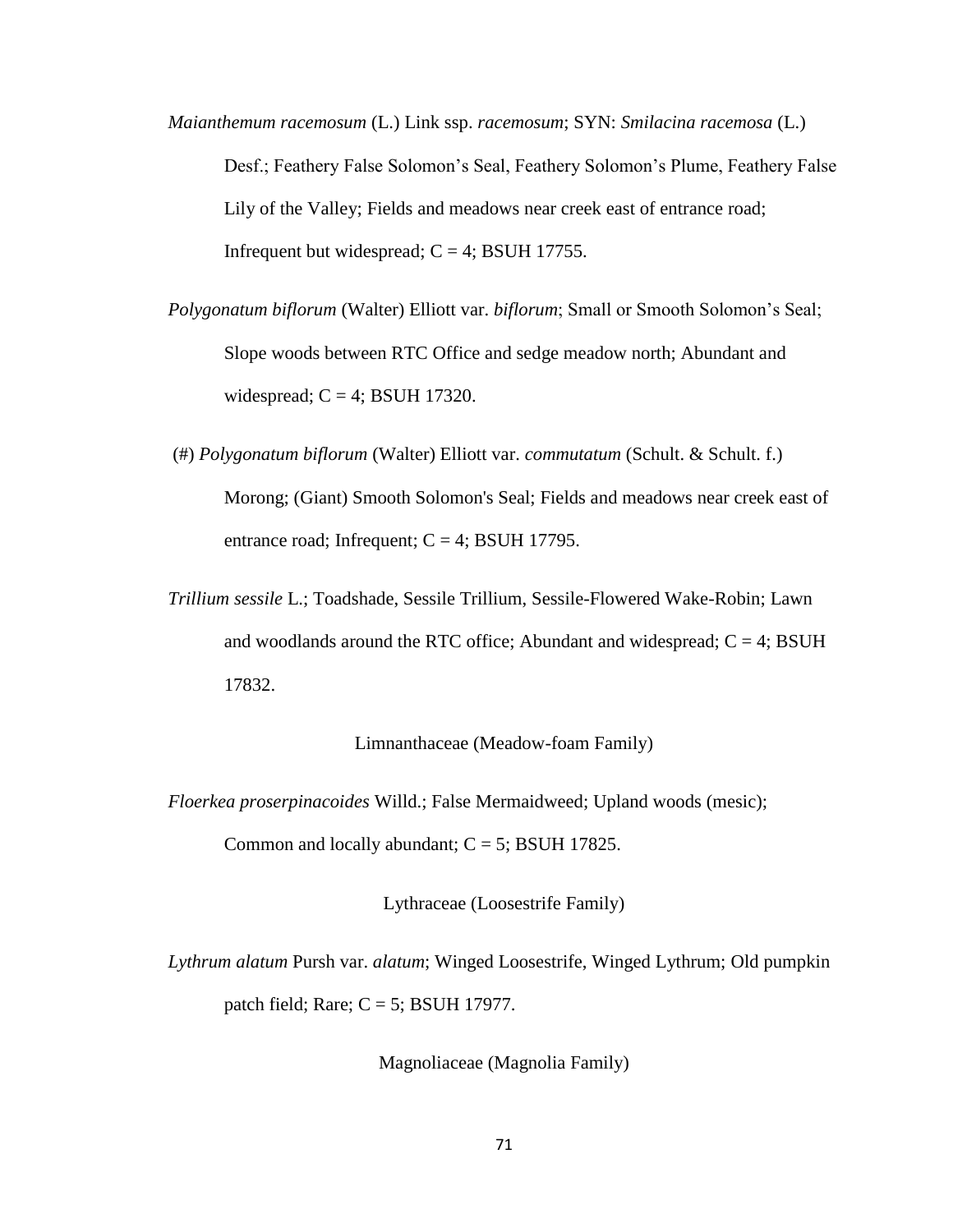*Maianthemum racemosum* (L.) Link ssp. *racemosum*; SYN: *Smilacina racemosa* (L.) Desf.; Feathery False Solomon's Seal, Feathery Solomon's Plume, Feathery False Lily of the Valley; Fields and meadows near creek east of entrance road; Infrequent but widespread; C = 4; BSUH 17755.

*Polygonatum biflorum* (Walter) Elliott var. *biflorum*; Small or Smooth Solomon's Seal; Slope woods between RTC Office and sedge meadow north; Abundant and widespread; C = 4; BSUH 17320.

(#) *Polygonatum biflorum* (Walter) Elliott var. *commutatum* (Schult. & Schult. f.) Morong; (Giant) Smooth Solomon's Seal; Fields and meadows near creek east of entrance road; Infrequent; C = 4; BSUH 17795.

*Trillium sessile* L.; Toadshade, Sessile Trillium, Sessile-Flowered Wake-Robin; Lawn and woodlands around the RTC office; Abundant and widespread; C = 4; BSUH 17832.

### Limnanthaceae (Meadow-foam Family)

*Floerkea proserpinacoides* Willd.; False Mermaidweed; Upland woods (mesic); Common and locally abundant; C = 5; BSUH 17825.

### Lythraceae (Loosestrife Family)

*Lythrum alatum* Pursh var. *alatum*; Winged Loosestrife, Winged Lythrum; Old pumpkin patch field; Rare; C = 5; BSUH 17977.

### Magnoliaceae (Magnolia Family)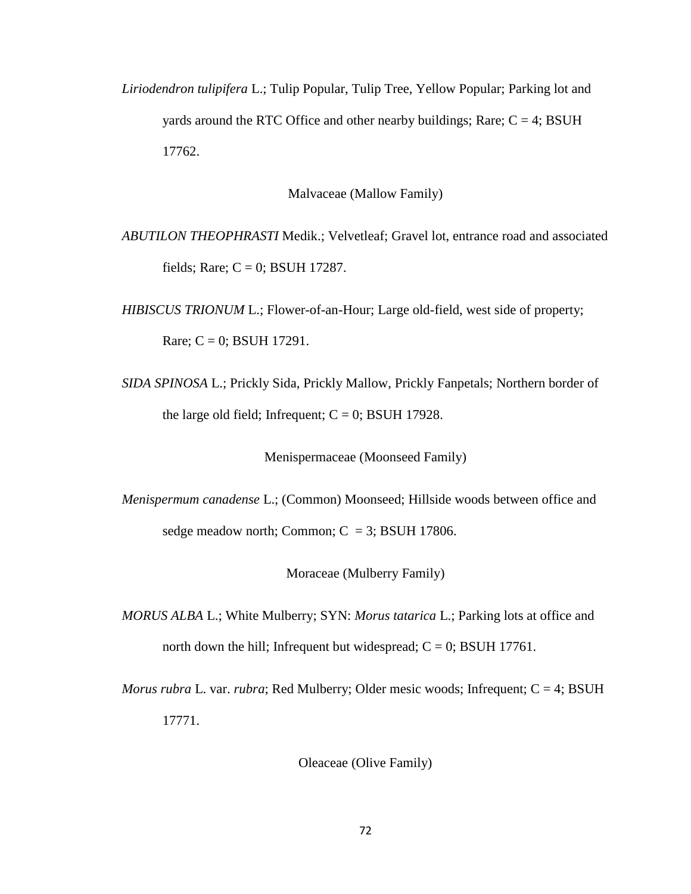*Liriodendron tulipifera* L.; Tulip Popular, Tulip Tree, Yellow Popular; Parking lot and yards around the RTC Office and other nearby buildings; Rare; C = 4; BSUH 17762.

Malvaceae (Mallow Family)

*ABUTILON THEOPHRASTI* Medik.; Velvetleaf; Gravel lot, entrance road and associated fields; Rare; C = 0; BSUH 17287.

*HIBISCUS TRIONUM* L.; Flower-of-an-Hour; Large old-field, west side of property; Rare; C = 0; BSUH 17291.

*SIDA SPINOSA* L.; Prickly Sida, Prickly Mallow, Prickly Fanpetals; Northern border of the large old field; Infrequent; C = 0; BSUH 17928.

Menispermaceae (Moonseed Family)

*Menispermum canadense* L.; (Common) Moonseed; Hillside woods between office and sedge meadow north; Common; C = 3; BSUH 17806.

Moraceae (Mulberry Family)

*MORUS ALBA* L.; White Mulberry; SYN: *Morus tatarica* L.; Parking lots at office and north down the hill; Infrequent but widespread; C = 0; BSUH 17761.

*Morus rubra* L. var. *rubra*; Red Mulberry; Older mesic woods; Infrequent; C = 4; BSUH 17771.

Oleaceae (Olive Family)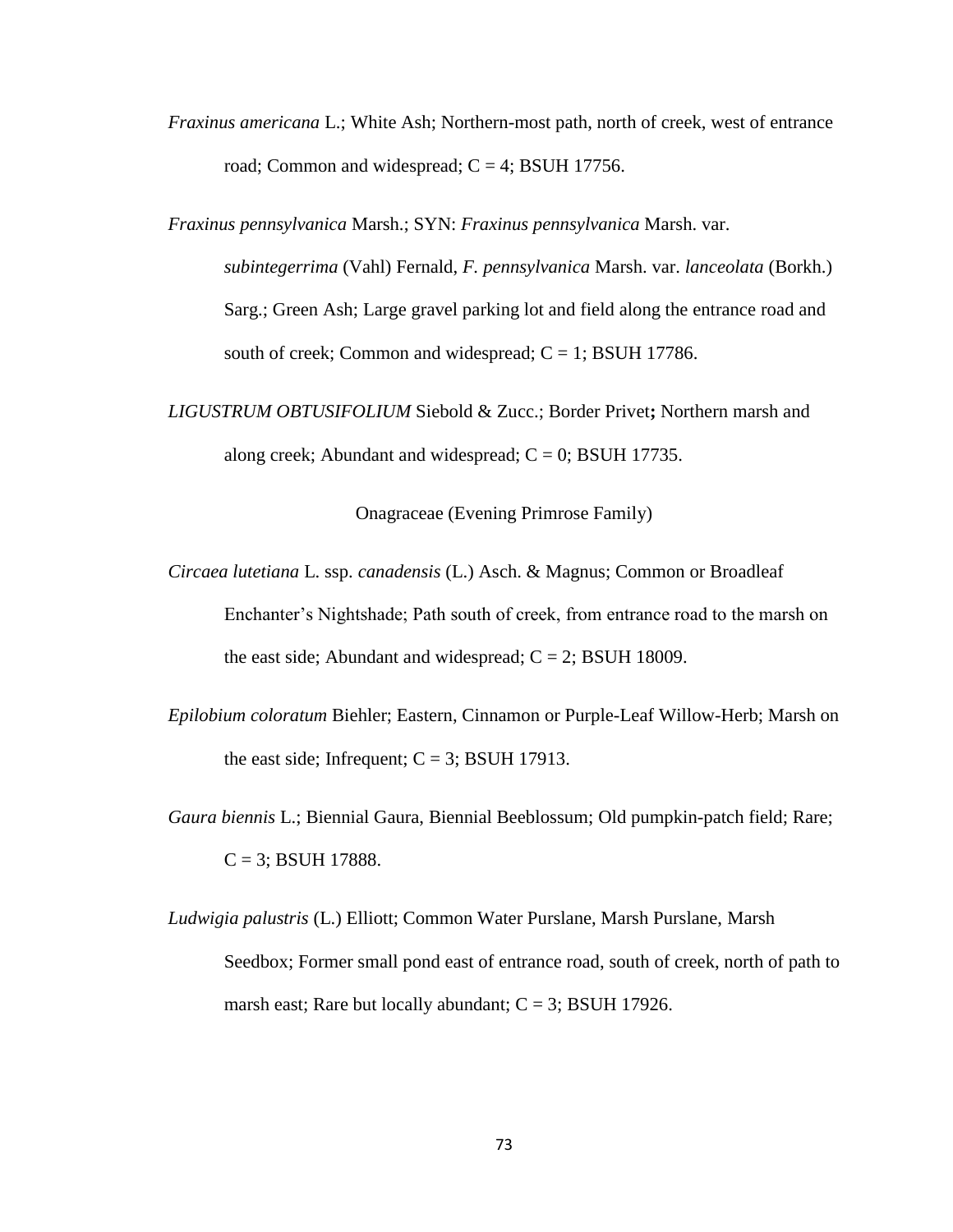*Fraxinus americana* L.; White Ash; Northern-most path, north of creek, west of entrance road; Common and widespread; C = 4; BSUH 17756.

*Fraxinus pennsylvanica* Marsh.; SYN: *Fraxinus pennsylvanica* Marsh. var. *subintegerrima* (Vahl) Fernald, *F. pennsylvanica* Marsh. var. *lanceolata* (Borkh.) Sarg.; Green Ash; Large gravel parking lot and field along the entrance road and south of creek; Common and widespread; C = 1; BSUH 17786.

*LIGUSTRUM OBTUSIFOLIUM* Siebold & Zucc.; Border Privet**;** Northern marsh and along creek; Abundant and widespread; C = 0; BSUH 17735.

Onagraceae (Evening Primrose Family)

*Circaea lutetiana* L. ssp. *canadensis* (L.) Asch. & Magnus; Common or Broadleaf Enchanter's Nightshade; Path south of creek, from entrance road to the marsh on the east side; Abundant and widespread; C = 2; BSUH 18009.

*Epilobium coloratum* Biehler; Eastern, Cinnamon or Purple-Leaf Willow-Herb; Marsh on the east side; Infrequent; C = 3; BSUH 17913.

*Gaura biennis* L.; Biennial Gaura, Biennial Beeblossum; Old pumpkin-patch field; Rare; C = 3; BSUH 17888.

*Ludwigia palustris* (L.) Elliott; Common Water Purslane, Marsh Purslane, Marsh Seedbox; Former small pond east of entrance road, south of creek, north of path to marsh east; Rare but locally abundant; C = 3; BSUH 17926.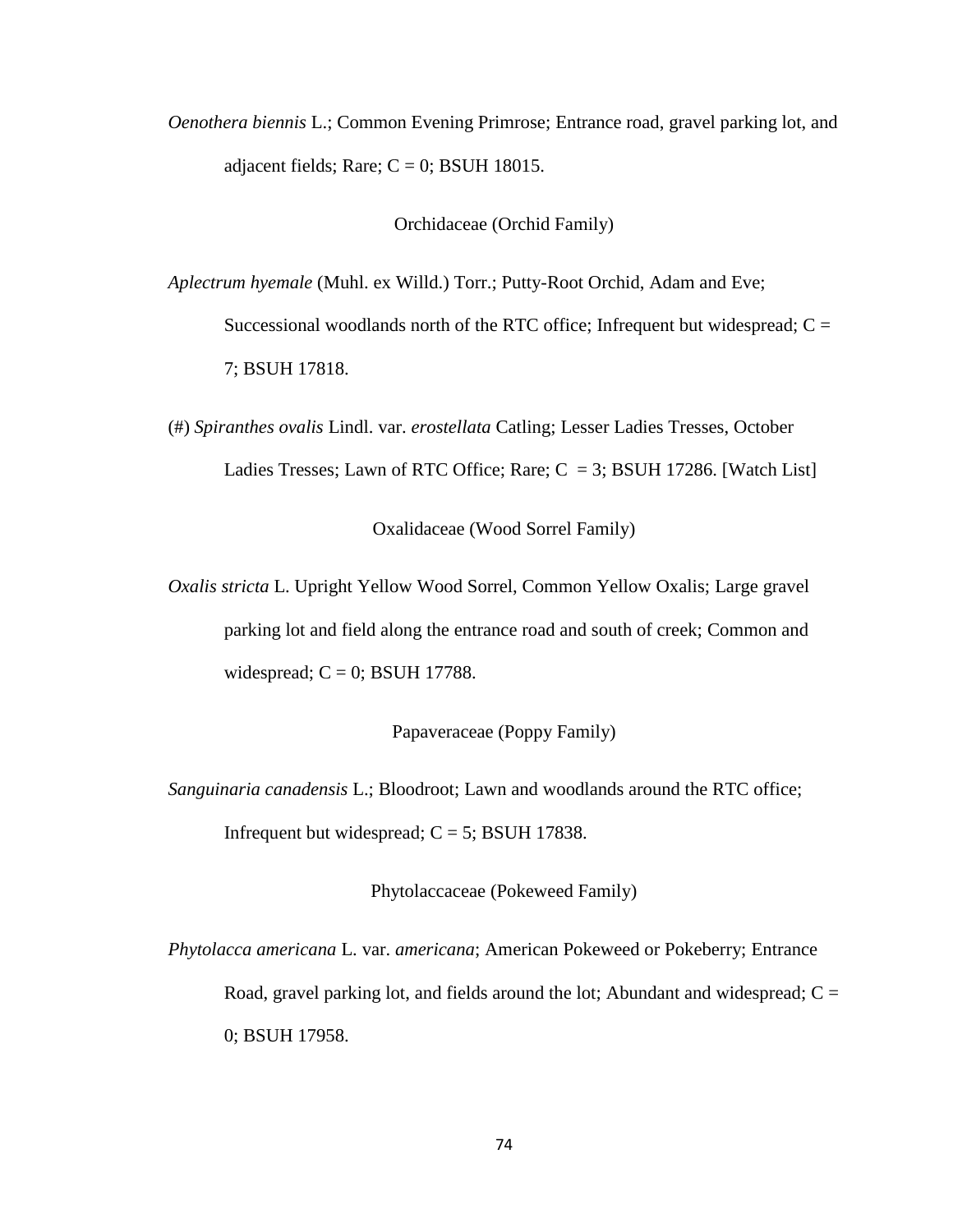*Oenothera biennis* L.; Common Evening Primrose; Entrance road, gravel parking lot, and adjacent fields; Rare; C = 0; BSUH 18015.

Orchidaceae (Orchid Family)

*Aplectrum hyemale* (Muhl. ex Willd.) Torr.; Putty-Root Orchid, Adam and Eve; Successional woodlands north of the RTC office; Infrequent but widespread; C = 7; BSUH 17818.

(#) *Spiranthes ovalis* Lindl. var. *erostellata* Catling; Lesser Ladies Tresses, October Ladies Tresses; Lawn of RTC Office; Rare; C = 3; BSUH 17286. [Watch List]

Oxalidaceae (Wood Sorrel Family)

*Oxalis stricta* L. Upright Yellow Wood Sorrel, Common Yellow Oxalis; Large gravel parking lot and field along the entrance road and south of creek; Common and widespread; C = 0; BSUH 17788.

Papaveraceae (Poppy Family)

*Sanguinaria canadensis* L.; Bloodroot; Lawn and woodlands around the RTC office; Infrequent but widespread; C = 5; BSUH 17838.

Phytolaccaceae (Pokeweed Family)

*Phytolacca americana* L. var. *americana*; American Pokeweed or Pokeberry; Entrance Road, gravel parking lot, and fields around the lot; Abundant and widespread; C = 0; BSUH 17958.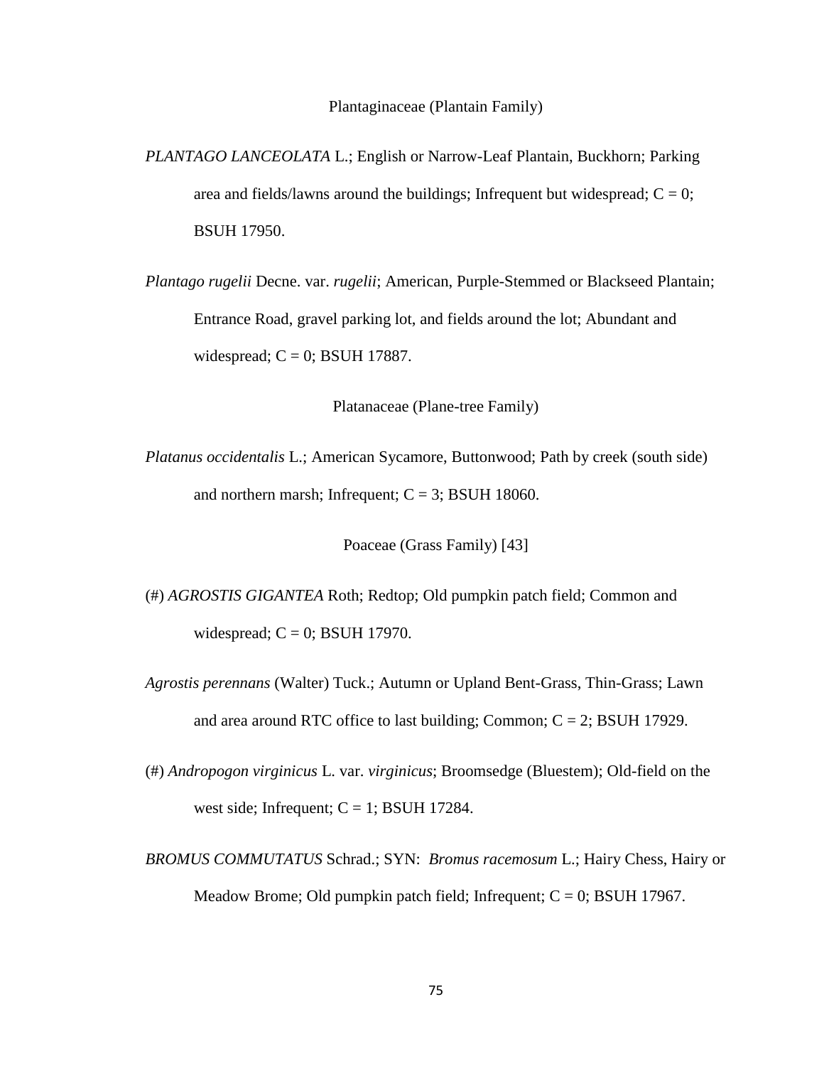Plantaginaceae (Plantain Family)

*PLANTAGO LANCEOLATA* L.; English or Narrow-Leaf Plantain, Buckhorn; Parking area and fields/lawns around the buildings; Infrequent but widespread; C = 0; BSUH 17950.

*Plantago rugelii* Decne. var. *rugelii*; American, Purple-Stemmed or Blackseed Plantain; Entrance Road, gravel parking lot, and fields around the lot; Abundant and widespread; C = 0; BSUH 17887.

Platanaceae (Plane-tree Family)

*Platanus occidentalis* L.; American Sycamore, Buttonwood; Path by creek (south side) and northern marsh; Infrequent; C = 3; BSUH 18060.

Poaceae (Grass Family) [43]

(#) *AGROSTIS GIGANTEA* Roth; Redtop; Old pumpkin patch field; Common and widespread; C = 0; BSUH 17970.

*Agrostis perennans* (Walter) Tuck.; Autumn or Upland Bent-Grass, Thin-Grass; Lawn and area around RTC office to last building; Common; C = 2; BSUH 17929.

(#) *Andropogon virginicus* L. var. *virginicus*; Broomsedge (Bluestem); Old-field on the west side; Infrequent; C = 1; BSUH 17284.

*BROMUS COMMUTATUS* Schrad.; SYN: *Bromus racemosum* L.; Hairy Chess, Hairy or Meadow Brome; Old pumpkin patch field; Infrequent; C = 0; BSUH 17967.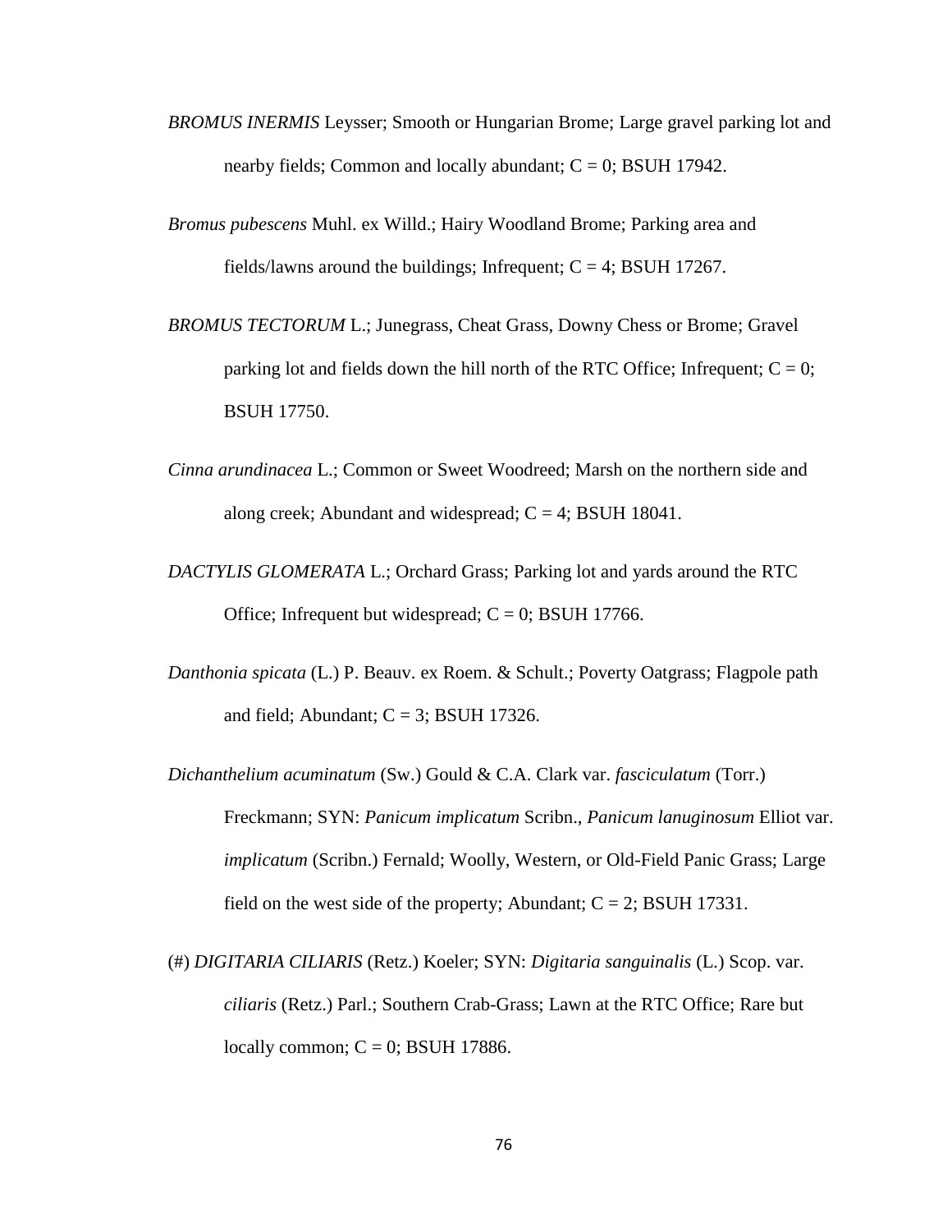*BROMUS INERMIS* Leysser; Smooth or Hungarian Brome; Large gravel parking lot and nearby fields; Common and locally abundant; C = 0; BSUH 17942.

*Bromus pubescens* Muhl. ex Willd.; Hairy Woodland Brome; Parking area and fields/lawns around the buildings; Infrequent; C = 4; BSUH 17267.

*BROMUS TECTORUM* L.; Junegrass, Cheat Grass, Downy Chess or Brome; Gravel parking lot and fields down the hill north of the RTC Office; Infrequent; C = 0; BSUH 17750.

*Cinna arundinacea* L.; Common or Sweet Woodreed; Marsh on the northern side and along creek; Abundant and widespread; C = 4; BSUH 18041.

*DACTYLIS GLOMERATA* L.; Orchard Grass; Parking lot and yards around the RTC Office; Infrequent but widespread; C = 0; BSUH 17766.

*Danthonia spicata* (L.) P. Beauv. ex Roem. & Schult.; Poverty Oatgrass; Flagpole path and field; Abundant; C = 3; BSUH 17326.

*Dichanthelium acuminatum* (Sw.) Gould & C.A. Clark var. *fasciculatum* (Torr.) Freckmann; SYN: *Panicum implicatum* Scribn., *Panicum lanuginosum* Elliot var. *implicatum* (Scribn.) Fernald; Woolly, Western, or Old-Field Panic Grass; Large field on the west side of the property; Abundant; C = 2; BSUH 17331.

(#) *DIGITARIA CILIARIS* (Retz.) Koeler; SYN: *Digitaria sanguinalis* (L.) Scop. var. *ciliaris* (Retz.) Parl.; Southern Crab-Grass; Lawn at the RTC Office; Rare but locally common; C = 0; BSUH 17886.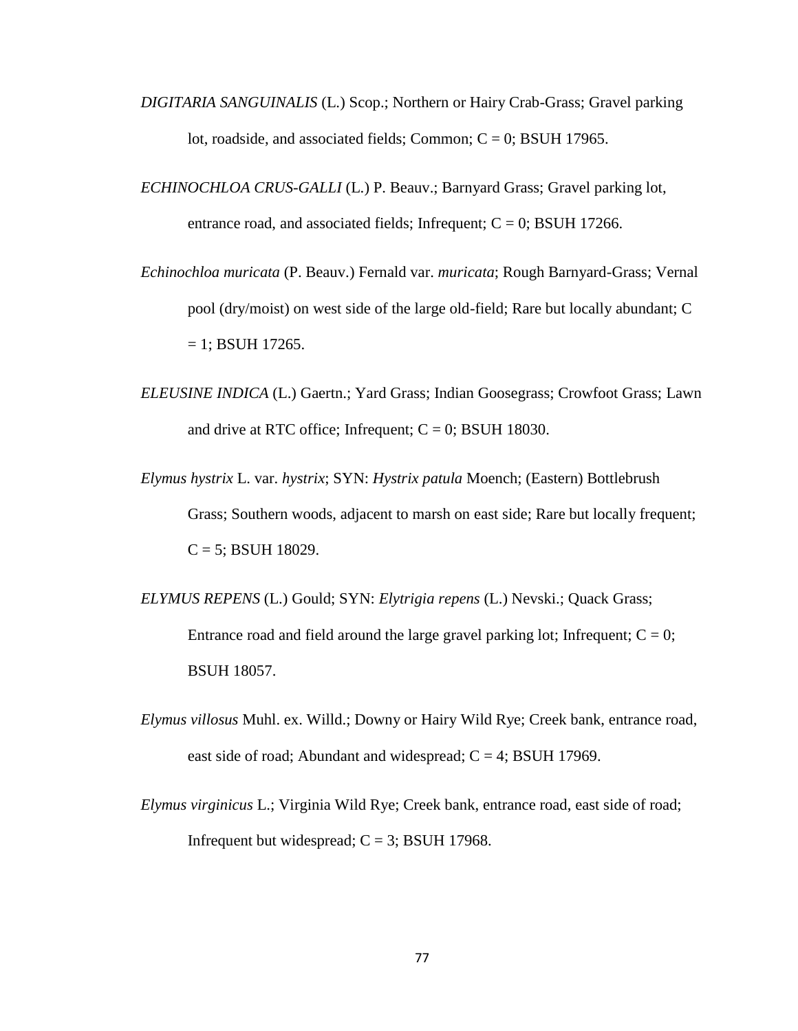*DIGITARIA SANGUINALIS* (L.) Scop.; Northern or Hairy Crab-Grass; Gravel parking lot, roadside, and associated fields; Common; C = 0; BSUH 17965.

*ECHINOCHLOA CRUS-GALLI* (L.) P. Beauv.; Barnyard Grass; Gravel parking lot, entrance road, and associated fields; Infrequent; C = 0; BSUH 17266.

*Echinochloa muricata* (P. Beauv.) Fernald var. *muricata*; Rough Barnyard-Grass; Vernal pool (dry/moist) on west side of the large old-field; Rare but locally abundant; C = 1; BSUH 17265.

*ELEUSINE INDICA* (L.) Gaertn.; Yard Grass; Indian Goosegrass; Crowfoot Grass; Lawn and drive at RTC office; Infrequent; C = 0; BSUH 18030.

*Elymus hystrix* L. var. *hystrix*; SYN: *Hystrix patula* Moench; (Eastern) Bottlebrush Grass; Southern woods, adjacent to marsh on east side; Rare but locally frequent; C = 5; BSUH 18029.

*ELYMUS REPENS* (L.) Gould; SYN: *Elytrigia repens* (L.) Nevski.; Quack Grass; Entrance road and field around the large gravel parking lot; Infrequent; C = 0; BSUH 18057.

*Elymus villosus* Muhl. ex. Willd.; Downy or Hairy Wild Rye; Creek bank, entrance road, east side of road; Abundant and widespread; C = 4; BSUH 17969.

*Elymus virginicus* L.; Virginia Wild Rye; Creek bank, entrance road, east side of road; Infrequent but widespread; C = 3; BSUH 17968.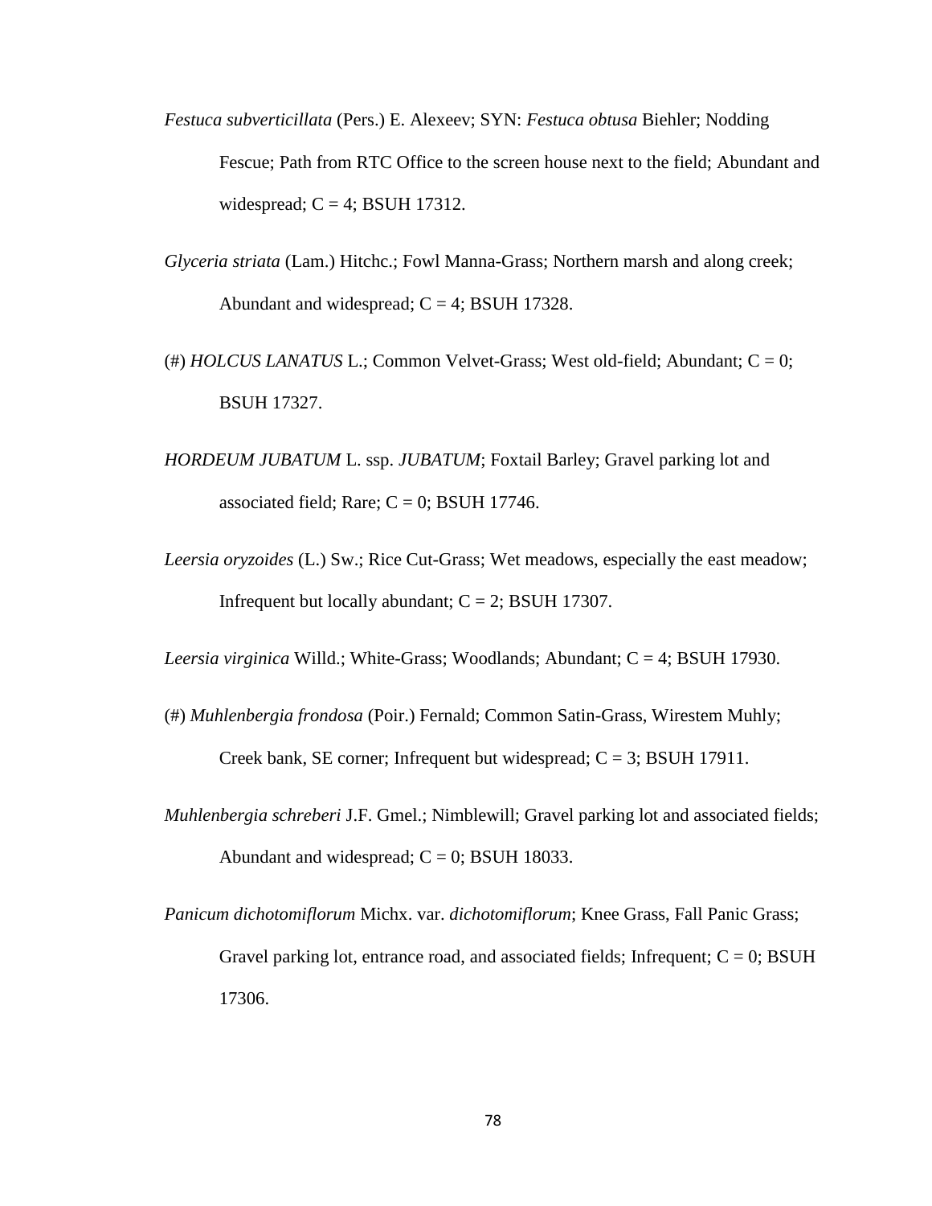*Festuca subverticillata* (Pers.) E. Alexeev; SYN: *Festuca obtusa* Biehler; Nodding Fescue; Path from RTC Office to the screen house next to the field; Abundant and widespread; C = 4; BSUH 17312.

*Glyceria striata* (Lam.) Hitchc.; Fowl Manna-Grass; Northern marsh and along creek; Abundant and widespread; C = 4; BSUH 17328.

(#) *HOLCUS LANATUS* L.; Common Velvet-Grass; West old-field; Abundant; C = 0; BSUH 17327.

*HORDEUM JUBATUM* L. ssp. *JUBATUM*; Foxtail Barley; Gravel parking lot and associated field; Rare; C = 0; BSUH 17746.

*Leersia oryzoides* (L.) Sw.; Rice Cut-Grass; Wet meadows, especially the east meadow; Infrequent but locally abundant; C = 2; BSUH 17307.

*Leersia virginica* Willd.; White-Grass; Woodlands; Abundant; C = 4; BSUH 17930.

(#) *Muhlenbergia frondosa* (Poir.) Fernald; Common Satin-Grass, Wirestem Muhly; Creek bank, SE corner; Infrequent but widespread; C = 3; BSUH 17911.

*Muhlenbergia schreberi* J.F. Gmel.; Nimblewill; Gravel parking lot and associated fields; Abundant and widespread; C = 0; BSUH 18033.

*Panicum dichotomiflorum* Michx. var. *dichotomiflorum*; Knee Grass, Fall Panic Grass; Gravel parking lot, entrance road, and associated fields; Infrequent; C = 0; BSUH 17306.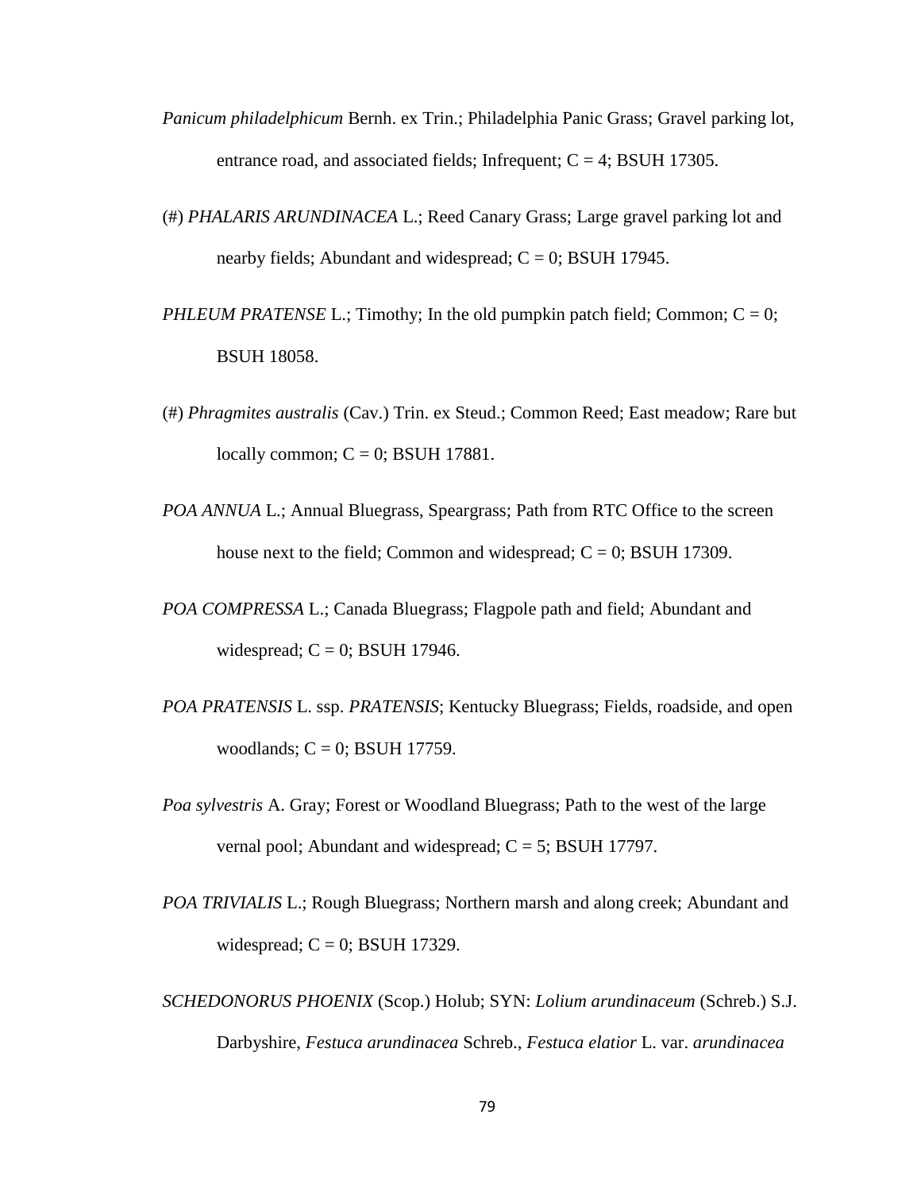*Panicum philadelphicum* Bernh. ex Trin.; Philadelphia Panic Grass; Gravel parking lot, entrance road, and associated fields; Infrequent; C = 4; BSUH 17305.

(#) *PHALARIS ARUNDINACEA* L.; Reed Canary Grass; Large gravel parking lot and nearby fields; Abundant and widespread; C = 0; BSUH 17945.

*PHLEUM PRATENSE* L.; Timothy; In the old pumpkin patch field; Common; C = 0; BSUH 18058.

(#) *Phragmites australis* (Cav.) Trin. ex Steud.; Common Reed; East meadow; Rare but locally common; C = 0; BSUH 17881.

*POA ANNUA* L.; Annual Bluegrass, Speargrass; Path from RTC Office to the screen house next to the field; Common and widespread; C = 0; BSUH 17309.

*POA COMPRESSA* L.; Canada Bluegrass; Flagpole path and field; Abundant and widespread; C = 0; BSUH 17946.

*POA PRATENSIS* L. ssp. *PRATENSIS*; Kentucky Bluegrass; Fields, roadside, and open woodlands; C = 0; BSUH 17759.

*Poa sylvestris* A. Gray; Forest or Woodland Bluegrass; Path to the west of the large vernal pool; Abundant and widespread; C = 5; BSUH 17797.

*POA TRIVIALIS* L.; Rough Bluegrass; Northern marsh and along creek; Abundant and widespread; C = 0; BSUH 17329.

*SCHEDONORUS PHOENIX* (Scop.) Holub; SYN: *Lolium arundinaceum* (Schreb.) S.J. Darbyshire, *Festuca arundinacea* Schreb., *Festuca elatior* L. var. *arundinacea*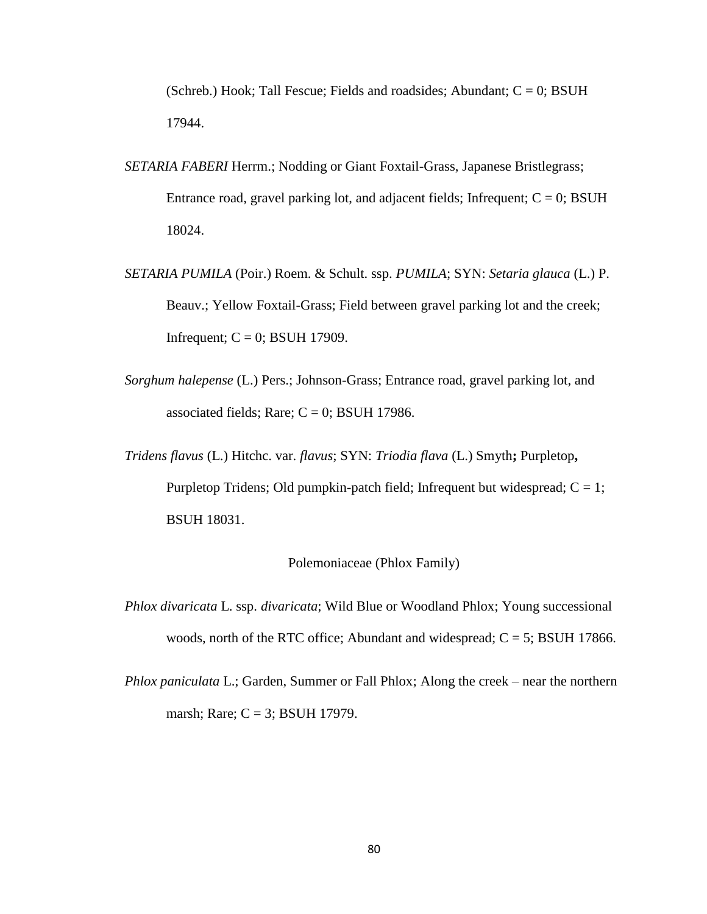(Schreb.) Hook; Tall Fescue; Fields and roadsides; Abundant; C = 0; BSUH 17944.

*SETARIA FABERI* Herrm.; Nodding or Giant Foxtail-Grass, Japanese Bristlegrass; Entrance road, gravel parking lot, and adjacent fields; Infrequent; C = 0; BSUH 18024.

*SETARIA PUMILA* (Poir.) Roem. & Schult. ssp. *PUMILA*; SYN: *Setaria glauca* (L.) P. Beauv.; Yellow Foxtail-Grass; Field between gravel parking lot and the creek; Infrequent; C = 0; BSUH 17909.

*Sorghum halepense* (L.) Pers.; Johnson-Grass; Entrance road, gravel parking lot, and associated fields; Rare; C = 0; BSUH 17986.

*Tridens flavus* (L.) Hitchc. var. *flavus*; SYN: *Triodia flava* (L.) Smyth**;** Purpletop**,** Purpletop Tridens; Old pumpkin-patch field; Infrequent but widespread; C = 1; BSUH 18031.

Polemoniaceae (Phlox Family)

*Phlox divaricata* L. ssp. *divaricata*; Wild Blue or Woodland Phlox; Young successional woods, north of the RTC office; Abundant and widespread; C = 5; BSUH 17866.

*Phlox paniculata* L.; Garden, Summer or Fall Phlox; Along the creek – near the northern marsh; Rare; C = 3; BSUH 17979.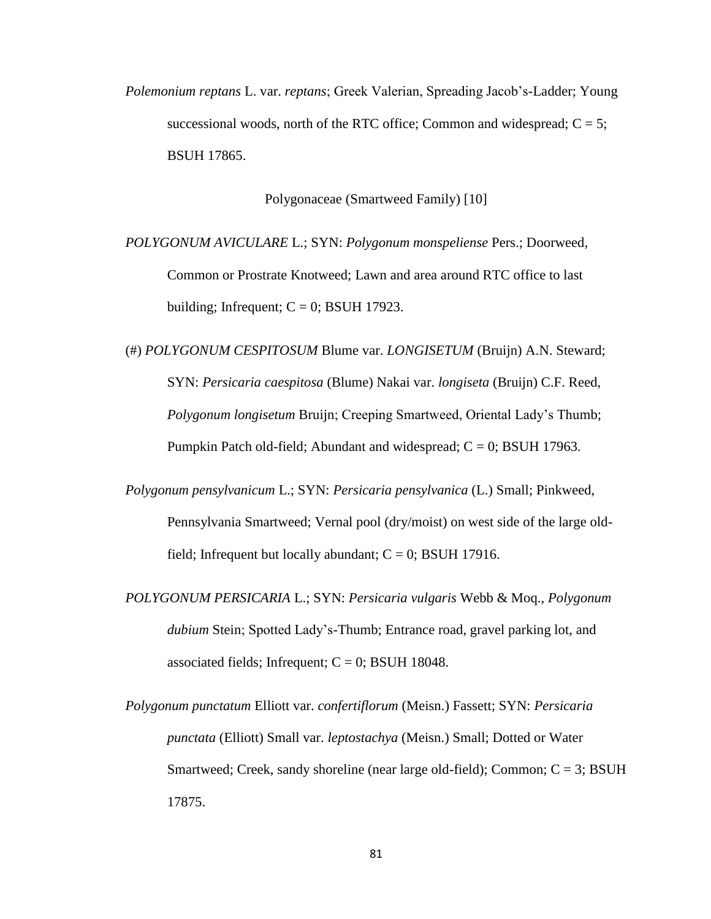*Polemonium reptans* L. var. *reptans*; Greek Valerian, Spreading Jacob's-Ladder; Young successional woods, north of the RTC office; Common and widespread; C = 5; BSUH 17865.

Polygonaceae (Smartweed Family) [10]

*POLYGONUM AVICULARE* L.; SYN: *Polygonum monspeliense* Pers.; Doorweed, Common or Prostrate Knotweed; Lawn and area around RTC office to last building; Infrequent; C = 0; BSUH 17923.

(#) *POLYGONUM CESPITOSUM* Blume var. *LONGISETUM* (Bruijn) A.N. Steward; SYN: *Persicaria caespitosa* (Blume) Nakai var. *longiseta* (Bruijn) C.F. Reed, *Polygonum longisetum* Bruijn; Creeping Smartweed, Oriental Lady's Thumb; Pumpkin Patch old-field; Abundant and widespread; C = 0; BSUH 17963.

*Polygonum pensylvanicum* L.; SYN: *Persicaria pensylvanica* (L.) Small; Pinkweed, Pennsylvania Smartweed; Vernal pool (dry/moist) on west side of the large old-field; Infrequent but locally abundant; C = 0; BSUH 17916.

*POLYGONUM PERSICARIA* L.; SYN: *Persicaria vulgaris* Webb & Moq., *Polygonum dubium* Stein; Spotted Lady's-Thumb; Entrance road, gravel parking lot, and associated fields; Infrequent; C = 0; BSUH 18048.

*Polygonum punctatum* Elliott var. *confertiflorum* (Meisn.) Fassett; SYN: *Persicaria punctata* (Elliott) Small var. *leptostachya* (Meisn.) Small; Dotted or Water Smartweed; Creek, sandy shoreline (near large old-field); Common; C = 3; BSUH 17875.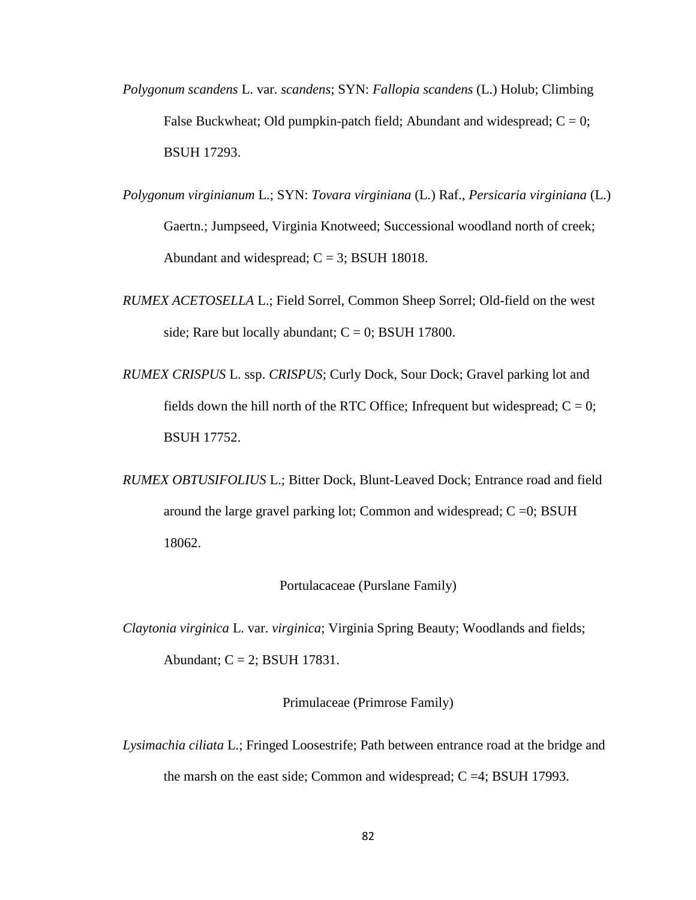*Polygonum scandens* L. var. *scandens*; SYN: *Fallopia scandens* (L.) Holub; Climbing False Buckwheat; Old pumpkin-patch field; Abundant and widespread; C = 0; BSUH 17293.

*Polygonum virginianum* L.; SYN: *Tovara virginiana* (L.) Raf., *Persicaria virginiana* (L.) Gaertn.; Jumpseed, Virginia Knotweed; Successional woodland north of creek; Abundant and widespread; C = 3; BSUH 18018.

*RUMEX ACETOSELLA* L.; Field Sorrel, Common Sheep Sorrel; Old-field on the west side; Rare but locally abundant; C = 0; BSUH 17800.

*RUMEX CRISPUS* L. ssp. *CRISPUS*; Curly Dock, Sour Dock; Gravel parking lot and fields down the hill north of the RTC Office; Infrequent but widespread; C = 0; BSUH 17752.

*RUMEX OBTUSIFOLIUS* L.; Bitter Dock, Blunt-Leaved Dock; Entrance road and field around the large gravel parking lot; Common and widespread; C =0; BSUH 18062.

Portulacaceae (Purslane Family)

*Claytonia virginica* L. var. *virginica*; Virginia Spring Beauty; Woodlands and fields; Abundant; C = 2; BSUH 17831.

Primulaceae (Primrose Family)

*Lysimachia ciliata* L.; Fringed Loosestrife; Path between entrance road at the bridge and the marsh on the east side; Common and widespread; C =4; BSUH 17993.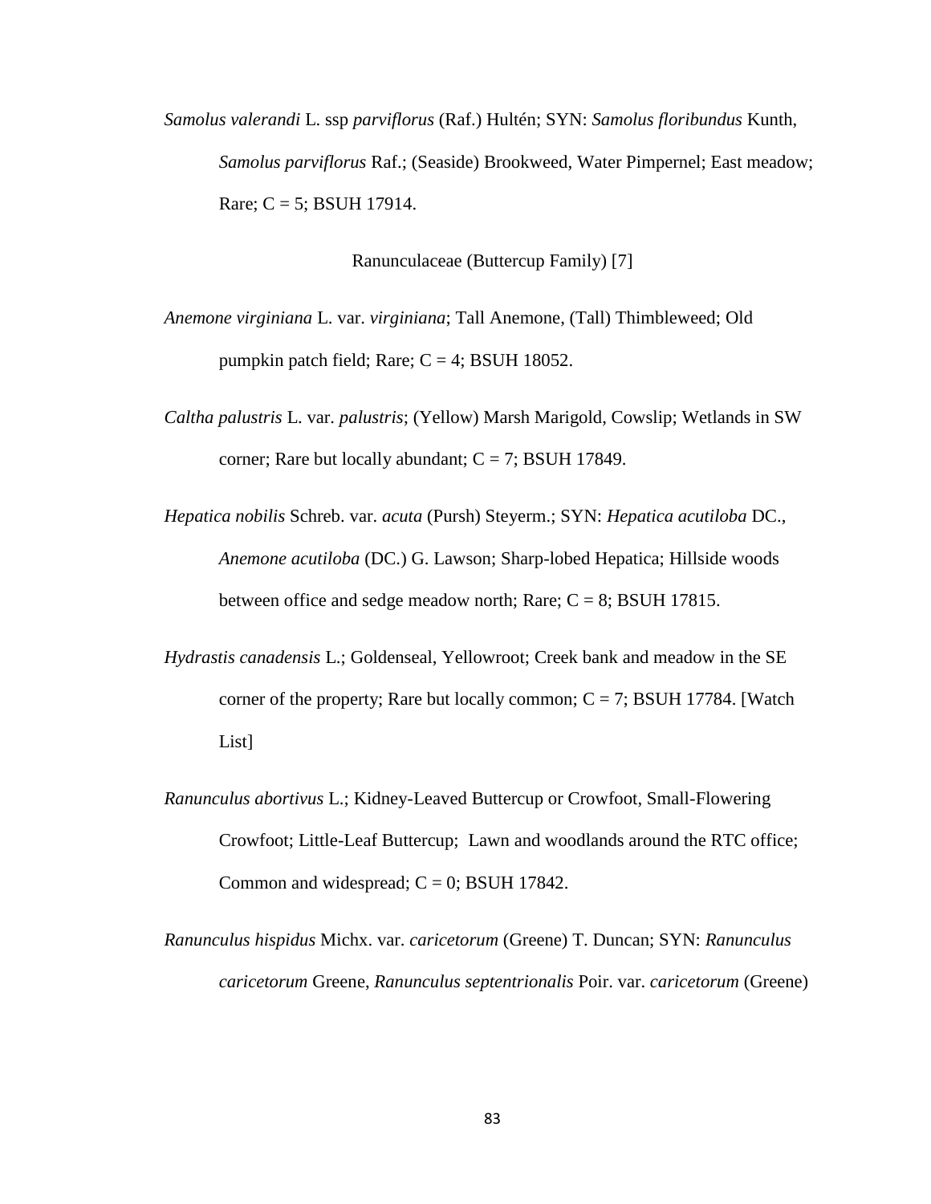*Samolus valerandi* L. ssp *parviflorus* (Raf.) Hultén; SYN: *Samolus floribundus* Kunth, *Samolus parviflorus* Raf.; (Seaside) Brookweed, Water Pimpernel; East meadow; Rare; C = 5; BSUH 17914.

Ranunculaceae (Buttercup Family) [7]

*Anemone virginiana* L. var. *virginiana*; Tall Anemone, (Tall) Thimbleweed; Old pumpkin patch field; Rare; C = 4; BSUH 18052.

*Caltha palustris* L. var. *palustris*; (Yellow) Marsh Marigold, Cowslip; Wetlands in SW corner; Rare but locally abundant; C = 7; BSUH 17849.

*Hepatica nobilis* Schreb. var. *acuta* (Pursh) Steyerm.; SYN: *Hepatica acutiloba* DC., *Anemone acutiloba* (DC.) G. Lawson; Sharp-lobed Hepatica; Hillside woods between office and sedge meadow north; Rare; C = 8; BSUH 17815.

*Hydrastis canadensis* L.; Goldenseal, Yellowroot; Creek bank and meadow in the SE corner of the property; Rare but locally common; C = 7; BSUH 17784. [Watch List]

*Ranunculus abortivus* L.; Kidney-Leaved Buttercup or Crowfoot, Small-Flowering Crowfoot; Little-Leaf Buttercup; Lawn and woodlands around the RTC office; Common and widespread; C = 0; BSUH 17842.

*Ranunculus hispidus* Michx. var. *caricetorum* (Greene) T. Duncan; SYN: *Ranunculus caricetorum* Greene, *Ranunculus septentrionalis* Poir. var. *caricetorum* (Greene)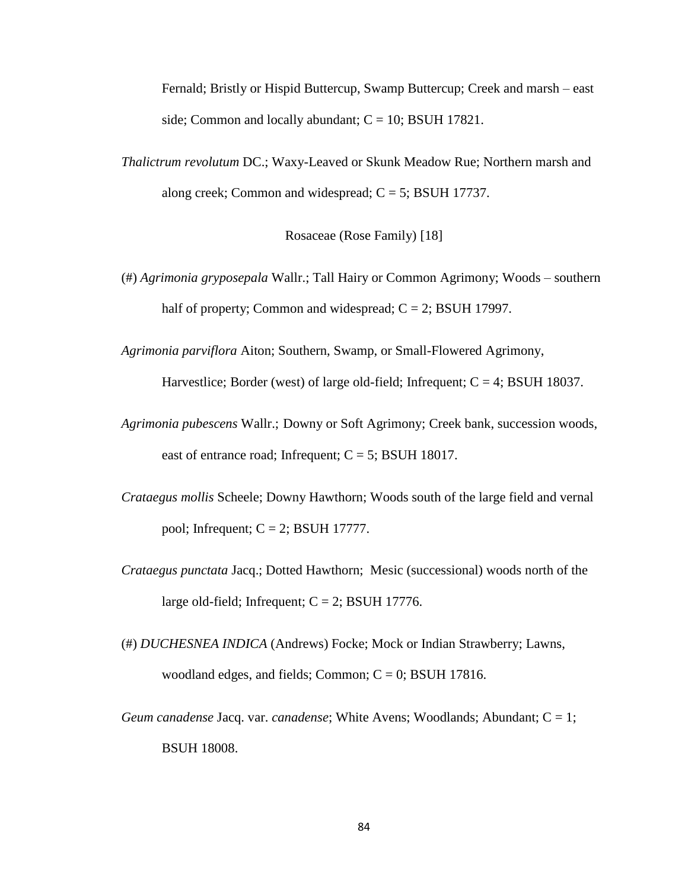Fernald; Bristly or Hispid Buttercup, Swamp Buttercup; Creek and marsh – east side; Common and locally abundant; C = 10; BSUH 17821.

*Thalictrum revolutum* DC.; Waxy-Leaved or Skunk Meadow Rue; Northern marsh and along creek; Common and widespread; C = 5; BSUH 17737.

Rosaceae (Rose Family) [18]

(#) *Agrimonia gryposepala* Wallr.; Tall Hairy or Common Agrimony; Woods – southern half of property; Common and widespread; C = 2; BSUH 17997.

*Agrimonia parviflora* Aiton; Southern, Swamp, or Small-Flowered Agrimony, Harvestlice; Border (west) of large old-field; Infrequent; C = 4; BSUH 18037.

*Agrimonia pubescens* Wallr.; Downy or Soft Agrimony; Creek bank, succession woods, east of entrance road; Infrequent; C = 5; BSUH 18017.

*Crataegus mollis* Scheele; Downy Hawthorn; Woods south of the large field and vernal pool; Infrequent; C = 2; BSUH 17777.

*Crataegus punctata* Jacq.; Dotted Hawthorn; Mesic (successional) woods north of the large old-field; Infrequent; C = 2; BSUH 17776.

(#) *DUCHESNEA INDICA* (Andrews) Focke; Mock or Indian Strawberry; Lawns, woodland edges, and fields; Common; C = 0; BSUH 17816.

*Geum canadense* Jacq. var. *canadense*; White Avens; Woodlands; Abundant; C = 1; BSUH 18008.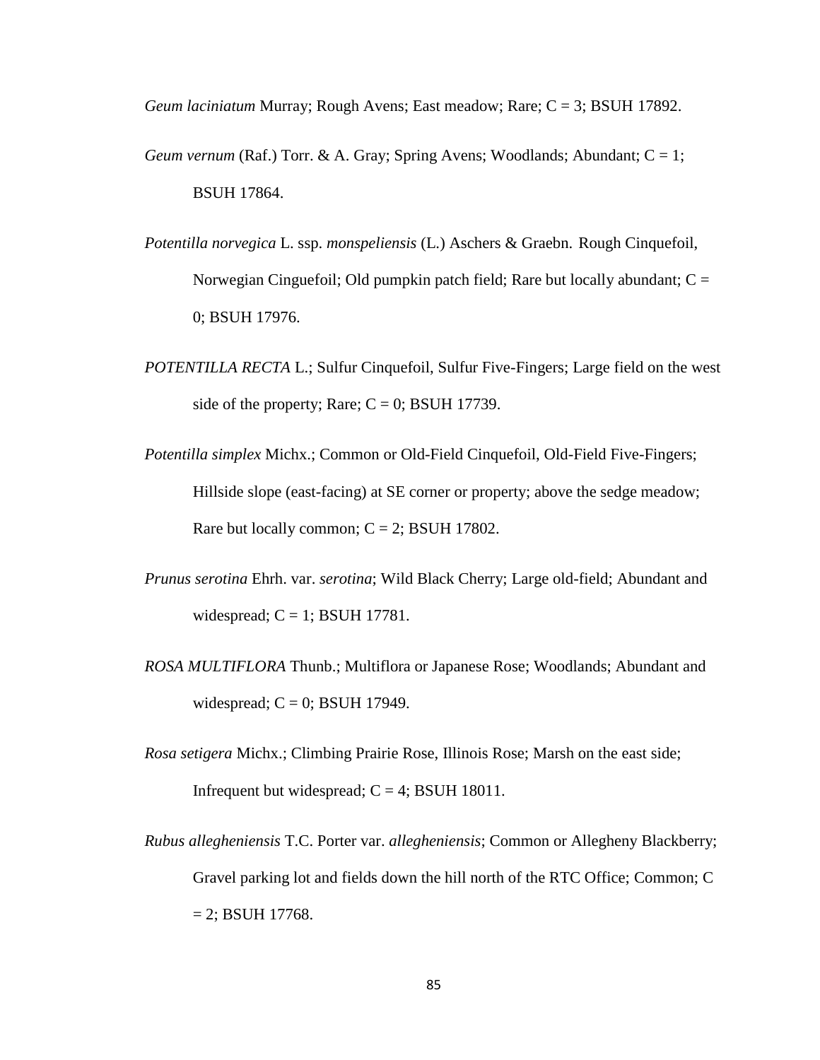*Geum laciniatum* Murray; Rough Avens; East meadow; Rare; C = 3; BSUH 17892.

*Geum vernum* (Raf.) Torr. & A. Gray; Spring Avens; Woodlands; Abundant; C = 1; BSUH 17864.

*Potentilla norvegica* L. ssp. *monspeliensis* (L.) Aschers & Graebn. Rough Cinquefoil, Norwegian Cinguefoil; Old pumpkin patch field; Rare but locally abundant; C = 0; BSUH 17976.

*POTENTILLA RECTA* L.; Sulfur Cinquefoil, Sulfur Five-Fingers; Large field on the west side of the property; Rare; C = 0; BSUH 17739.

*Potentilla simplex* Michx.; Common or Old-Field Cinquefoil, Old-Field Five-Fingers; Hillside slope (east-facing) at SE corner or property; above the sedge meadow; Rare but locally common; C = 2; BSUH 17802.

*Prunus serotina* Ehrh. var. *serotina*; Wild Black Cherry; Large old-field; Abundant and widespread; C = 1; BSUH 17781.

*ROSA MULTIFLORA* Thunb.; Multiflora or Japanese Rose; Woodlands; Abundant and widespread; C = 0; BSUH 17949.

*Rosa setigera* Michx.; Climbing Prairie Rose, Illinois Rose; Marsh on the east side; Infrequent but widespread; C = 4; BSUH 18011.

*Rubus allegheniensis* T.C. Porter var. *allegheniensis*; Common or Allegheny Blackberry; Gravel parking lot and fields down the hill north of the RTC Office; Common; C = 2; BSUH 17768.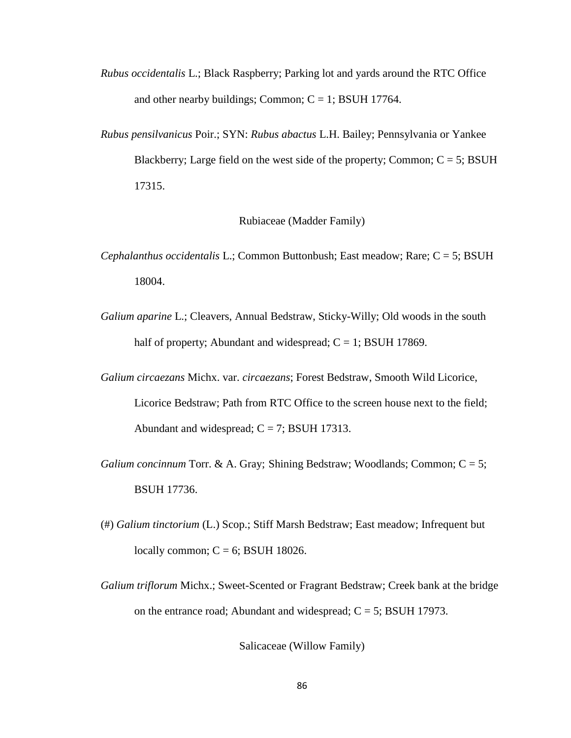*Rubus occidentalis* L.; Black Raspberry; Parking lot and yards around the RTC Office and other nearby buildings; Common; C = 1; BSUH 17764.

*Rubus pensilvanicus* Poir.; SYN: *Rubus abactus* L.H. Bailey; Pennsylvania or Yankee Blackberry; Large field on the west side of the property; Common; C = 5; BSUH 17315.

Rubiaceae (Madder Family)

*Cephalanthus occidentalis* L.; Common Buttonbush; East meadow; Rare; C = 5; BSUH 18004.

*Galium aparine* L.; Cleavers, Annual Bedstraw, Sticky-Willy; Old woods in the south half of property; Abundant and widespread; C = 1; BSUH 17869.

*Galium circaezans* Michx. var. *circaezans*; Forest Bedstraw, Smooth Wild Licorice, Licorice Bedstraw; Path from RTC Office to the screen house next to the field; Abundant and widespread; C = 7; BSUH 17313.

*Galium concinnum* Torr. & A. Gray; Shining Bedstraw; Woodlands; Common; C = 5; BSUH 17736.

(#) *Galium tinctorium* (L.) Scop.; Stiff Marsh Bedstraw; East meadow; Infrequent but locally common; C = 6; BSUH 18026.

*Galium triflorum* Michx.; Sweet-Scented or Fragrant Bedstraw; Creek bank at the bridge on the entrance road; Abundant and widespread; C = 5; BSUH 17973.

Salicaceae (Willow Family)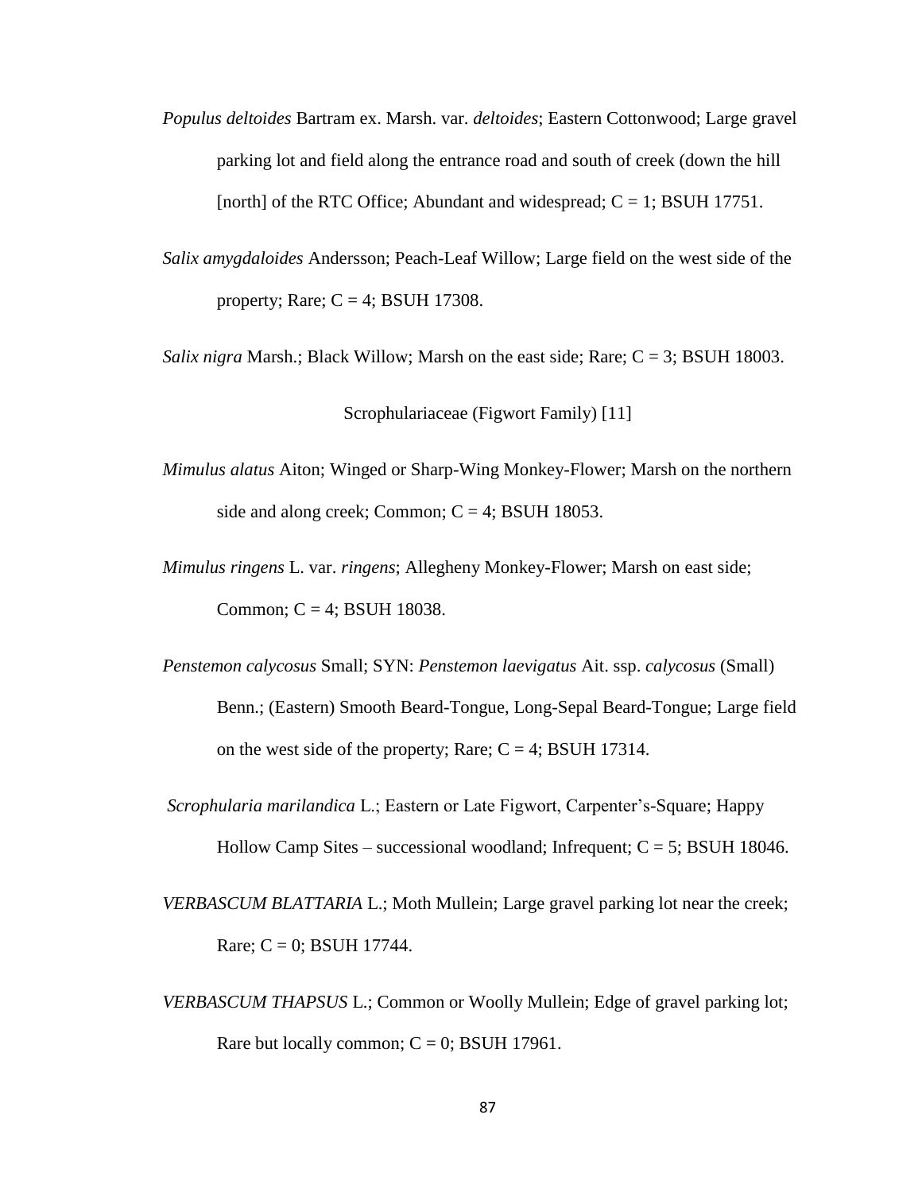*Populus deltoides* Bartram ex. Marsh. var. *deltoides*; Eastern Cottonwood; Large gravel parking lot and field along the entrance road and south of creek (down the hill [north] of the RTC Office; Abundant and widespread; C = 1; BSUH 17751.

*Salix amygdaloides* Andersson; Peach-Leaf Willow; Large field on the west side of the property; Rare; C = 4; BSUH 17308.

*Salix nigra* Marsh.; Black Willow; Marsh on the east side; Rare; C = 3; BSUH 18003.

Scrophulariaceae (Figwort Family) [11]

*Mimulus alatus* Aiton; Winged or Sharp-Wing Monkey-Flower; Marsh on the northern side and along creek; Common; C = 4; BSUH 18053.

*Mimulus ringens* L. var. *ringens*; Allegheny Monkey-Flower; Marsh on east side; Common; C = 4; BSUH 18038.

*Penstemon calycosus* Small; SYN: *Penstemon laevigatus* Ait. ssp. *calycosus* (Small) Benn.; (Eastern) Smooth Beard-Tongue, Long-Sepal Beard-Tongue; Large field on the west side of the property; Rare; C = 4; BSUH 17314.

*Scrophularia marilandica* L.; Eastern or Late Figwort, Carpenter's-Square; Happy Hollow Camp Sites – successional woodland; Infrequent; C = 5; BSUH 18046.

*VERBASCUM BLATTARIA* L.; Moth Mullein; Large gravel parking lot near the creek; Rare; C = 0; BSUH 17744.

*VERBASCUM THAPSUS* L.; Common or Woolly Mullein; Edge of gravel parking lot; Rare but locally common; C = 0; BSUH 17961.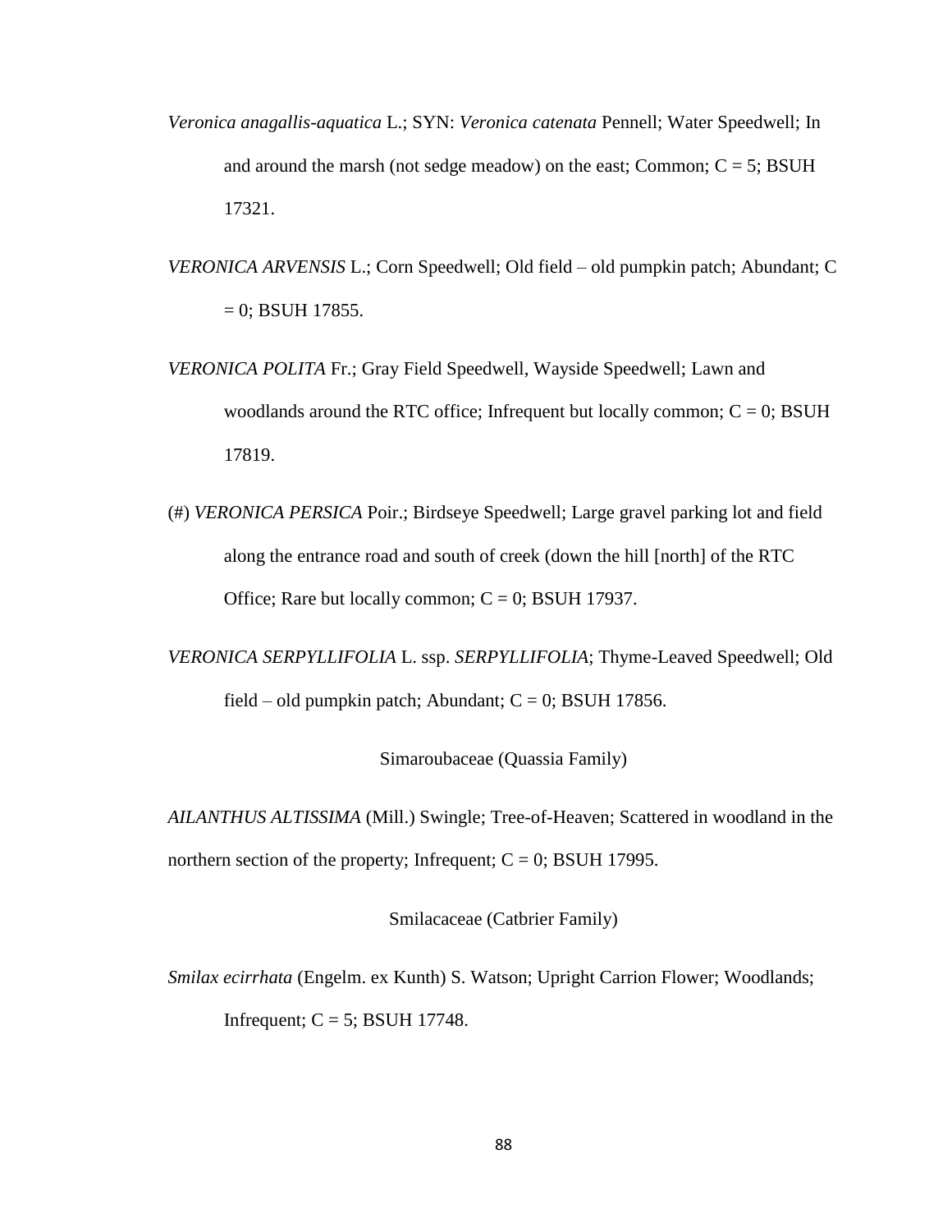*Veronica anagallis-aquatica* L.; SYN: *Veronica catenata* Pennell; Water Speedwell; In and around the marsh (not sedge meadow) on the east; Common; C = 5; BSUH 17321.

*VERONICA ARVENSIS* L.; Corn Speedwell; Old field – old pumpkin patch; Abundant; C = 0; BSUH 17855.

*VERONICA POLITA* Fr.; Gray Field Speedwell, Wayside Speedwell; Lawn and woodlands around the RTC office; Infrequent but locally common; C = 0; BSUH 17819.

(#) *VERONICA PERSICA* Poir.; Birdseye Speedwell; Large gravel parking lot and field along the entrance road and south of creek (down the hill [north] of the RTC Office; Rare but locally common; C = 0; BSUH 17937.

*VERONICA SERPYLLIFOLIA* L. ssp. *SERPYLLIFOLIA*; Thyme-Leaved Speedwell; Old field – old pumpkin patch; Abundant; C = 0; BSUH 17856.

Simaroubaceae (Quassia Family)

*AILANTHUS ALTISSIMA* (Mill.) Swingle; Tree-of-Heaven; Scattered in woodland in the northern section of the property; Infrequent; C = 0; BSUH 17995.

Smilacaceae (Catbrier Family)

*Smilax ecirrhata* (Engelm. ex Kunth) S. Watson; Upright Carrion Flower; Woodlands; Infrequent; C = 5; BSUH 17748.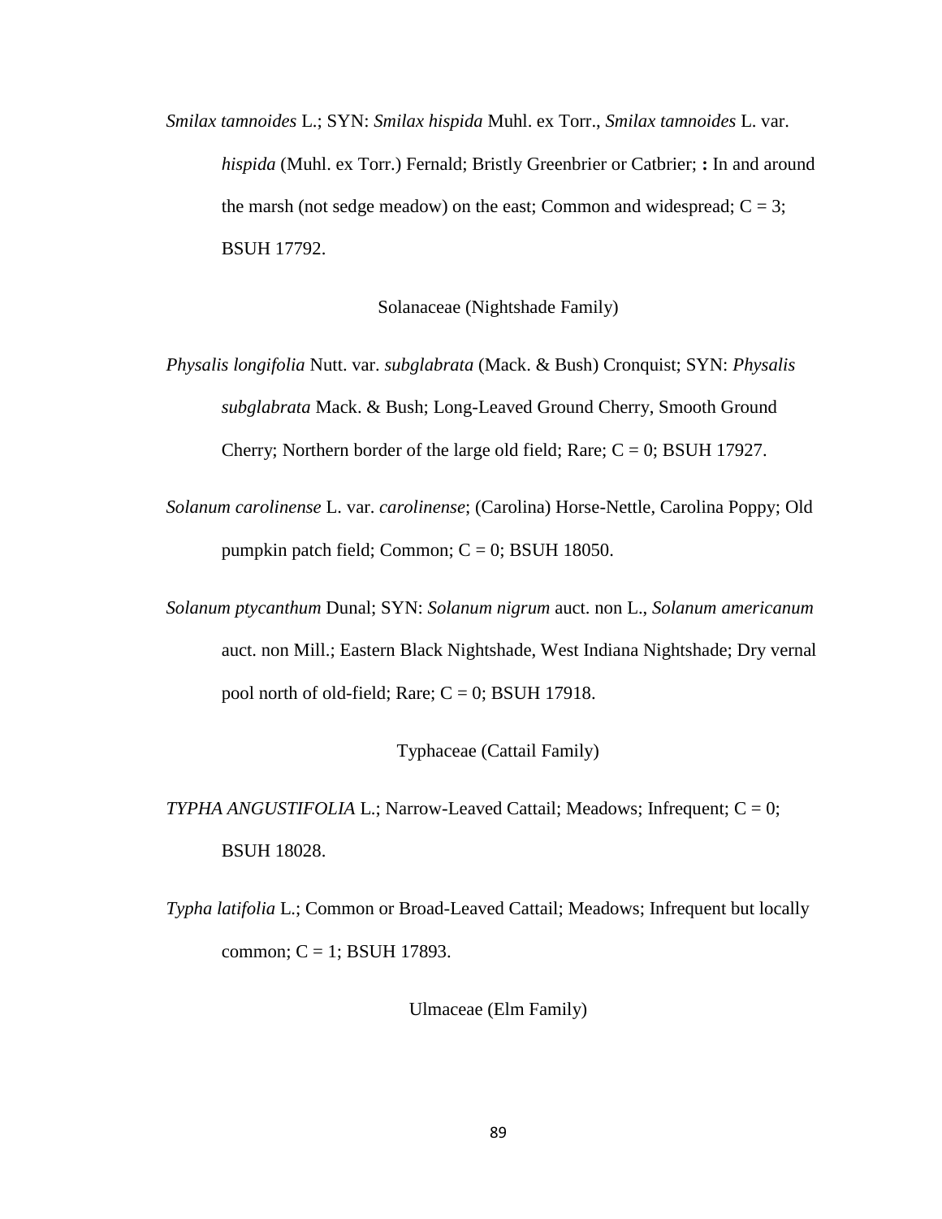*Smilax tamnoides* L.; SYN: *Smilax hispida* Muhl. ex Torr., *Smilax tamnoides* L. var. *hispida* (Muhl. ex Torr.) Fernald; Bristly Greenbrier or Catbrier; **:** In and around the marsh (not sedge meadow) on the east; Common and widespread; C = 3; BSUH 17792.

Solanaceae (Nightshade Family)

*Physalis longifolia* Nutt. var. *subglabrata* (Mack. & Bush) Cronquist; SYN: *Physalis subglabrata* Mack. & Bush; Long-Leaved Ground Cherry, Smooth Ground Cherry; Northern border of the large old field; Rare; C = 0; BSUH 17927.

*Solanum carolinense* L. var. *carolinense*; (Carolina) Horse-Nettle, Carolina Poppy; Old pumpkin patch field; Common; C = 0; BSUH 18050.

*Solanum ptycanthum* Dunal; SYN: *Solanum nigrum* auct. non L., *Solanum americanum* auct. non Mill.; Eastern Black Nightshade, West Indiana Nightshade; Dry vernal pool north of old-field; Rare; C = 0; BSUH 17918.

Typhaceae (Cattail Family)

*TYPHA ANGUSTIFOLIA* L.; Narrow-Leaved Cattail; Meadows; Infrequent; C = 0; BSUH 18028.

*Typha latifolia* L.; Common or Broad-Leaved Cattail; Meadows; Infrequent but locally common; C = 1; BSUH 17893.

Ulmaceae (Elm Family)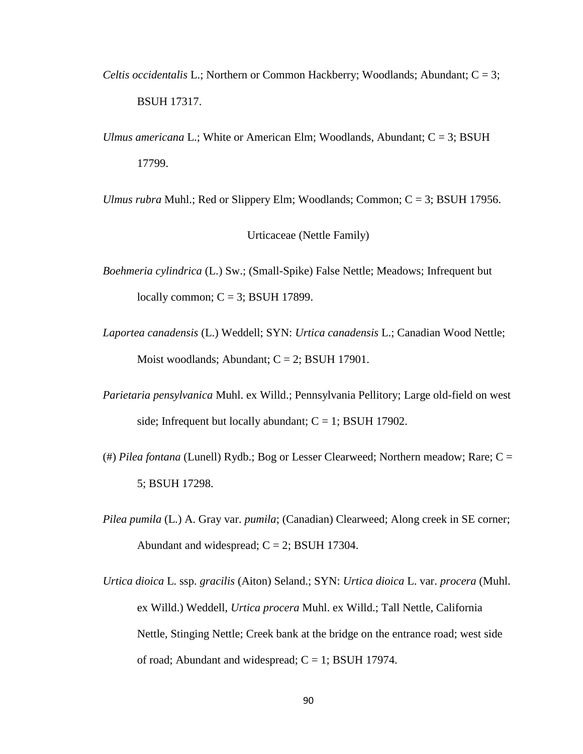*Celtis occidentalis* L.; Northern or Common Hackberry; Woodlands; Abundant; C = 3; BSUH 17317.

*Ulmus americana* L.; White or American Elm; Woodlands, Abundant; C = 3; BSUH 17799.

*Ulmus rubra* Muhl.; Red or Slippery Elm; Woodlands; Common; C = 3; BSUH 17956.

Urticaceae (Nettle Family)

*Boehmeria cylindrica* (L.) Sw.; (Small-Spike) False Nettle; Meadows; Infrequent but locally common; C = 3; BSUH 17899.

*Laportea canadensis* (L.) Weddell; SYN: *Urtica canadensis* L.; Canadian Wood Nettle; Moist woodlands; Abundant; C = 2; BSUH 17901.

*Parietaria pensylvanica* Muhl. ex Willd.; Pennsylvania Pellitory; Large old-field on west side; Infrequent but locally abundant; C = 1; BSUH 17902.

(#) *Pilea fontana* (Lunell) Rydb.; Bog or Lesser Clearweed; Northern meadow; Rare; C = 5; BSUH 17298.

*Pilea pumila* (L.) A. Gray var. *pumila*; (Canadian) Clearweed; Along creek in SE corner; Abundant and widespread; C = 2; BSUH 17304.

*Urtica dioica* L. ssp. *gracilis* (Aiton) Seland.; SYN: *Urtica dioica* L. var. *procera* (Muhl. ex Willd.) Weddell, *Urtica procera* Muhl. ex Willd.; Tall Nettle, California Nettle, Stinging Nettle; Creek bank at the bridge on the entrance road; west side of road; Abundant and widespread; C = 1; BSUH 17974.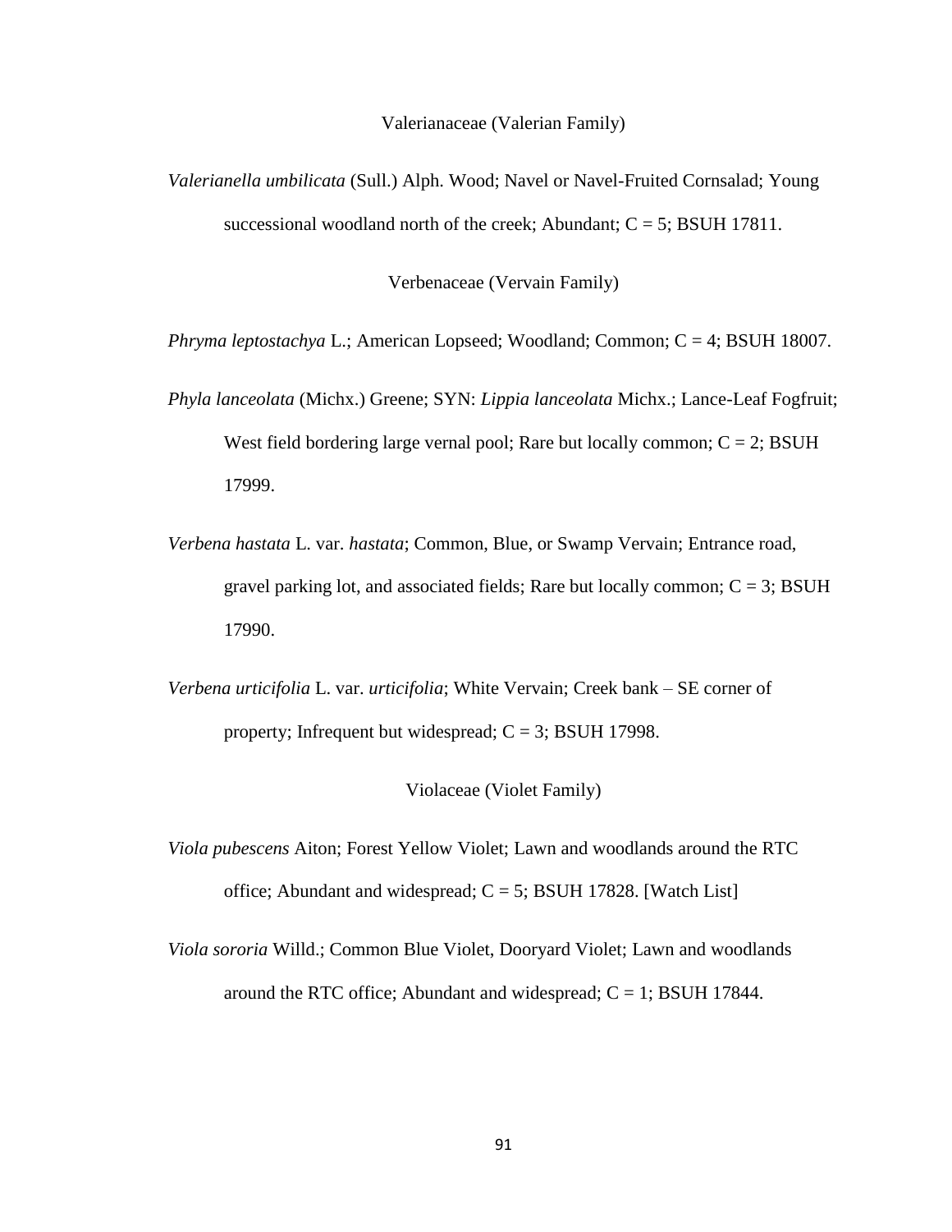Valerianaceae (Valerian Family)

*Valerianella umbilicata* (Sull.) Alph. Wood; Navel or Navel-Fruited Cornsalad; Young successional woodland north of the creek; Abundant; C = 5; BSUH 17811.

Verbenaceae (Vervain Family)

*Phryma leptostachya* L.; American Lopseed; Woodland; Common; C = 4; BSUH 18007.

*Phyla lanceolata* (Michx.) Greene; SYN: *Lippia lanceolata* Michx.; Lance-Leaf Fogfruit; West field bordering large vernal pool; Rare but locally common; C = 2; BSUH 17999.

*Verbena hastata* L. var. *hastata*; Common, Blue, or Swamp Vervain; Entrance road, gravel parking lot, and associated fields; Rare but locally common; C = 3; BSUH 17990.

*Verbena urticifolia* L. var. *urticifolia*; White Vervain; Creek bank – SE corner of property; Infrequent but widespread; C = 3; BSUH 17998.

Violaceae (Violet Family)

*Viola pubescens* Aiton; Forest Yellow Violet; Lawn and woodlands around the RTC office; Abundant and widespread; C = 5; BSUH 17828. [Watch List]

*Viola sororia* Willd.; Common Blue Violet, Dooryard Violet; Lawn and woodlands around the RTC office; Abundant and widespread; C = 1; BSUH 17844.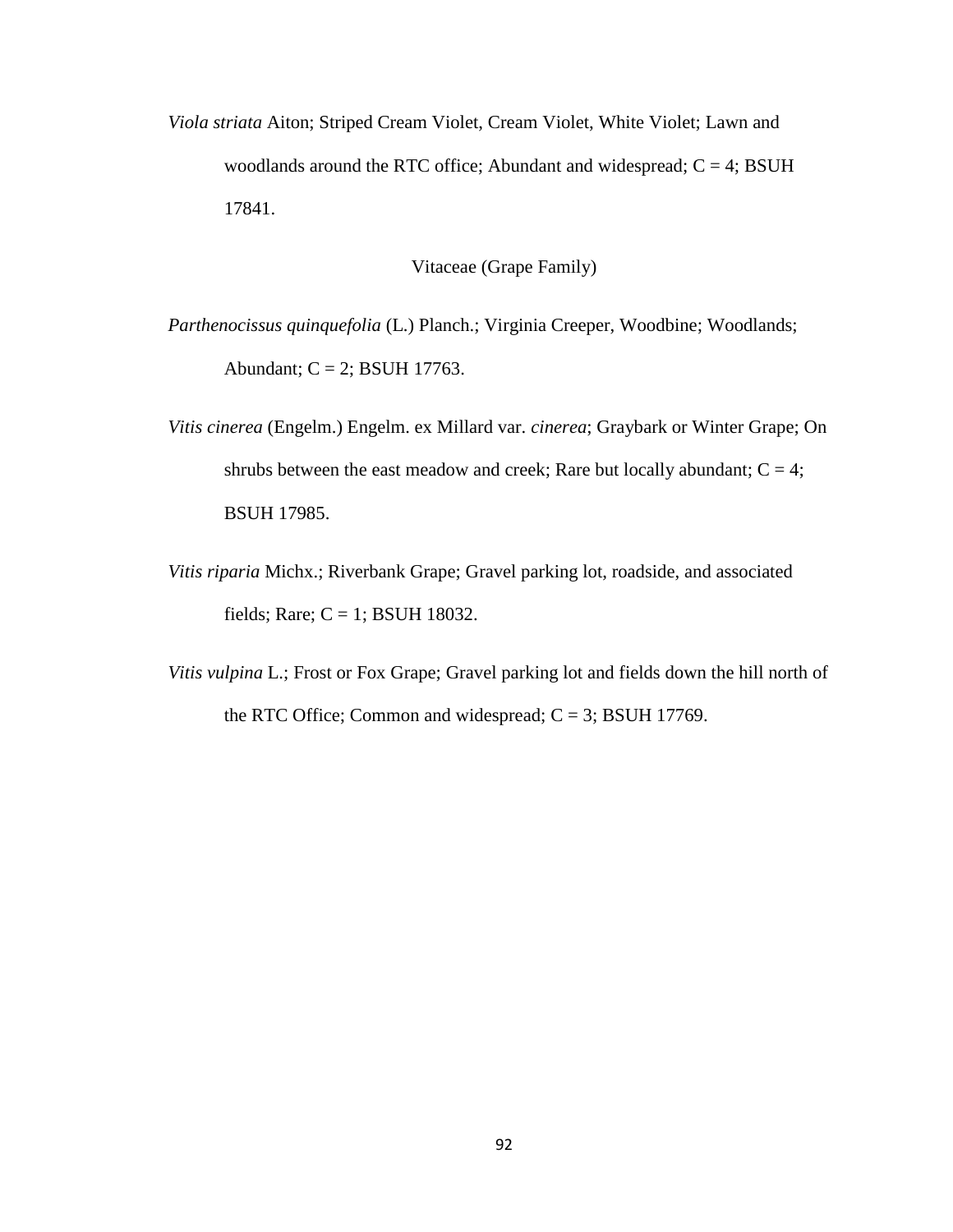*Viola striata* Aiton; Striped Cream Violet, Cream Violet, White Violet; Lawn and woodlands around the RTC office; Abundant and widespread; C = 4; BSUH 17841.

Vitaceae (Grape Family)

*Parthenocissus quinquefolia* (L.) Planch.; Virginia Creeper, Woodbine; Woodlands; Abundant; C = 2; BSUH 17763.

*Vitis cinerea* (Engelm.) Engelm. ex Millard var. *cinerea*; Graybark or Winter Grape; On shrubs between the east meadow and creek; Rare but locally abundant; C = 4; BSUH 17985.

*Vitis riparia* Michx.; Riverbank Grape; Gravel parking lot, roadside, and associated fields; Rare; C = 1; BSUH 18032.

*Vitis vulpina* L.; Frost or Fox Grape; Gravel parking lot and fields down the hill north of the RTC Office; Common and widespread; C = 3; BSUH 17769.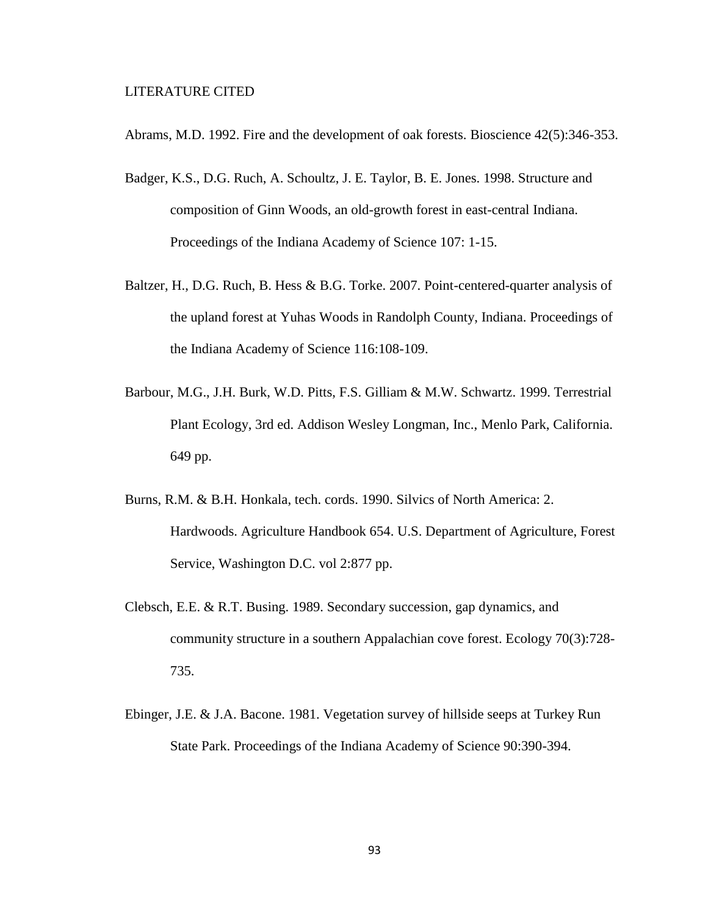## LITERATURE CITED

Abrams, M.D. 1992. Fire and the development of oak forests. Bioscience 42(5):346-353.

Badger, K.S., D.G. Ruch, A. Schoultz, J. E. Taylor, B. E. Jones. 1998. Structure and composition of Ginn Woods, an old-growth forest in east-central Indiana. Proceedings of the Indiana Academy of Science 107: 1-15.

Baltzer, H., D.G. Ruch, B. Hess & B.G. Torke. 2007. Point-centered-quarter analysis of the upland forest at Yuhas Woods in Randolph County, Indiana. Proceedings of the Indiana Academy of Science 116:108-109.

Barbour, M.G., J.H. Burk, W.D. Pitts, F.S. Gilliam & M.W. Schwartz. 1999. Terrestrial Plant Ecology, 3rd ed. Addison Wesley Longman, Inc., Menlo Park, California. 649 pp.

Burns, R.M. & B.H. Honkala, tech. cords. 1990. Silvics of North America: 2. Hardwoods. Agriculture Handbook 654. U.S. Department of Agriculture, Forest Service, Washington D.C. vol 2:877 pp.

Clebsch, E.E. & R.T. Busing. 1989. Secondary succession, gap dynamics, and community structure in a southern Appalachian cove forest. Ecology 70(3):728-735.

Ebinger, J.E. & J.A. Bacone. 1981. Vegetation survey of hillside seeps at Turkey Run State Park. Proceedings of the Indiana Academy of Science 90:390-394.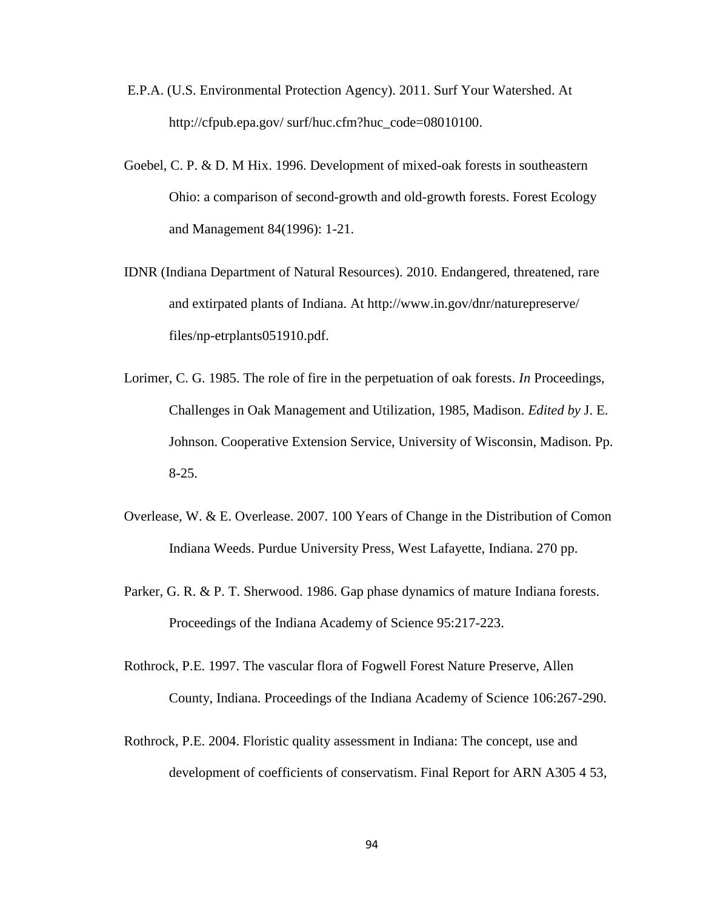E.P.A. (U.S. Environmental Protection Agency). 2011. Surf Your Watershed. At http://cfpub.epa.gov/ surf/huc.cfm?huc_code=08010100.

Goebel, C. P. & D. M Hix. 1996. Development of mixed-oak forests in southeastern Ohio: a comparison of second-growth and old-growth forests. Forest Ecology and Management 84(1996): 1-21.

IDNR (Indiana Department of Natural Resources). 2010. Endangered, threatened, rare and extirpated plants of Indiana. At http://www.in.gov/dnr/naturepreserve/ files/np-etrplants051910.pdf.

Lorimer, C. G. 1985. The role of fire in the perpetuation of oak forests. *In* Proceedings, Challenges in Oak Management and Utilization, 1985, Madison. *Edited by* J. E. Johnson. Cooperative Extension Service, University of Wisconsin, Madison. Pp. 8-25.

Overlease, W. & E. Overlease. 2007. 100 Years of Change in the Distribution of Comon Indiana Weeds. Purdue University Press, West Lafayette, Indiana. 270 pp.

Parker, G. R. & P. T. Sherwood. 1986. Gap phase dynamics of mature Indiana forests. Proceedings of the Indiana Academy of Science 95:217-223.

Rothrock, P.E. 1997. The vascular flora of Fogwell Forest Nature Preserve, Allen County, Indiana. Proceedings of the Indiana Academy of Science 106:267-290.

Rothrock, P.E. 2004. Floristic quality assessment in Indiana: The concept, use and development of coefficients of conservatism. Final Report for ARN A305 4 53,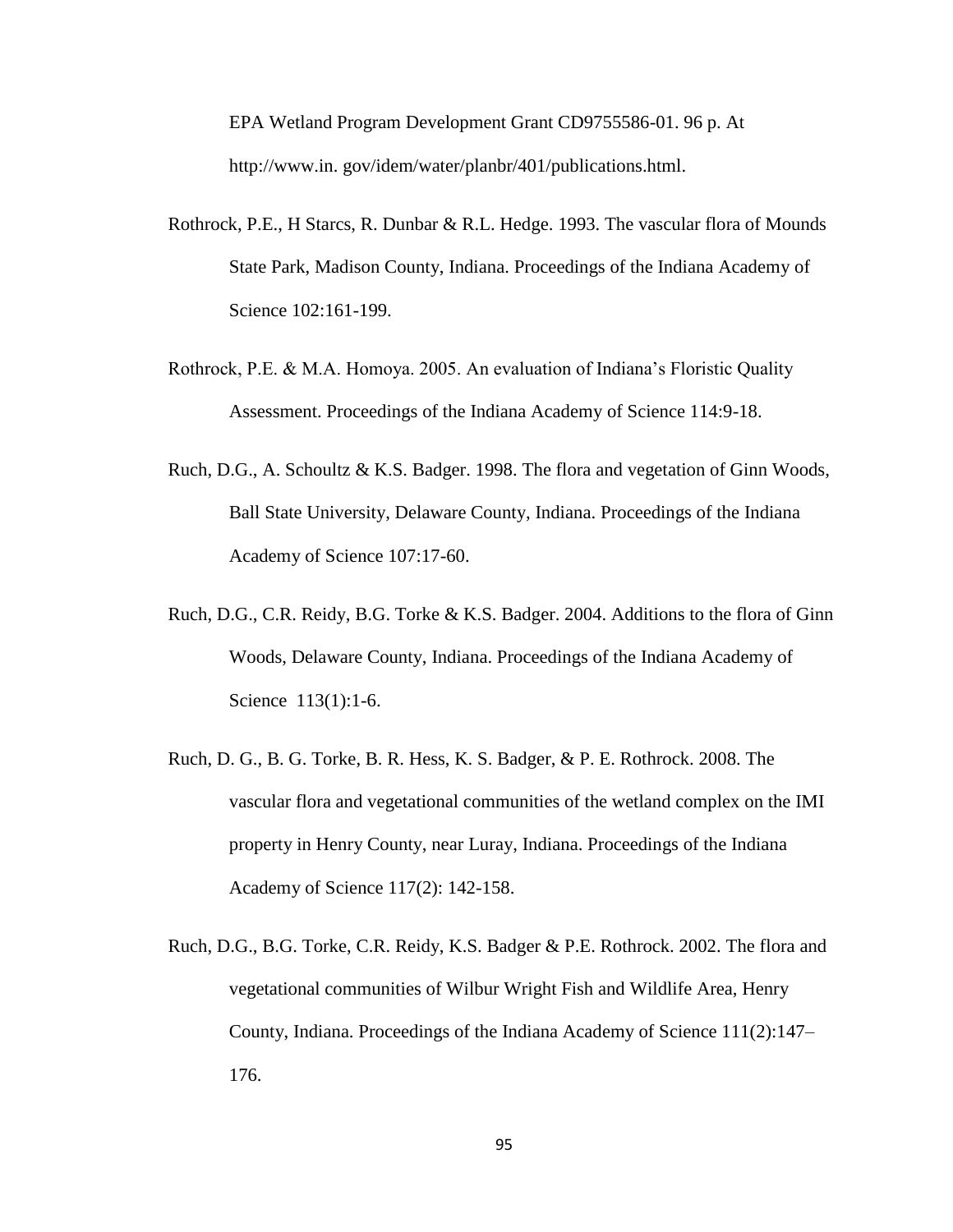EPA Wetland Program Development Grant CD9755586-01. 96 p. At http://www.in. gov/idem/water/planbr/401/publications.html.

Rothrock, P.E., H Starcs, R. Dunbar & R.L. Hedge. 1993. The vascular flora of Mounds State Park, Madison County, Indiana. Proceedings of the Indiana Academy of Science 102:161-199.

Rothrock, P.E. & M.A. Homoya. 2005. An evaluation of Indiana's Floristic Quality Assessment. Proceedings of the Indiana Academy of Science 114:9-18.

Ruch, D.G., A. Schoultz & K.S. Badger. 1998. The flora and vegetation of Ginn Woods, Ball State University, Delaware County, Indiana. Proceedings of the Indiana Academy of Science 107:17-60.

Ruch, D.G., C.R. Reidy, B.G. Torke & K.S. Badger. 2004. Additions to the flora of Ginn Woods, Delaware County, Indiana. Proceedings of the Indiana Academy of Science 113(1):1-6.

Ruch, D. G., B. G. Torke, B. R. Hess, K. S. Badger, & P. E. Rothrock. 2008. The vascular flora and vegetational communities of the wetland complex on the IMI property in Henry County, near Luray, Indiana. Proceedings of the Indiana Academy of Science 117(2): 142-158.

Ruch, D.G., B.G. Torke, C.R. Reidy, K.S. Badger & P.E. Rothrock. 2002. The flora and vegetational communities of Wilbur Wright Fish and Wildlife Area, Henry County, Indiana. Proceedings of the Indiana Academy of Science 111(2):147–176.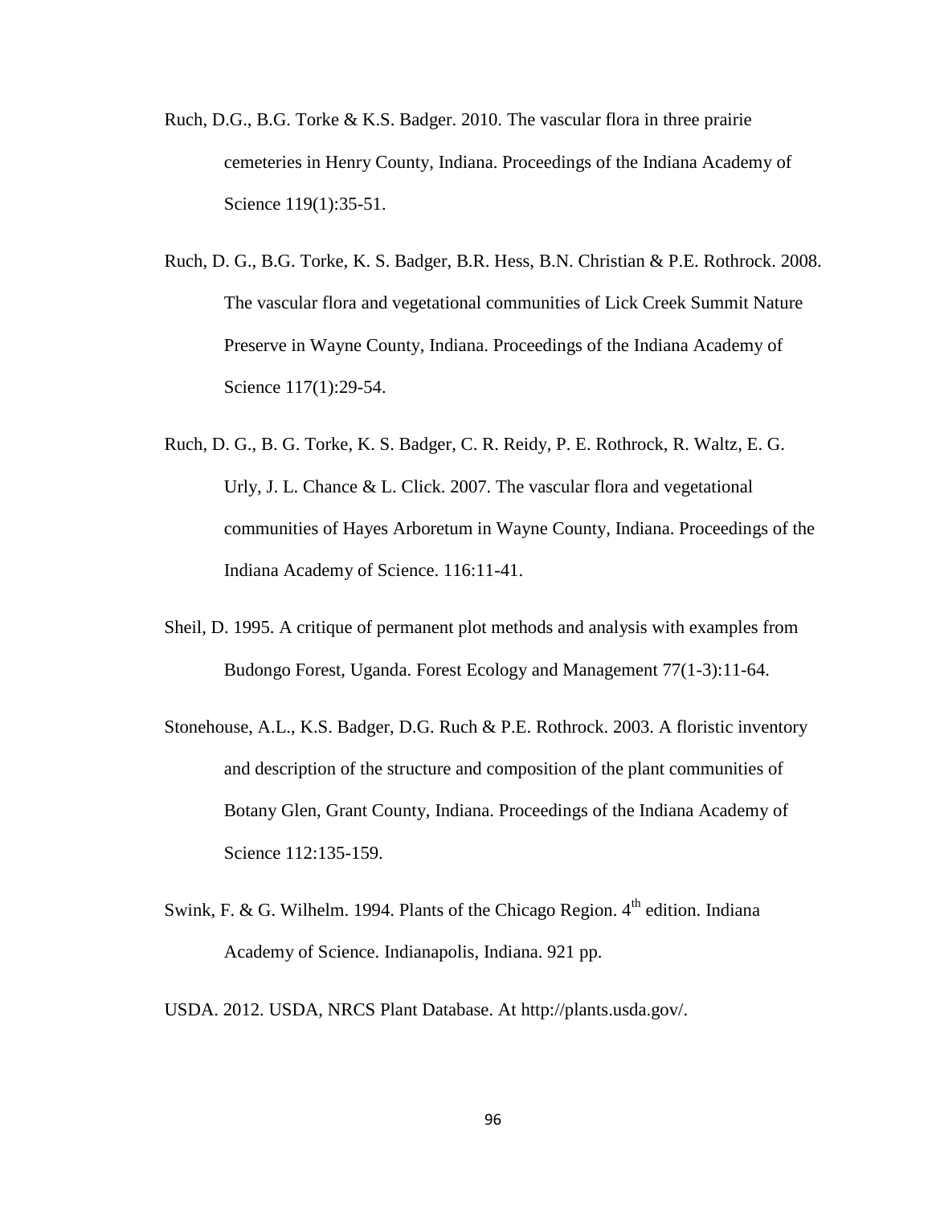Ruch, D.G., B.G. Torke & K.S. Badger. 2010. The vascular flora in three prairie cemeteries in Henry County, Indiana. Proceedings of the Indiana Academy of Science 119(1):35-51.

Ruch, D. G., B.G. Torke, K. S. Badger, B.R. Hess, B.N. Christian & P.E. Rothrock. 2008. The vascular flora and vegetational communities of Lick Creek Summit Nature Preserve in Wayne County, Indiana. Proceedings of the Indiana Academy of Science 117(1):29-54.

Ruch, D. G., B. G. Torke, K. S. Badger, C. R. Reidy, P. E. Rothrock, R. Waltz, E. G. Urly, J. L. Chance & L. Click. 2007. The vascular flora and vegetational communities of Hayes Arboretum in Wayne County, Indiana. Proceedings of the Indiana Academy of Science. 116:11-41.

Sheil, D. 1995. A critique of permanent plot methods and analysis with examples from Budongo Forest, Uganda. Forest Ecology and Management 77(1-3):11-64.

Stonehouse, A.L., K.S. Badger, D.G. Ruch & P.E. Rothrock. 2003. A floristic inventory and description of the structure and composition of the plant communities of Botany Glen, Grant County, Indiana. Proceedings of the Indiana Academy of Science 112:135-159.

Swink, F. & G. Wilhelm. 1994. Plants of the Chicago Region. 4th edition. Indiana Academy of Science. Indianapolis, Indiana. 921 pp.

USDA. 2012. USDA, NRCS Plant Database. At http://plants.usda.gov/.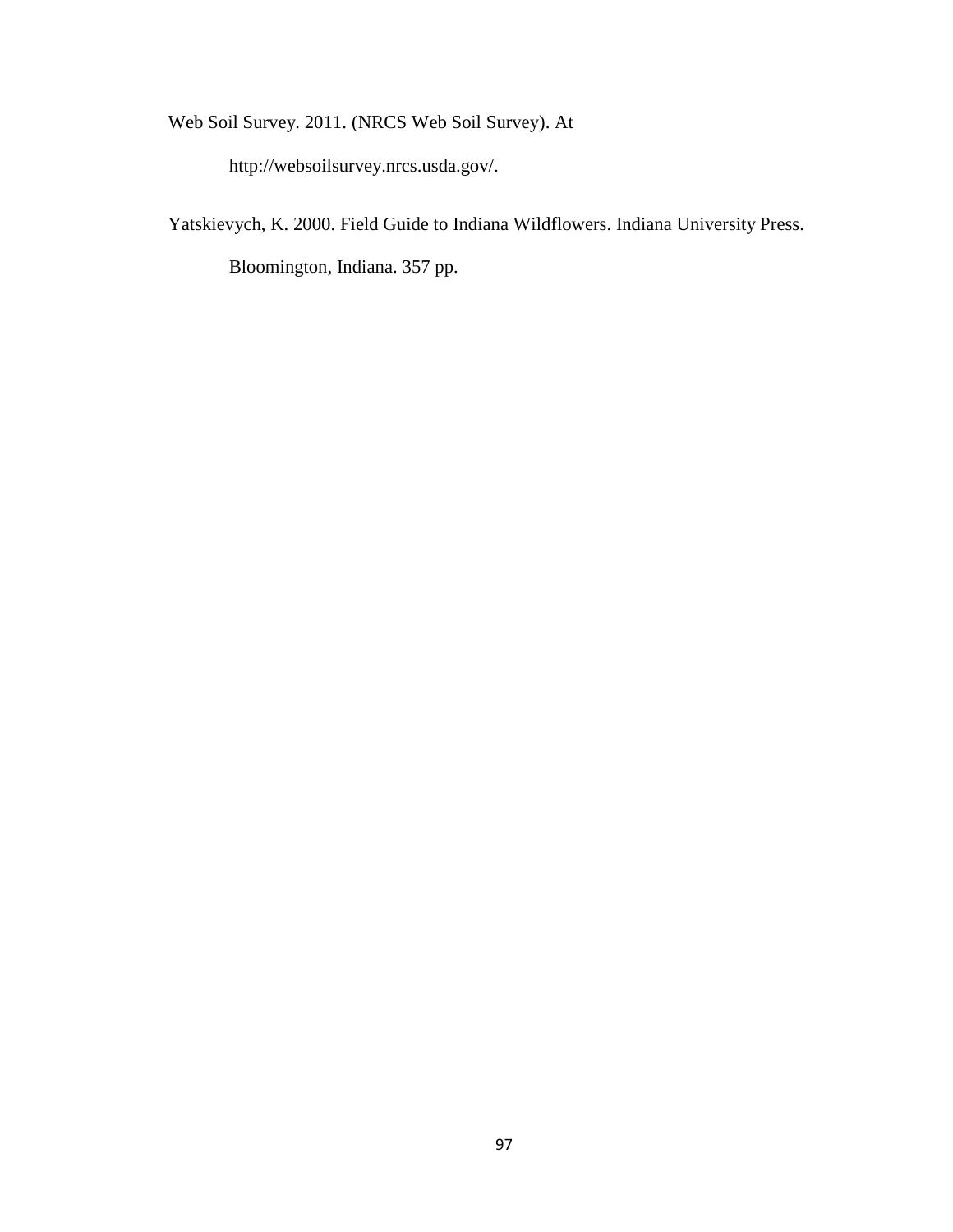Web Soil Survey. 2011. (NRCS Web Soil Survey). At http://websoilsurvey.nrcs.usda.gov/.

Yatskievych, K. 2000. Field Guide to Indiana Wildflowers. Indiana University Press. Bloomington, Indiana. 357 pp.